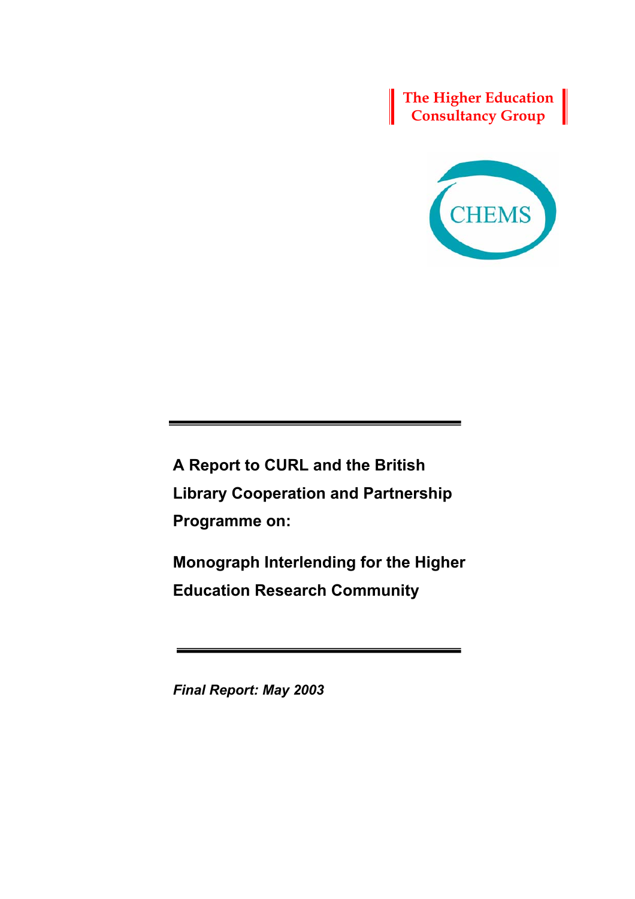The Higher Education Consultancy Group

CHEMS

# A Report to CURL and the British Library Cooperation and Partnership Programme on:

# Monograph Interlending for the Higher Education Research Community

*Final Report: May 2003*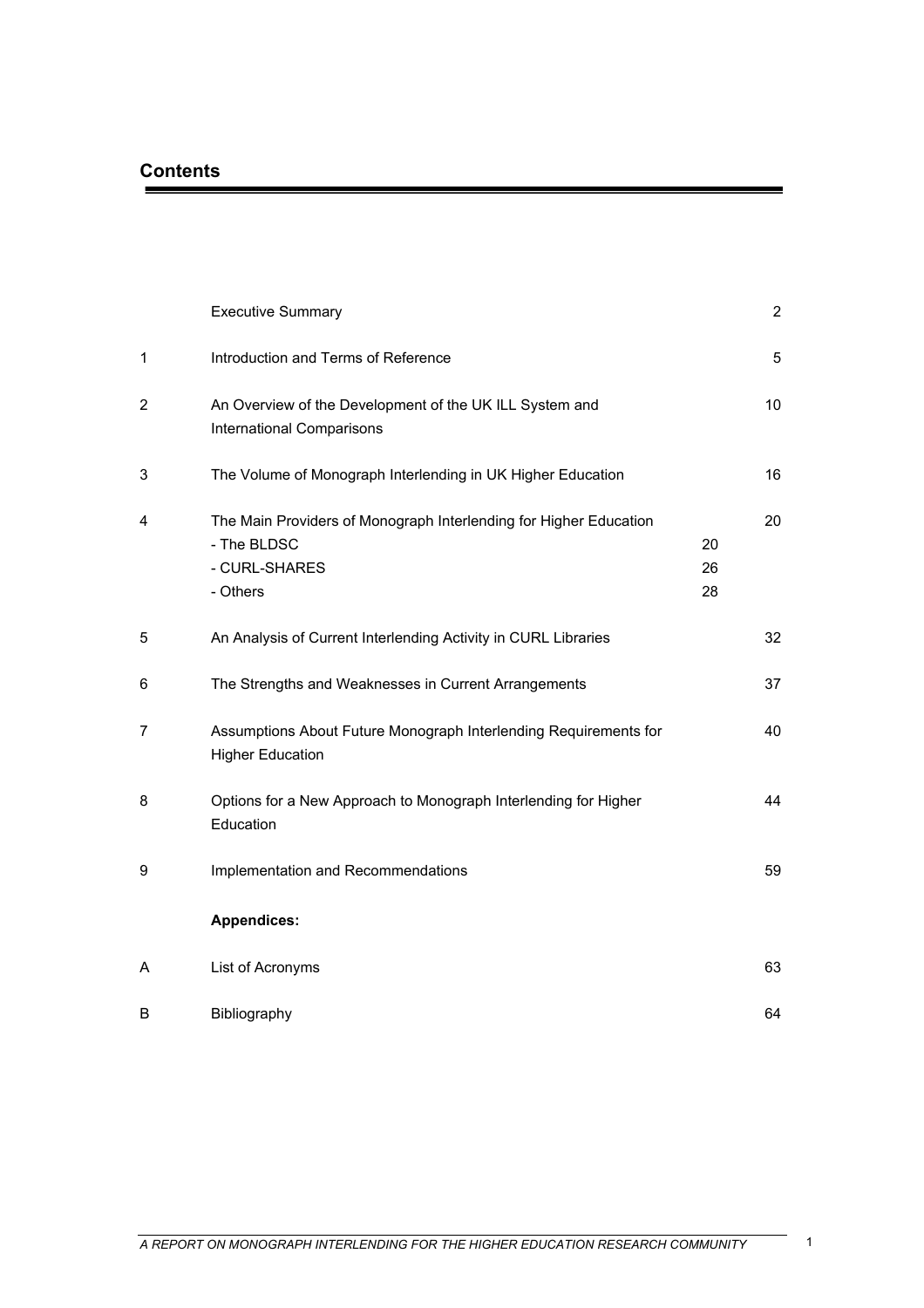## Contents

| | | | |
|---|---|---|---|
| | Executive Summary | | 2 |
| 1 | Introduction and Terms of Reference | | 5 |
| 2 | An Overview of the Development of the UK ILL System and International Comparisons | | 10 |
| 3 | The Volume of Monograph Interlending in UK Higher Education | | 16 |
| 4 | The Main Providers of Monograph Interlending for Higher Education | | 20 |
| | - The BLDSC | 20 | |
| | - CURL-SHARES | 26 | |
| | - Others | 28 | |
| 5 | An Analysis of Current Interlending Activity in CURL Libraries | | 32 |
| 6 | The Strengths and Weaknesses in Current Arrangements | | 37 |
| 7 | Assumptions About Future Monograph Interlending Requirements for Higher Education | | 40 |
| 8 | Options for a New Approach to Monograph Interlending for Higher Education | | 44 |
| 9 | Implementation and Recommendations | | 59 |
| | **Appendices:** | | |
| A | List of Acronyms | | 63 |
| B | Bibliography | | 64 |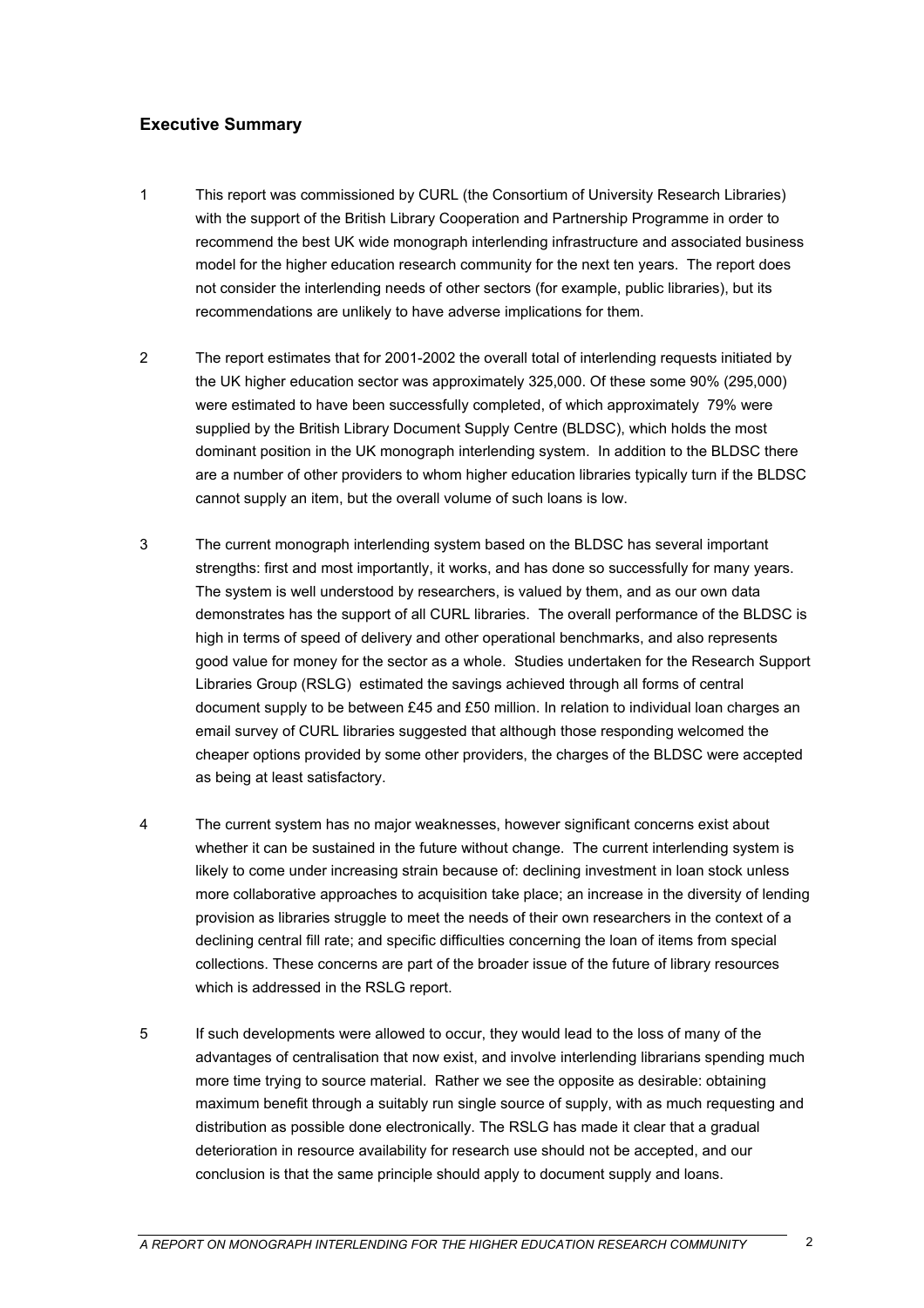## Executive Summary

1 This report was commissioned by CURL (the Consortium of University Research Libraries) with the support of the British Library Cooperation and Partnership Programme in order to recommend the best UK wide monograph interlending infrastructure and associated business model for the higher education research community for the next ten years. The report does not consider the interlending needs of other sectors (for example, public libraries), but its recommendations are unlikely to have adverse implications for them.

2 The report estimates that for 2001-2002 the overall total of interlending requests initiated by the UK higher education sector was approximately 325,000. Of these some 90% (295,000) were estimated to have been successfully completed, of which approximately 79% were supplied by the British Library Document Supply Centre (BLDSC), which holds the most dominant position in the UK monograph interlending system. In addition to the BLDSC there are a number of other providers to whom higher education libraries typically turn if the BLDSC cannot supply an item, but the overall volume of such loans is low.

3 The current monograph interlending system based on the BLDSC has several important strengths: first and most importantly, it works, and has done so successfully for many years. The system is well understood by researchers, is valued by them, and as our own data demonstrates has the support of all CURL libraries. The overall performance of the BLDSC is high in terms of speed of delivery and other operational benchmarks, and also represents good value for money for the sector as a whole. Studies undertaken for the Research Support Libraries Group (RSLG) estimated the savings achieved through all forms of central document supply to be between £45 and £50 million. In relation to individual loan charges an email survey of CURL libraries suggested that although those responding welcomed the cheaper options provided by some other providers, the charges of the BLDSC were accepted as being at least satisfactory.

4 The current system has no major weaknesses, however significant concerns exist about whether it can be sustained in the future without change. The current interlending system is likely to come under increasing strain because of: declining investment in loan stock unless more collaborative approaches to acquisition take place; an increase in the diversity of lending provision as libraries struggle to meet the needs of their own researchers in the context of a declining central fill rate; and specific difficulties concerning the loan of items from special collections. These concerns are part of the broader issue of the future of library resources which is addressed in the RSLG report.

5 If such developments were allowed to occur, they would lead to the loss of many of the advantages of centralisation that now exist, and involve interlending librarians spending much more time trying to source material. Rather we see the opposite as desirable: obtaining maximum benefit through a suitably run single source of supply, with as much requesting and distribution as possible done electronically. The RSLG has made it clear that a gradual deterioration in resource availability for research use should not be accepted, and our conclusion is that the same principle should apply to document supply and loans.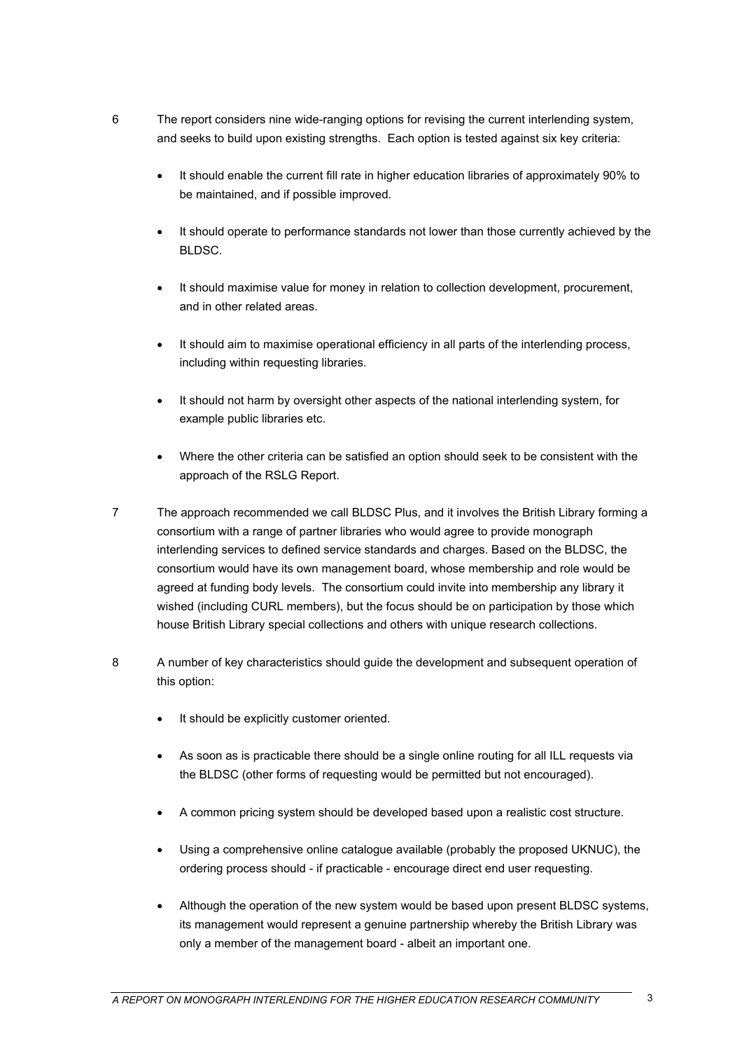6 The report considers nine wide-ranging options for revising the current interlending system, and seeks to build upon existing strengths. Each option is tested against six key criteria:

- It should enable the current fill rate in higher education libraries of approximately 90% to be maintained, and if possible improved.
- It should operate to performance standards not lower than those currently achieved by the BLDSC.
- It should maximise value for money in relation to collection development, procurement, and in other related areas.
- It should aim to maximise operational efficiency in all parts of the interlending process, including within requesting libraries.
- It should not harm by oversight other aspects of the national interlending system, for example public libraries etc.
- Where the other criteria can be satisfied an option should seek to be consistent with the approach of the RSLG Report.

7 The approach recommended we call BLDSC Plus, and it involves the British Library forming a consortium with a range of partner libraries who would agree to provide monograph interlending services to defined service standards and charges. Based on the BLDSC, the consortium would have its own management board, whose membership and role would be agreed at funding body levels. The consortium could invite into membership any library it wished (including CURL members), but the focus should be on participation by those which house British Library special collections and others with unique research collections.

8 A number of key characteristics should guide the development and subsequent operation of this option:

- It should be explicitly customer oriented.
- As soon as is practicable there should be a single online routing for all ILL requests via the BLDSC (other forms of requesting would be permitted but not encouraged).
- A common pricing system should be developed based upon a realistic cost structure.
- Using a comprehensive online catalogue available (probably the proposed UKNUC), the ordering process should - if practicable - encourage direct end user requesting.
- Although the operation of the new system would be based upon present BLDSC systems, its management would represent a genuine partnership whereby the British Library was only a member of the management board - albeit an important one.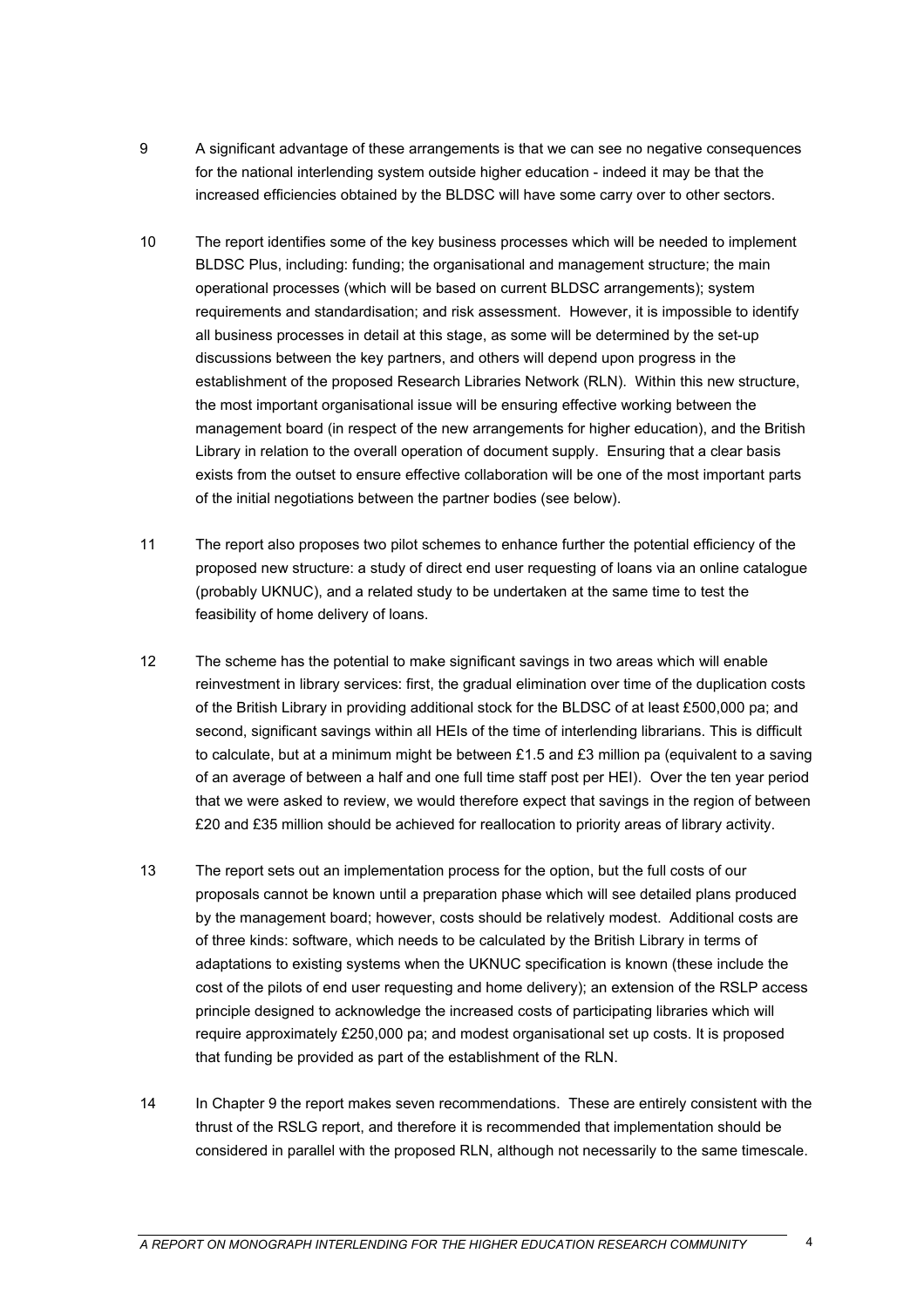9 A significant advantage of these arrangements is that we can see no negative consequences for the national interlending system outside higher education - indeed it may be that the increased efficiencies obtained by the BLDSC will have some carry over to other sectors.

10 The report identifies some of the key business processes which will be needed to implement BLDSC Plus, including: funding; the organisational and management structure; the main operational processes (which will be based on current BLDSC arrangements); system requirements and standardisation; and risk assessment. However, it is impossible to identify all business processes in detail at this stage, as some will be determined by the set-up discussions between the key partners, and others will depend upon progress in the establishment of the proposed Research Libraries Network (RLN). Within this new structure, the most important organisational issue will be ensuring effective working between the management board (in respect of the new arrangements for higher education), and the British Library in relation to the overall operation of document supply. Ensuring that a clear basis exists from the outset to ensure effective collaboration will be one of the most important parts of the initial negotiations between the partner bodies (see below).

11 The report also proposes two pilot schemes to enhance further the potential efficiency of the proposed new structure: a study of direct end user requesting of loans via an online catalogue (probably UKNUC), and a related study to be undertaken at the same time to test the feasibility of home delivery of loans.

12 The scheme has the potential to make significant savings in two areas which will enable reinvestment in library services: first, the gradual elimination over time of the duplication costs of the British Library in providing additional stock for the BLDSC of at least £500,000 pa; and second, significant savings within all HEIs of the time of interlending librarians. This is difficult to calculate, but at a minimum might be between £1.5 and £3 million pa (equivalent to a saving of an average of between a half and one full time staff post per HEI). Over the ten year period that we were asked to review, we would therefore expect that savings in the region of between £20 and £35 million should be achieved for reallocation to priority areas of library activity.

13 The report sets out an implementation process for the option, but the full costs of our proposals cannot be known until a preparation phase which will see detailed plans produced by the management board; however, costs should be relatively modest. Additional costs are of three kinds: software, which needs to be calculated by the British Library in terms of adaptations to existing systems when the UKNUC specification is known (these include the cost of the pilots of end user requesting and home delivery); an extension of the RSLP access principle designed to acknowledge the increased costs of participating libraries which will require approximately £250,000 pa; and modest organisational set up costs. It is proposed that funding be provided as part of the establishment of the RLN.

14 In Chapter 9 the report makes seven recommendations. These are entirely consistent with the thrust of the RSLG report, and therefore it is recommended that implementation should be considered in parallel with the proposed RLN, although not necessarily to the same timescale.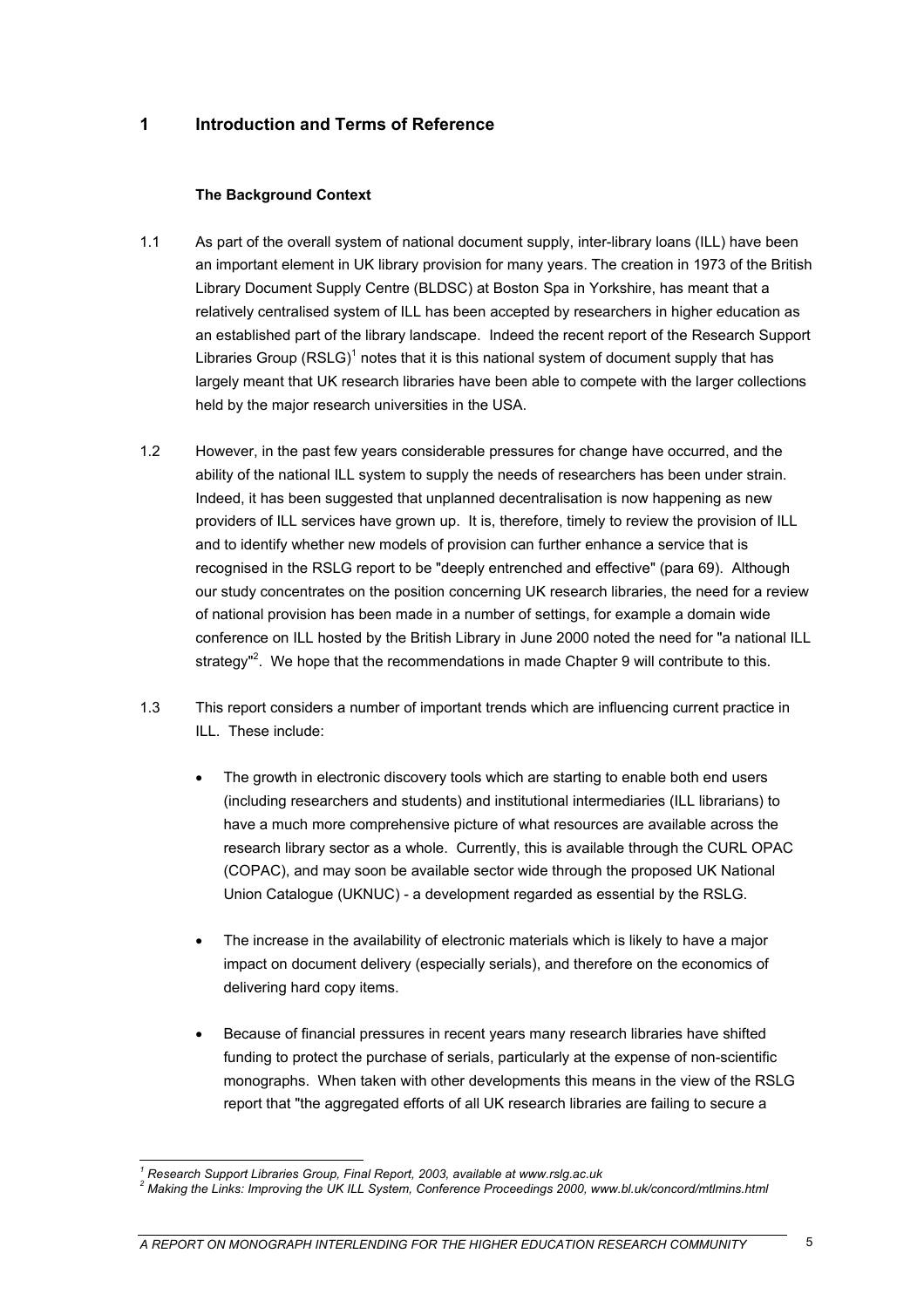# 1 Introduction and Terms of Reference

### The Background Context

1.1 As part of the overall system of national document supply, inter-library loans (ILL) have been an important element in UK library provision for many years. The creation in 1973 of the British Library Document Supply Centre (BLDSC) at Boston Spa in Yorkshire, has meant that a relatively centralised system of ILL has been accepted by researchers in higher education as an established part of the library landscape. Indeed the recent report of the Research Support Libraries Group (RSLG)[1] notes that it is this national system of document supply that has largely meant that UK research libraries have been able to compete with the larger collections held by the major research universities in the USA.

1.2 However, in the past few years considerable pressures for change have occurred, and the ability of the national ILL system to supply the needs of researchers has been under strain. Indeed, it has been suggested that unplanned decentralisation is now happening as new providers of ILL services have grown up. It is, therefore, timely to review the provision of ILL and to identify whether new models of provision can further enhance a service that is recognised in the RSLG report to be "deeply entrenched and effective" (para 69). Although our study concentrates on the position concerning UK research libraries, the need for a review of national provision has been made in a number of settings, for example a domain wide conference on ILL hosted by the British Library in June 2000 noted the need for "a national ILL strategy"[2]. We hope that the recommendations in made Chapter 9 will contribute to this.

1.3 This report considers a number of important trends which are influencing current practice in ILL. These include:

- The growth in electronic discovery tools which are starting to enable both end users (including researchers and students) and institutional intermediaries (ILL librarians) to have a much more comprehensive picture of what resources are available across the research library sector as a whole. Currently, this is available through the CURL OPAC (COPAC), and may soon be available sector wide through the proposed UK National Union Catalogue (UKNUC) - a development regarded as essential by the RSLG.

- The increase in the availability of electronic materials which is likely to have a major impact on document delivery (especially serials), and therefore on the economics of delivering hard copy items.

- Because of financial pressures in recent years many research libraries have shifted funding to protect the purchase of serials, particularly at the expense of non-scientific monographs. When taken with other developments this means in the view of the RSLG report that "the aggregated efforts of all UK research libraries are failing to secure a

---

[1] *Research Support Libraries Group, Final Report, 2003, available at www.rslg.ac.uk*

[2] *Making the Links: Improving the UK ILL System, Conference Proceedings 2000, www.bl.uk/concord/mtlmins.html*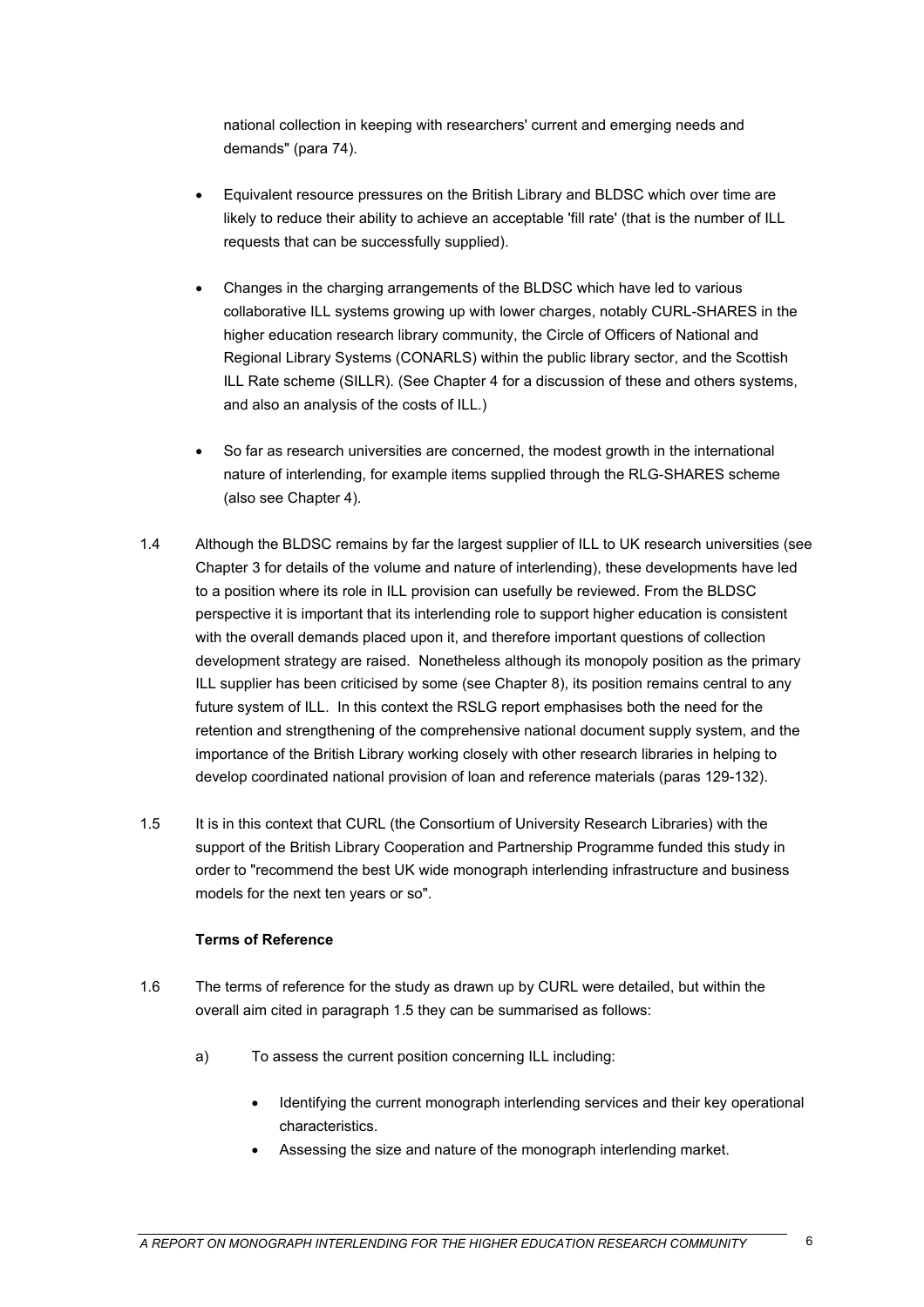national collection in keeping with researchers' current and emerging needs and demands" (para 74).

- Equivalent resource pressures on the British Library and BLDSC which over time are likely to reduce their ability to achieve an acceptable 'fill rate' (that is the number of ILL requests that can be successfully supplied).

- Changes in the charging arrangements of the BLDSC which have led to various collaborative ILL systems growing up with lower charges, notably CURL-SHARES in the higher education research library community, the Circle of Officers of National and Regional Library Systems (CONARLS) within the public library sector, and the Scottish ILL Rate scheme (SILLR). (See Chapter 4 for a discussion of these and others systems, and also an analysis of the costs of ILL.)

- So far as research universities are concerned, the modest growth in the international nature of interlending, for example items supplied through the RLG-SHARES scheme (also see Chapter 4).

1.4 Although the BLDSC remains by far the largest supplier of ILL to UK research universities (see Chapter 3 for details of the volume and nature of interlending), these developments have led to a position where its role in ILL provision can usefully be reviewed. From the BLDSC perspective it is important that its interlending role to support higher education is consistent with the overall demands placed upon it, and therefore important questions of collection development strategy are raised. Nonetheless although its monopoly position as the primary ILL supplier has been criticised by some (see Chapter 8), its position remains central to any future system of ILL. In this context the RSLG report emphasises both the need for the retention and strengthening of the comprehensive national document supply system, and the importance of the British Library working closely with other research libraries in helping to develop coordinated national provision of loan and reference materials (paras 129-132).

1.5 It is in this context that CURL (the Consortium of University Research Libraries) with the support of the British Library Cooperation and Partnership Programme funded this study in order to "recommend the best UK wide monograph interlending infrastructure and business models for the next ten years or so".

**Terms of Reference**

1.6 The terms of reference for the study as drawn up by CURL were detailed, but within the overall aim cited in paragraph 1.5 they can be summarised as follows:

a) To assess the current position concerning ILL including:

- Identifying the current monograph interlending services and their key operational characteristics.
- Assessing the size and nature of the monograph interlending market.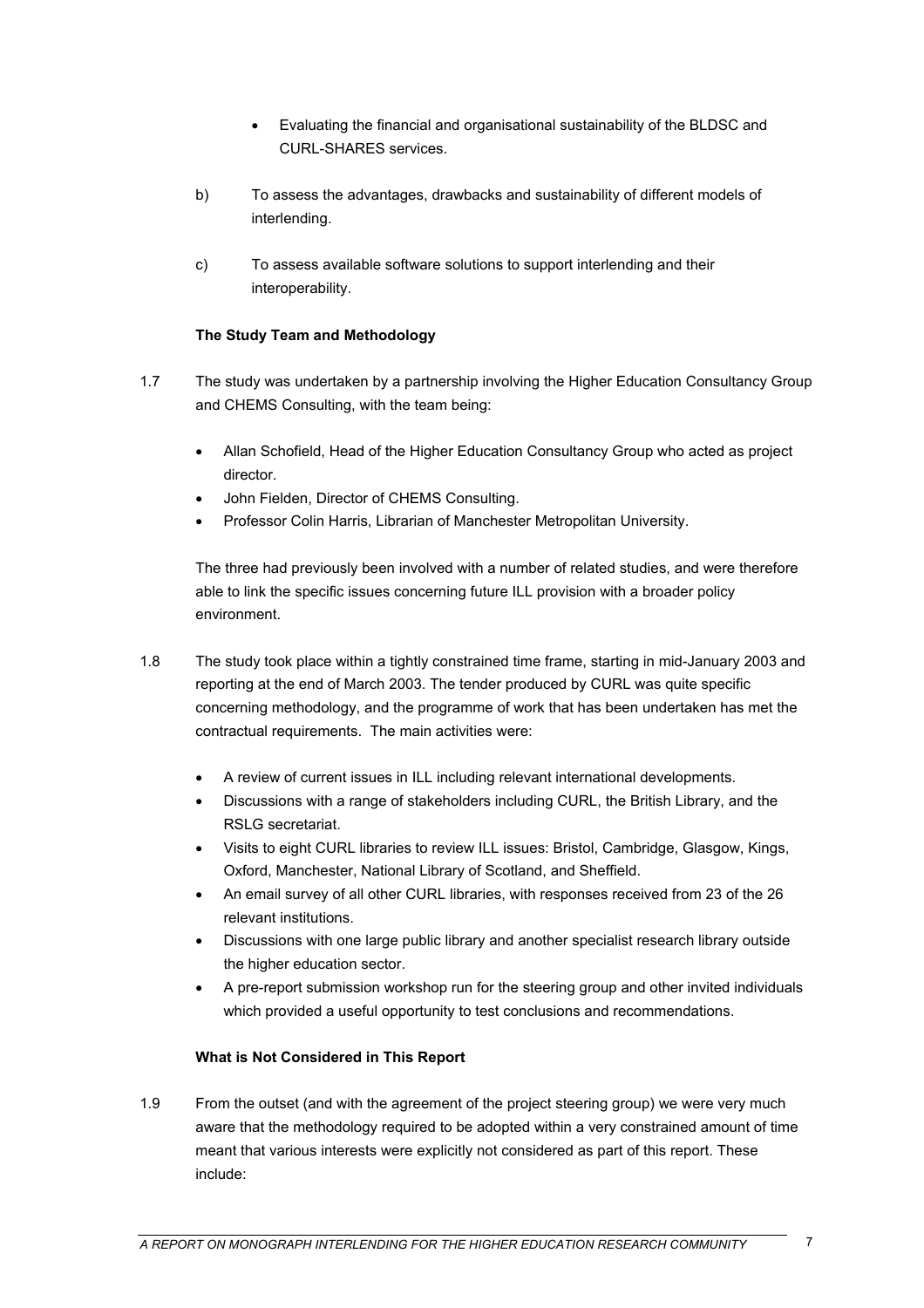- Evaluating the financial and organisational sustainability of the BLDSC and CURL-SHARES services.

b) To assess the advantages, drawbacks and sustainability of different models of interlending.

c) To assess available software solutions to support interlending and their interoperability.

**The Study Team and Methodology**

1.7 The study was undertaken by a partnership involving the Higher Education Consultancy Group and CHEMS Consulting, with the team being:

- Allan Schofield, Head of the Higher Education Consultancy Group who acted as project director.
- John Fielden, Director of CHEMS Consulting.
- Professor Colin Harris, Librarian of Manchester Metropolitan University.

The three had previously been involved with a number of related studies, and were therefore able to link the specific issues concerning future ILL provision with a broader policy environment.

1.8 The study took place within a tightly constrained time frame, starting in mid-January 2003 and reporting at the end of March 2003. The tender produced by CURL was quite specific concerning methodology, and the programme of work that has been undertaken has met the contractual requirements. The main activities were:

- A review of current issues in ILL including relevant international developments.
- Discussions with a range of stakeholders including CURL, the British Library, and the RSLG secretariat.
- Visits to eight CURL libraries to review ILL issues: Bristol, Cambridge, Glasgow, Kings, Oxford, Manchester, National Library of Scotland, and Sheffield.
- An email survey of all other CURL libraries, with responses received from 23 of the 26 relevant institutions.
- Discussions with one large public library and another specialist research library outside the higher education sector.
- A pre-report submission workshop run for the steering group and other invited individuals which provided a useful opportunity to test conclusions and recommendations.

**What is Not Considered in This Report**

1.9 From the outset (and with the agreement of the project steering group) we were very much aware that the methodology required to be adopted within a very constrained amount of time meant that various interests were explicitly not considered as part of this report. These include: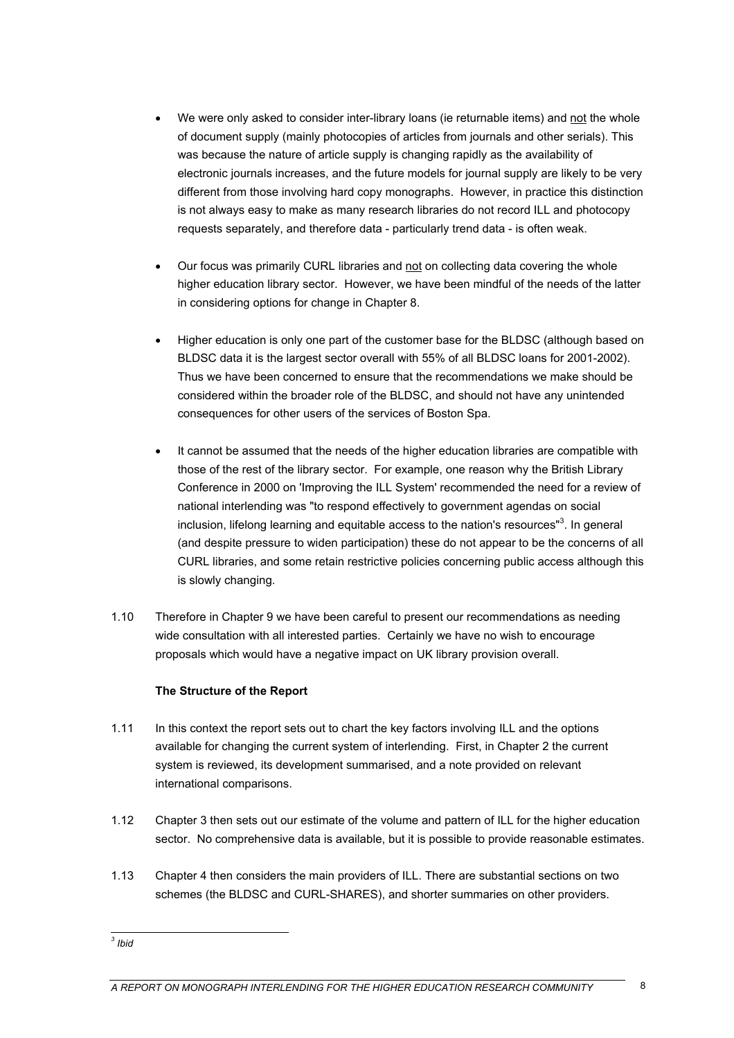- We were only asked to consider inter-library loans (ie returnable items) and not the whole of document supply (mainly photocopies of articles from journals and other serials). This was because the nature of article supply is changing rapidly as the availability of electronic journals increases, and the future models for journal supply are likely to be very different from those involving hard copy monographs. However, in practice this distinction is not always easy to make as many research libraries do not record ILL and photocopy requests separately, and therefore data - particularly trend data - is often weak.

- Our focus was primarily CURL libraries and not on collecting data covering the whole higher education library sector. However, we have been mindful of the needs of the latter in considering options for change in Chapter 8.

- Higher education is only one part of the customer base for the BLDSC (although based on BLDSC data it is the largest sector overall with 55% of all BLDSC loans for 2001-2002). Thus we have been concerned to ensure that the recommendations we make should be considered within the broader role of the BLDSC, and should not have any unintended consequences for other users of the services of Boston Spa.

- It cannot be assumed that the needs of the higher education libraries are compatible with those of the rest of the library sector. For example, one reason why the British Library Conference in 2000 on 'Improving the ILL System' recommended the need for a review of national interlending was "to respond effectively to government agendas on social inclusion, lifelong learning and equitable access to the nation's resources"[3]. In general (and despite pressure to widen participation) these do not appear to be the concerns of all CURL libraries, and some retain restrictive policies concerning public access although this is slowly changing.

1.10 Therefore in Chapter 9 we have been careful to present our recommendations as needing wide consultation with all interested parties. Certainly we have no wish to encourage proposals which would have a negative impact on UK library provision overall.

**The Structure of the Report**

1.11 In this context the report sets out to chart the key factors involving ILL and the options available for changing the current system of interlending. First, in Chapter 2 the current system is reviewed, its development summarised, and a note provided on relevant international comparisons.

1.12 Chapter 3 then sets out our estimate of the volume and pattern of ILL for the higher education sector. No comprehensive data is available, but it is possible to provide reasonable estimates.

1.13 Chapter 4 then considers the main providers of ILL. There are substantial sections on two schemes (the BLDSC and CURL-SHARES), and shorter summaries on other providers.

---

[3] *Ibid*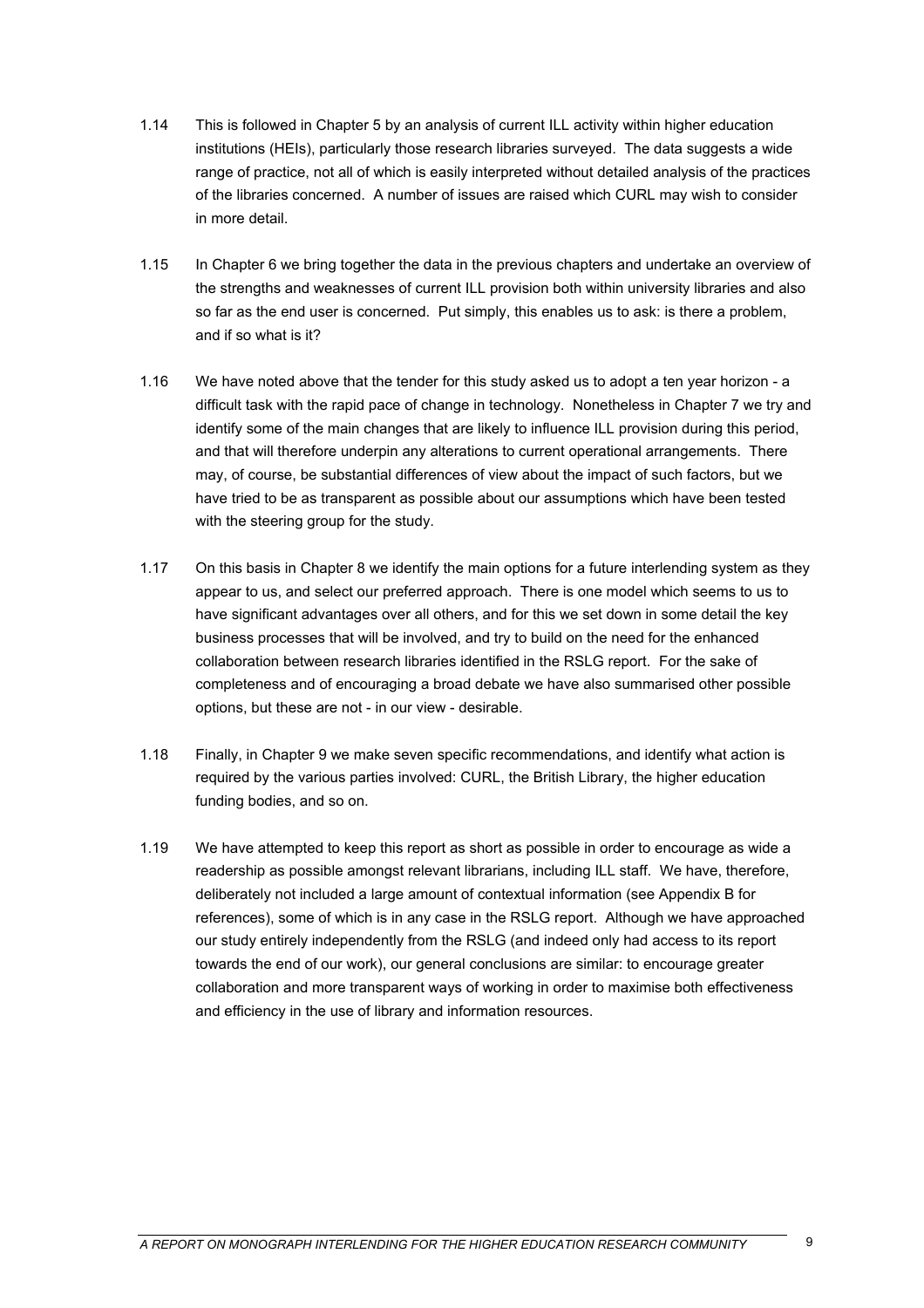1.14 This is followed in Chapter 5 by an analysis of current ILL activity within higher education institutions (HEIs), particularly those research libraries surveyed. The data suggests a wide range of practice, not all of which is easily interpreted without detailed analysis of the practices of the libraries concerned. A number of issues are raised which CURL may wish to consider in more detail.

1.15 In Chapter 6 we bring together the data in the previous chapters and undertake an overview of the strengths and weaknesses of current ILL provision both within university libraries and also so far as the end user is concerned. Put simply, this enables us to ask: is there a problem, and if so what is it?

1.16 We have noted above that the tender for this study asked us to adopt a ten year horizon - a difficult task with the rapid pace of change in technology. Nonetheless in Chapter 7 we try and identify some of the main changes that are likely to influence ILL provision during this period, and that will therefore underpin any alterations to current operational arrangements. There may, of course, be substantial differences of view about the impact of such factors, but we have tried to be as transparent as possible about our assumptions which have been tested with the steering group for the study.

1.17 On this basis in Chapter 8 we identify the main options for a future interlending system as they appear to us, and select our preferred approach. There is one model which seems to us to have significant advantages over all others, and for this we set down in some detail the key business processes that will be involved, and try to build on the need for the enhanced collaboration between research libraries identified in the RSLG report. For the sake of completeness and of encouraging a broad debate we have also summarised other possible options, but these are not - in our view - desirable.

1.18 Finally, in Chapter 9 we make seven specific recommendations, and identify what action is required by the various parties involved: CURL, the British Library, the higher education funding bodies, and so on.

1.19 We have attempted to keep this report as short as possible in order to encourage as wide a readership as possible amongst relevant librarians, including ILL staff. We have, therefore, deliberately not included a large amount of contextual information (see Appendix B for references), some of which is in any case in the RSLG report. Although we have approached our study entirely independently from the RSLG (and indeed only had access to its report towards the end of our work), our general conclusions are similar: to encourage greater collaboration and more transparent ways of working in order to maximise both effectiveness and efficiency in the use of library and information resources.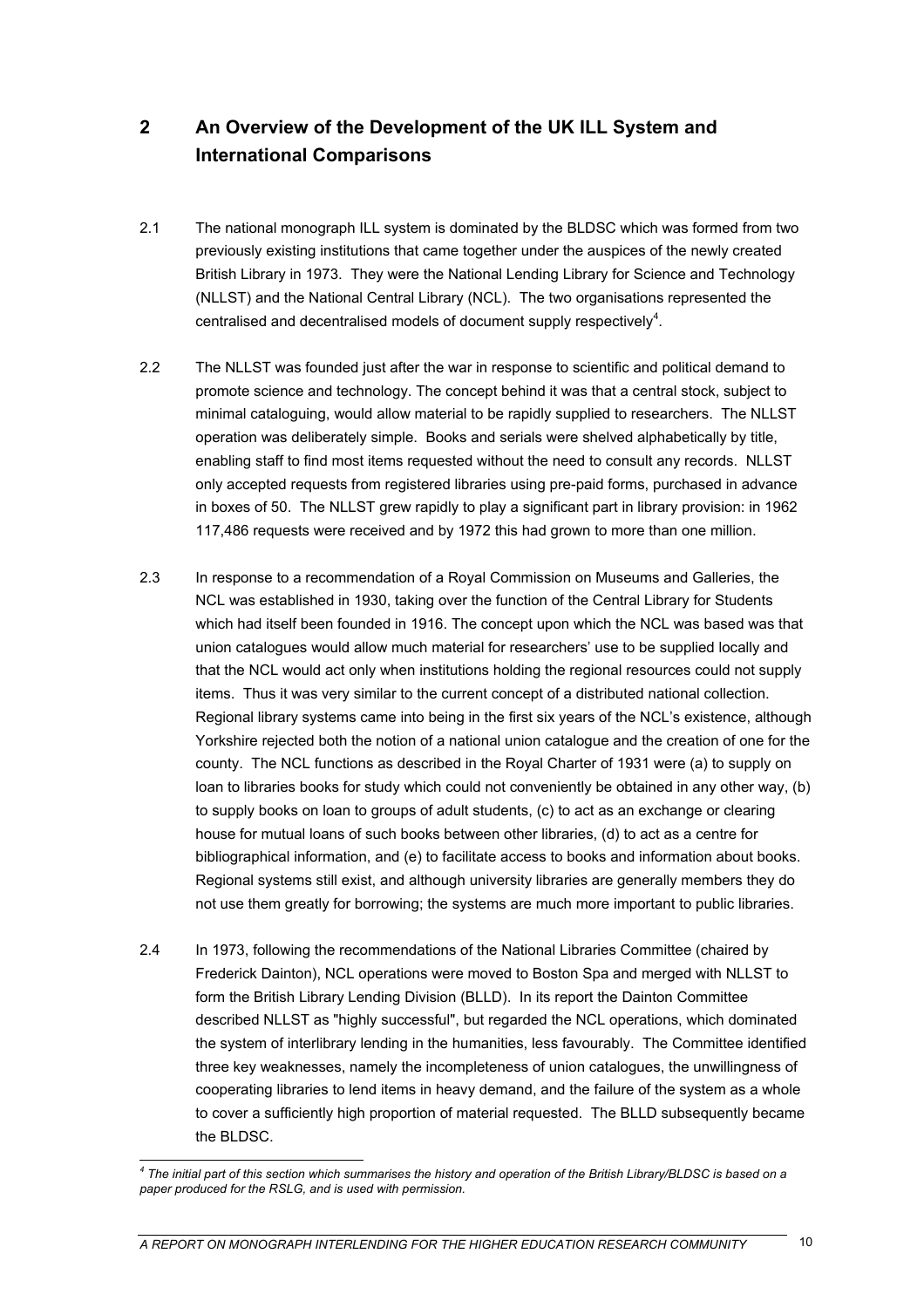## 2 An Overview of the Development of the UK ILL System and International Comparisons

2.1 The national monograph ILL system is dominated by the BLDSC which was formed from two previously existing institutions that came together under the auspices of the newly created British Library in 1973. They were the National Lending Library for Science and Technology (NLLST) and the National Central Library (NCL). The two organisations represented the centralised and decentralised models of document supply respectively[4].

2.2 The NLLST was founded just after the war in response to scientific and political demand to promote science and technology. The concept behind it was that a central stock, subject to minimal cataloguing, would allow material to be rapidly supplied to researchers. The NLLST operation was deliberately simple. Books and serials were shelved alphabetically by title, enabling staff to find most items requested without the need to consult any records. NLLST only accepted requests from registered libraries using pre-paid forms, purchased in advance in boxes of 50. The NLLST grew rapidly to play a significant part in library provision: in 1962 117,486 requests were received and by 1972 this had grown to more than one million.

2.3 In response to a recommendation of a Royal Commission on Museums and Galleries, the NCL was established in 1930, taking over the function of the Central Library for Students which had itself been founded in 1916. The concept upon which the NCL was based was that union catalogues would allow much material for researchers' use to be supplied locally and that the NCL would act only when institutions holding the regional resources could not supply items. Thus it was very similar to the current concept of a distributed national collection. Regional library systems came into being in the first six years of the NCL's existence, although Yorkshire rejected both the notion of a national union catalogue and the creation of one for the county. The NCL functions as described in the Royal Charter of 1931 were (a) to supply on loan to libraries books for study which could not conveniently be obtained in any other way, (b) to supply books on loan to groups of adult students, (c) to act as an exchange or clearing house for mutual loans of such books between other libraries, (d) to act as a centre for bibliographical information, and (e) to facilitate access to books and information about books. Regional systems still exist, and although university libraries are generally members they do not use them greatly for borrowing; the systems are much more important to public libraries.

2.4 In 1973, following the recommendations of the National Libraries Committee (chaired by Frederick Dainton), NCL operations were moved to Boston Spa and merged with NLLST to form the British Library Lending Division (BLLD). In its report the Dainton Committee described NLLST as "highly successful", but regarded the NCL operations, which dominated the system of interlibrary lending in the humanities, less favourably. The Committee identified three key weaknesses, namely the incompleteness of union catalogues, the unwillingness of cooperating libraries to lend items in heavy demand, and the failure of the system as a whole to cover a sufficiently high proportion of material requested. The BLLD subsequently became the BLDSC.

---

[4] *The initial part of this section which summarises the history and operation of the British Library/BLDSC is based on a paper produced for the RSLG, and is used with permission.*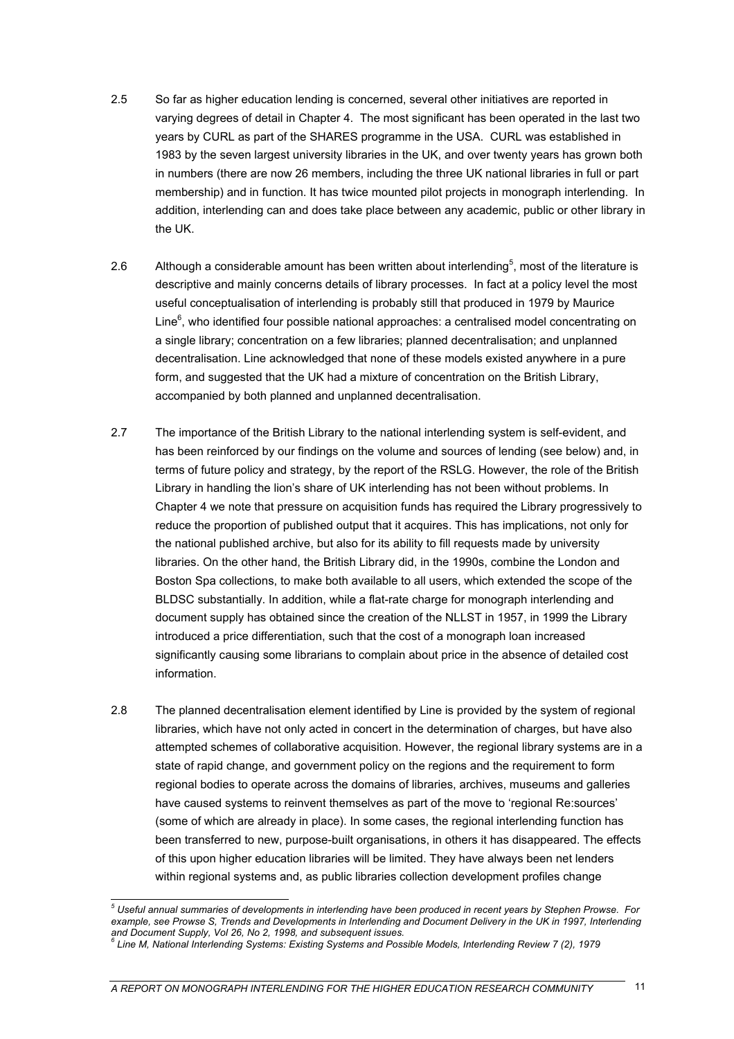2.5 So far as higher education lending is concerned, several other initiatives are reported in varying degrees of detail in Chapter 4. The most significant has been operated in the last two years by CURL as part of the SHARES programme in the USA. CURL was established in 1983 by the seven largest university libraries in the UK, and over twenty years has grown both in numbers (there are now 26 members, including the three UK national libraries in full or part membership) and in function. It has twice mounted pilot projects in monograph interlending. In addition, interlending can and does take place between any academic, public or other library in the UK.

2.6 Although a considerable amount has been written about interlending[5], most of the literature is descriptive and mainly concerns details of library processes. In fact at a policy level the most useful conceptualisation of interlending is probably still that produced in 1979 by Maurice Line[6], who identified four possible national approaches: a centralised model concentrating on a single library; concentration on a few libraries; planned decentralisation; and unplanned decentralisation. Line acknowledged that none of these models existed anywhere in a pure form, and suggested that the UK had a mixture of concentration on the British Library, accompanied by both planned and unplanned decentralisation.

2.7 The importance of the British Library to the national interlending system is self-evident, and has been reinforced by our findings on the volume and sources of lending (see below) and, in terms of future policy and strategy, by the report of the RSLG. However, the role of the British Library in handling the lion's share of UK interlending has not been without problems. In Chapter 4 we note that pressure on acquisition funds has required the Library progressively to reduce the proportion of published output that it acquires. This has implications, not only for the national published archive, but also for its ability to fill requests made by university libraries. On the other hand, the British Library did, in the 1990s, combine the London and Boston Spa collections, to make both available to all users, which extended the scope of the BLDSC substantially. In addition, while a flat-rate charge for monograph interlending and document supply has obtained since the creation of the NLLST in 1957, in 1999 the Library introduced a price differentiation, such that the cost of a monograph loan increased significantly causing some librarians to complain about price in the absence of detailed cost information.

2.8 The planned decentralisation element identified by Line is provided by the system of regional libraries, which have not only acted in concert in the determination of charges, but have also attempted schemes of collaborative acquisition. However, the regional library systems are in a state of rapid change, and government policy on the regions and the requirement to form regional bodies to operate across the domains of libraries, archives, museums and galleries have caused systems to reinvent themselves as part of the move to 'regional Re:sources' (some of which are already in place). In some cases, the regional interlending function has been transferred to new, purpose-built organisations, in others it has disappeared. The effects of this upon higher education libraries will be limited. They have always been net lenders within regional systems and, as public libraries collection development profiles change

---

[5] *Useful annual summaries of developments in interlending have been produced in recent years by Stephen Prowse. For example, see Prowse S, Trends and Developments in Interlending and Document Delivery in the UK in 1997, Interlending and Document Supply, Vol 26, No 2, 1998, and subsequent issues.*

[6] *Line M, National Interlending Systems: Existing Systems and Possible Models, Interlending Review 7 (2), 1979*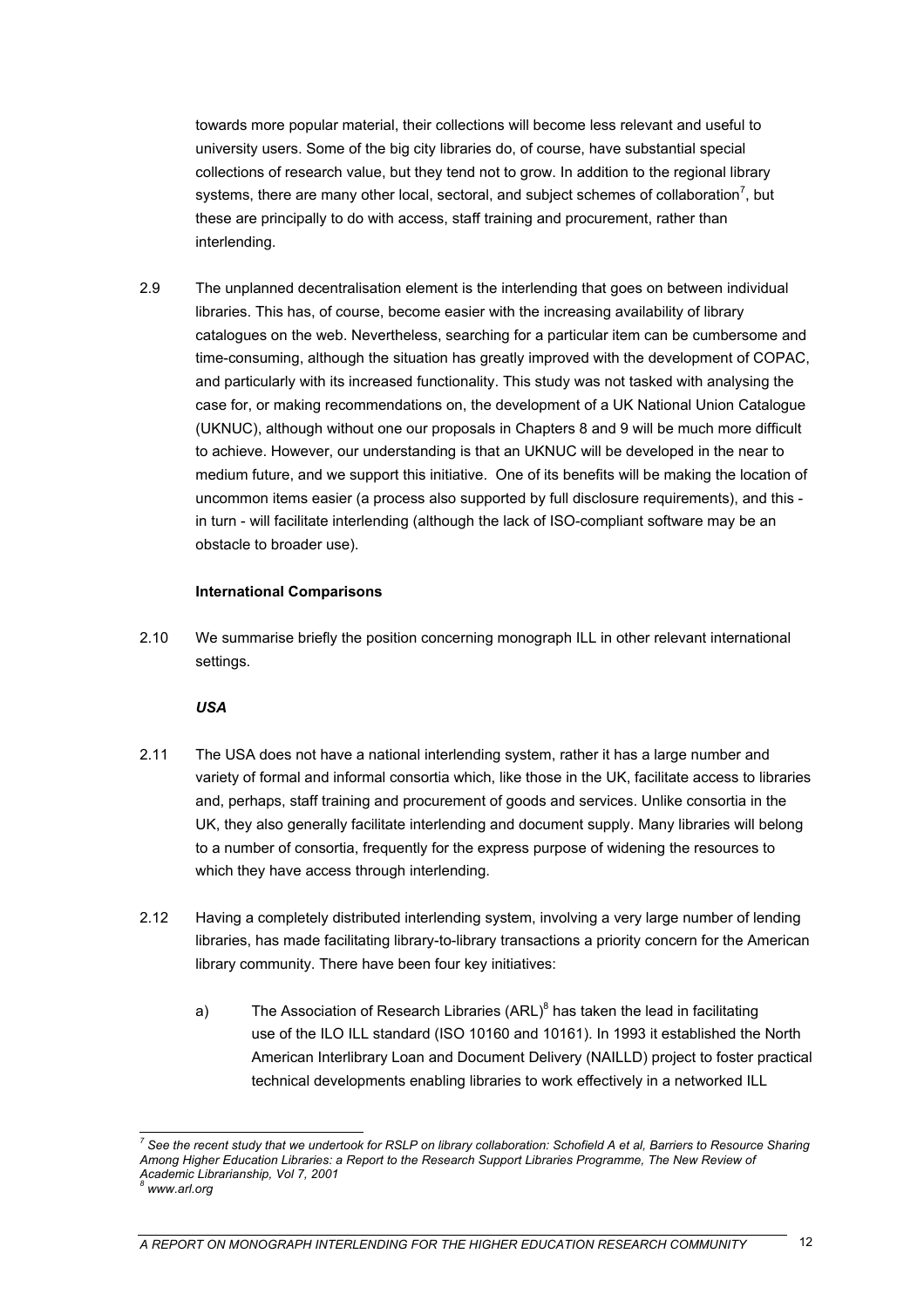towards more popular material, their collections will become less relevant and useful to university users. Some of the big city libraries do, of course, have substantial special collections of research value, but they tend not to grow. In addition to the regional library systems, there are many other local, sectoral, and subject schemes of collaboration[7], but these are principally to do with access, staff training and procurement, rather than interlending.

2.9 The unplanned decentralisation element is the interlending that goes on between individual libraries. This has, of course, become easier with the increasing availability of library catalogues on the web. Nevertheless, searching for a particular item can be cumbersome and time-consuming, although the situation has greatly improved with the development of COPAC, and particularly with its increased functionality. This study was not tasked with analysing the case for, or making recommendations on, the development of a UK National Union Catalogue (UKNUC), although without one our proposals in Chapters 8 and 9 will be much more difficult to achieve. However, our understanding is that an UKNUC will be developed in the near to medium future, and we support this initiative. One of its benefits will be making the location of uncommon items easier (a process also supported by full disclosure requirements), and this - in turn - will facilitate interlending (although the lack of ISO-compliant software may be an obstacle to broader use).

**International Comparisons**

2.10 We summarise briefly the position concerning monograph ILL in other relevant international settings.

***USA***

2.11 The USA does not have a national interlending system, rather it has a large number and variety of formal and informal consortia which, like those in the UK, facilitate access to libraries and, perhaps, staff training and procurement of goods and services. Unlike consortia in the UK, they also generally facilitate interlending and document supply. Many libraries will belong to a number of consortia, frequently for the express purpose of widening the resources to which they have access through interlending.

2.12 Having a completely distributed interlending system, involving a very large number of lending libraries, has made facilitating library-to-library transactions a priority concern for the American library community. There have been four key initiatives:

a) The Association of Research Libraries (ARL)[8] has taken the lead in facilitating use of the ILO ILL standard (ISO 10160 and 10161). In 1993 it established the North American Interlibrary Loan and Document Delivery (NAILLD) project to foster practical technical developments enabling libraries to work effectively in a networked ILL

---

[7] *See the recent study that we undertook for RSLP on library collaboration: Schofield A et al, Barriers to Resource Sharing Among Higher Education Libraries: a Report to the Research Support Libraries Programme, The New Review of Academic Librarianship, Vol 7, 2001*

[8] *www.arl.org*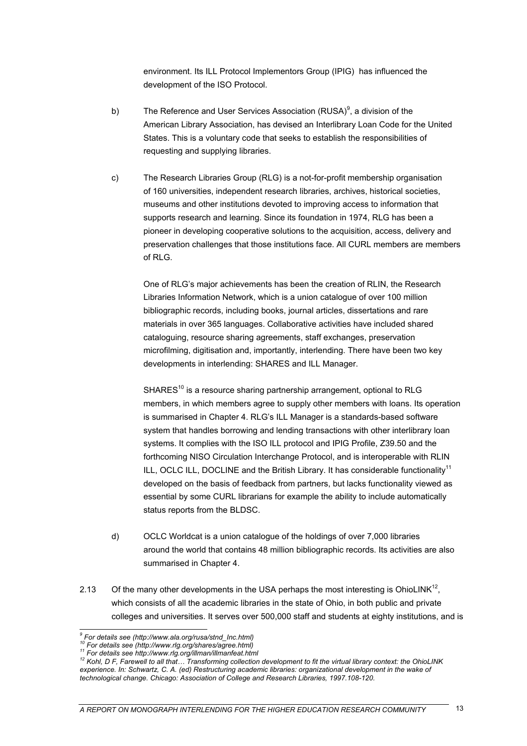environment. Its ILL Protocol Implementors Group (IPIG) has influenced the development of the ISO Protocol.

b) The Reference and User Services Association (RUSA)[9], a division of the American Library Association, has devised an Interlibrary Loan Code for the United States. This is a voluntary code that seeks to establish the responsibilities of requesting and supplying libraries.

c) The Research Libraries Group (RLG) is a not-for-profit membership organisation of 160 universities, independent research libraries, archives, historical societies, museums and other institutions devoted to improving access to information that supports research and learning. Since its foundation in 1974, RLG has been a pioneer in developing cooperative solutions to the acquisition, access, delivery and preservation challenges that those institutions face. All CURL members are members of RLG.

One of RLG's major achievements has been the creation of RLIN, the Research Libraries Information Network, which is a union catalogue of over 100 million bibliographic records, including books, journal articles, dissertations and rare materials in over 365 languages. Collaborative activities have included shared cataloguing, resource sharing agreements, staff exchanges, preservation microfilming, digitisation and, importantly, interlending. There have been two key developments in interlending: SHARES and ILL Manager.

SHARES[10] is a resource sharing partnership arrangement, optional to RLG members, in which members agree to supply other members with loans. Its operation is summarised in Chapter 4. RLG's ILL Manager is a standards-based software system that handles borrowing and lending transactions with other interlibrary loan systems. It complies with the ISO ILL protocol and IPIG Profile, Z39.50 and the forthcoming NISO Circulation Interchange Protocol, and is interoperable with RLIN ILL, OCLC ILL, DOCLINE and the British Library. It has considerable functionality[11] developed on the basis of feedback from partners, but lacks functionality viewed as essential by some CURL librarians for example the ability to include automatically status reports from the BLDSC.

d) OCLC Worldcat is a union catalogue of the holdings of over 7,000 libraries around the world that contains 48 million bibliographic records. Its activities are also summarised in Chapter 4.

2.13 Of the many other developments in the USA perhaps the most interesting is OhioLINK[12], which consists of all the academic libraries in the state of Ohio, in both public and private colleges and universities. It serves over 500,000 staff and students at eighty institutions, and is

---

[9] *For details see (http://www.ala.org/rusa/stnd_lnc.html)*

[10] *For details see (http://www.rlg.org/shares/agree.html)*

[11] *For details see http://www.rlg.org/illman/illmanfeat.html*

[12] *Kohl, D F, Farewell to all that… Transforming collection development to fit the virtual library context: the OhioLINK experience. In: Schwartz, C. A. (ed) Restructuring academic libraries: organizational development in the wake of technological change. Chicago: Association of College and Research Libraries, 1997.108-120.*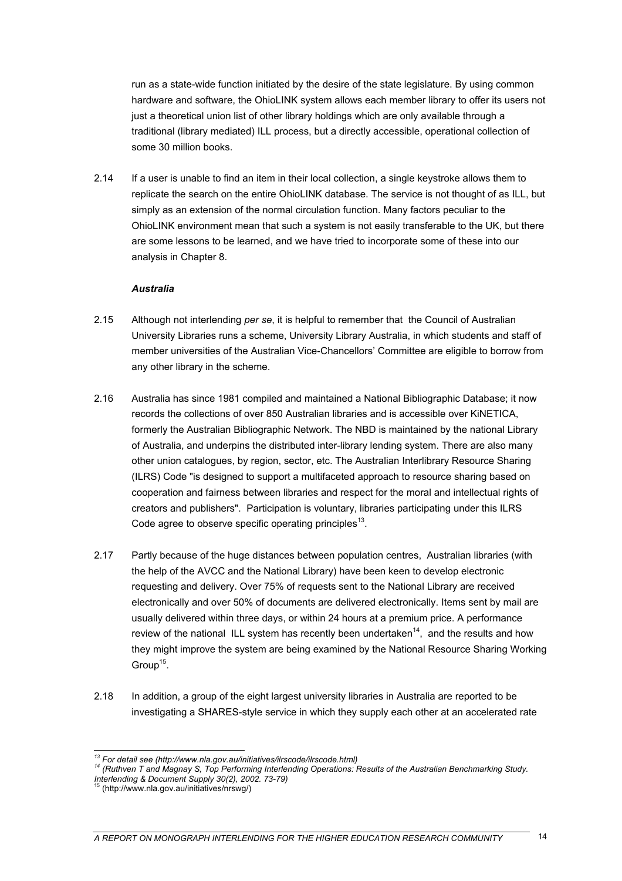run as a state-wide function initiated by the desire of the state legislature. By using common hardware and software, the OhioLINK system allows each member library to offer its users not just a theoretical union list of other library holdings which are only available through a traditional (library mediated) ILL process, but a directly accessible, operational collection of some 30 million books.

2.14 If a user is unable to find an item in their local collection, a single keystroke allows them to replicate the search on the entire OhioLINK database. The service is not thought of as ILL, but simply as an extension of the normal circulation function. Many factors peculiar to the OhioLINK environment mean that such a system is not easily transferable to the UK, but there are some lessons to be learned, and we have tried to incorporate some of these into our analysis in Chapter 8.

***Australia***

2.15 Although not interlending *per se*, it is helpful to remember that the Council of Australian University Libraries runs a scheme, University Library Australia, in which students and staff of member universities of the Australian Vice-Chancellors' Committee are eligible to borrow from any other library in the scheme.

2.16 Australia has since 1981 compiled and maintained a National Bibliographic Database; it now records the collections of over 850 Australian libraries and is accessible over KiNETICA, formerly the Australian Bibliographic Network. The NBD is maintained by the national Library of Australia, and underpins the distributed inter-library lending system. There are also many other union catalogues, by region, sector, etc. The Australian Interlibrary Resource Sharing (ILRS) Code "is designed to support a multifaceted approach to resource sharing based on cooperation and fairness between libraries and respect for the moral and intellectual rights of creators and publishers". Participation is voluntary, libraries participating under this ILRS Code agree to observe specific operating principles[13].

2.17 Partly because of the huge distances between population centres, Australian libraries (with the help of the AVCC and the National Library) have been keen to develop electronic requesting and delivery. Over 75% of requests sent to the National Library are received electronically and over 50% of documents are delivered electronically. Items sent by mail are usually delivered within three days, or within 24 hours at a premium price. A performance review of the national ILL system has recently been undertaken[14], and the results and how they might improve the system are being examined by the National Resource Sharing Working Group[15].

2.18 In addition, a group of the eight largest university libraries in Australia are reported to be investigating a SHARES-style service in which they supply each other at an accelerated rate

---

[13] *For detail see (http://www.nla.gov.au/initiatives/ilrscode/ilrscode.html)*

[14] *(Ruthven T and Magnay S, Top Performing Interlending Operations: Results of the Australian Benchmarking Study. Interlending & Document Supply 30(2), 2002. 73-79)*

[15] (http://www.nla.gov.au/initiatives/nrswg/)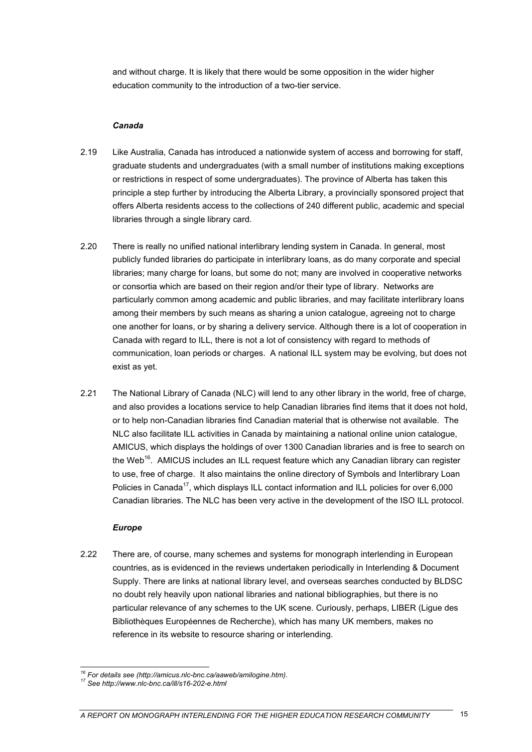and without charge. It is likely that there would be some opposition in the wider higher education community to the introduction of a two-tier service.

### *Canada*

2.19 Like Australia, Canada has introduced a nationwide system of access and borrowing for staff, graduate students and undergraduates (with a small number of institutions making exceptions or restrictions in respect of some undergraduates). The province of Alberta has taken this principle a step further by introducing the Alberta Library, a provincially sponsored project that offers Alberta residents access to the collections of 240 different public, academic and special libraries through a single library card.

2.20 There is really no unified national interlibrary lending system in Canada. In general, most publicly funded libraries do participate in interlibrary loans, as do many corporate and special libraries; many charge for loans, but some do not; many are involved in cooperative networks or consortia which are based on their region and/or their type of library. Networks are particularly common among academic and public libraries, and may facilitate interlibrary loans among their members by such means as sharing a union catalogue, agreeing not to charge one another for loans, or by sharing a delivery service. Although there is a lot of cooperation in Canada with regard to ILL, there is not a lot of consistency with regard to methods of communication, loan periods or charges. A national ILL system may be evolving, but does not exist as yet.

2.21 The National Library of Canada (NLC) will lend to any other library in the world, free of charge, and also provides a locations service to help Canadian libraries find items that it does not hold, or to help non-Canadian libraries find Canadian material that is otherwise not available. The NLC also facilitate ILL activities in Canada by maintaining a national online union catalogue, AMICUS, which displays the holdings of over 1300 Canadian libraries and is free to search on the Web[16]. AMICUS includes an ILL request feature which any Canadian library can register to use, free of charge. It also maintains the online directory of Symbols and Interlibrary Loan Policies in Canada[17], which displays ILL contact information and ILL policies for over 6,000 Canadian libraries. The NLC has been very active in the development of the ISO ILL protocol.

### *Europe*

2.22 There are, of course, many schemes and systems for monograph interlending in European countries, as is evidenced in the reviews undertaken periodically in Interlending & Document Supply. There are links at national library level, and overseas searches conducted by BLDSC no doubt rely heavily upon national libraries and national bibliographies, but there is no particular relevance of any schemes to the UK scene. Curiously, perhaps, LIBER (Ligue des Bibliothèques Européennes de Recherche), which has many UK members, makes no reference in its website to resource sharing or interlending.

---

[16] *For details see (http://amicus.nlc-bnc.ca/aaweb/amilogine.htm).*

[17] *See http://www.nlc-bnc.ca/ill/s16-202-e.html*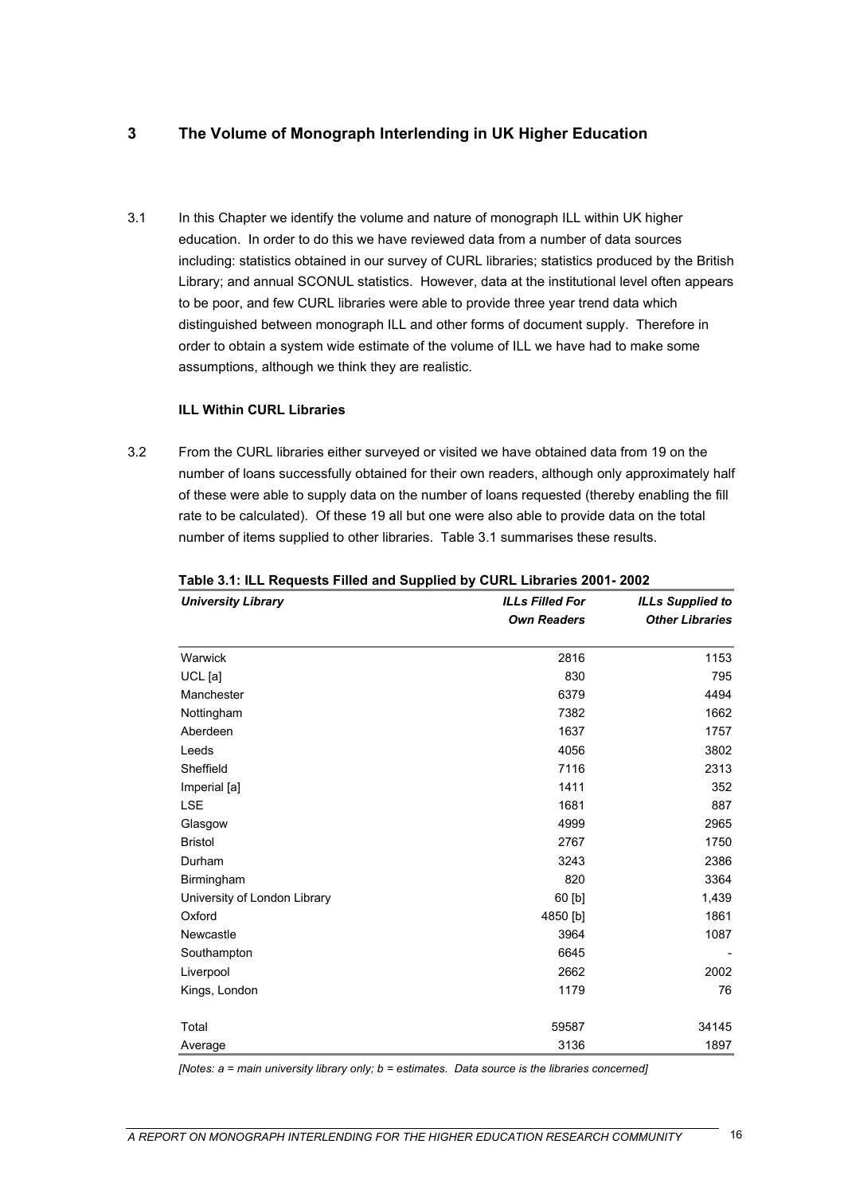# 3 The Volume of Monograph Interlending in UK Higher Education

3.1 In this Chapter we identify the volume and nature of monograph ILL within UK higher education. In order to do this we have reviewed data from a number of data sources including: statistics obtained in our survey of CURL libraries; statistics produced by the British Library; and annual SCONUL statistics. However, data at the institutional level often appears to be poor, and few CURL libraries were able to provide three year trend data which distinguished between monograph ILL and other forms of document supply. Therefore in order to obtain a system wide estimate of the volume of ILL we have had to make some assumptions, although we think they are realistic.

### ILL Within CURL Libraries

3.2 From the CURL libraries either surveyed or visited we have obtained data from 19 on the number of loans successfully obtained for their own readers, although only approximately half of these were able to supply data on the number of loans requested (thereby enabling the fill rate to be calculated). Of these 19 all but one were also able to provide data on the total number of items supplied to other libraries. Table 3.1 summarises these results.

**Table 3.1: ILL Requests Filled and Supplied by CURL Libraries 2001- 2002**

| *University Library* | *ILLs Filled For Own Readers* | *ILLs Supplied to Other Libraries* |
|---|---|---|
| Warwick | 2816 | 1153 |
| UCL [a] | 830 | 795 |
| Manchester | 6379 | 4494 |
| Nottingham | 7382 | 1662 |
| Aberdeen | 1637 | 1757 |
| Leeds | 4056 | 3802 |
| Sheffield | 7116 | 2313 |
| Imperial [a] | 1411 | 352 |
| LSE | 1681 | 887 |
| Glasgow | 4999 | 2965 |
| Bristol | 2767 | 1750 |
| Durham | 3243 | 2386 |
| Birmingham | 820 | 3364 |
| University of London Library | 60 [b] | 1,439 |
| Oxford | 4850 [b] | 1861 |
| Newcastle | 3964 | 1087 |
| Southampton | 6645 | - |
| Liverpool | 2662 | 2002 |
| Kings, London | 1179 | 76 |
| Total | 59587 | 34145 |
| Average | 3136 | 1897 |

*[Notes: a = main university library only; b = estimates. Data source is the libraries concerned]*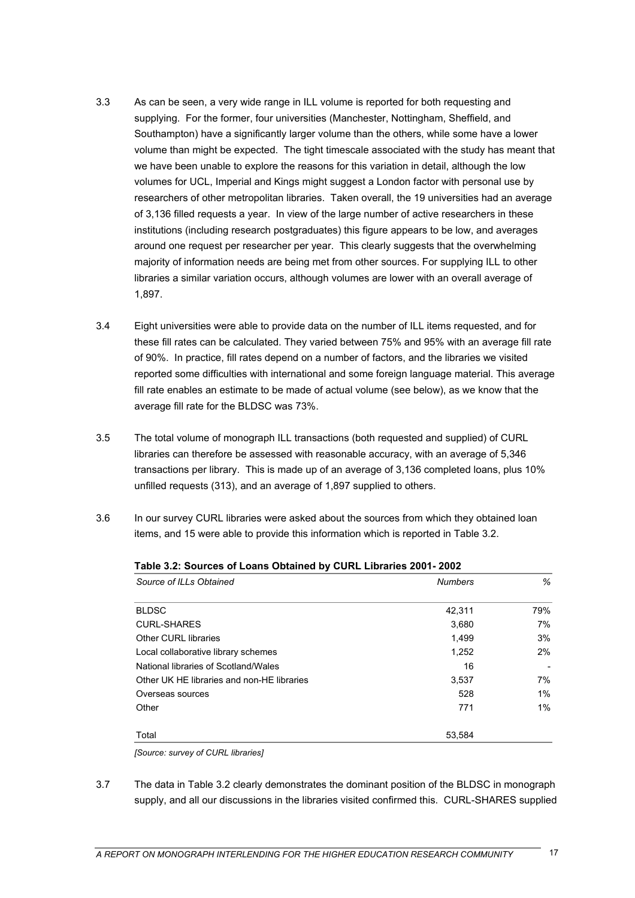3.3 As can be seen, a very wide range in ILL volume is reported for both requesting and supplying. For the former, four universities (Manchester, Nottingham, Sheffield, and Southampton) have a significantly larger volume than the others, while some have a lower volume than might be expected. The tight timescale associated with the study has meant that we have been unable to explore the reasons for this variation in detail, although the low volumes for UCL, Imperial and Kings might suggest a London factor with personal use by researchers of other metropolitan libraries. Taken overall, the 19 universities had an average of 3,136 filled requests a year. In view of the large number of active researchers in these institutions (including research postgraduates) this figure appears to be low, and averages around one request per researcher per year. This clearly suggests that the overwhelming majority of information needs are being met from other sources. For supplying ILL to other libraries a similar variation occurs, although volumes are lower with an overall average of 1,897.

3.4 Eight universities were able to provide data on the number of ILL items requested, and for these fill rates can be calculated. They varied between 75% and 95% with an average fill rate of 90%. In practice, fill rates depend on a number of factors, and the libraries we visited reported some difficulties with international and some foreign language material. This average fill rate enables an estimate to be made of actual volume (see below), as we know that the average fill rate for the BLDSC was 73%.

3.5 The total volume of monograph ILL transactions (both requested and supplied) of CURL libraries can therefore be assessed with reasonable accuracy, with an average of 5,346 transactions per library. This is made up of an average of 3,136 completed loans, plus 10% unfilled requests (313), and an average of 1,897 supplied to others.

3.6 In our survey CURL libraries were asked about the sources from which they obtained loan items, and 15 were able to provide this information which is reported in Table 3.2.

**Table 3.2: Sources of Loans Obtained by CURL Libraries 2001- 2002**

| *Source of ILLs Obtained* | *Numbers* | *%* |
|---|---|---|
| BLDSC | 42,311 | 79% |
| CURL-SHARES | 3,680 | 7% |
| Other CURL libraries | 1,499 | 3% |
| Local collaborative library schemes | 1,252 | 2% |
| National libraries of Scotland/Wales | 16 | - |
| Other UK HE libraries and non-HE libraries | 3,537 | 7% |
| Overseas sources | 528 | 1% |
| Other | 771 | 1% |
| Total | 53,584 | |

*[Source: survey of CURL libraries]*

3.7 The data in Table 3.2 clearly demonstrates the dominant position of the BLDSC in monograph supply, and all our discussions in the libraries visited confirmed this. CURL-SHARES supplied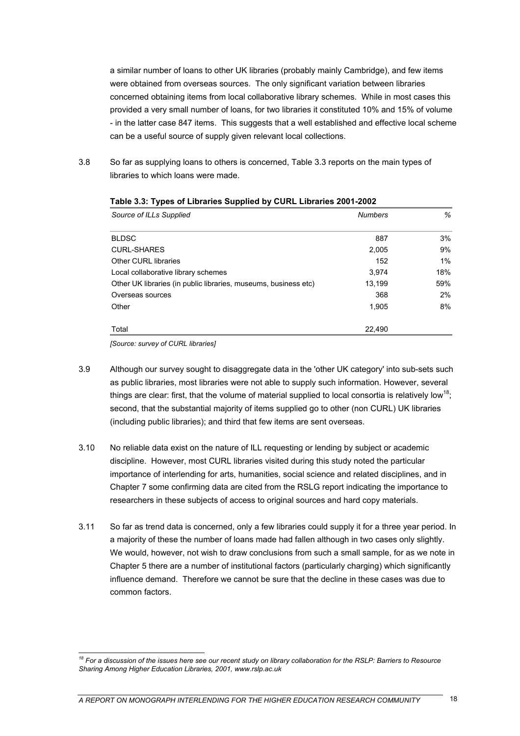a similar number of loans to other UK libraries (probably mainly Cambridge), and few items were obtained from overseas sources. The only significant variation between libraries concerned obtaining items from local collaborative library schemes. While in most cases this provided a very small number of loans, for two libraries it constituted 10% and 15% of volume - in the latter case 847 items. This suggests that a well established and effective local scheme can be a useful source of supply given relevant local collections.

3.8 So far as supplying loans to others is concerned, Table 3.3 reports on the main types of libraries to which loans were made.

**Table 3.3: Types of Libraries Supplied by CURL Libraries 2001-2002**

| *Source of ILLs Supplied* | *Numbers* | *%* |
|---|---|---|
| BLDSC | 887 | 3% |
| CURL-SHARES | 2,005 | 9% |
| Other CURL libraries | 152 | 1% |
| Local collaborative library schemes | 3,974 | 18% |
| Other UK libraries (in public libraries, museums, business etc) | 13,199 | 59% |
| Overseas sources | 368 | 2% |
| Other | 1,905 | 8% |
| Total | 22,490 | |

*[Source: survey of CURL libraries]*

3.9 Although our survey sought to disaggregate data in the 'other UK category' into sub-sets such as public libraries, most libraries were not able to supply such information. However, several things are clear: first, that the volume of material supplied to local consortia is relatively low[18]; second, that the substantial majority of items supplied go to other (non CURL) UK libraries (including public libraries); and third that few items are sent overseas.

3.10 No reliable data exist on the nature of ILL requesting or lending by subject or academic discipline. However, most CURL libraries visited during this study noted the particular importance of interlending for arts, humanities, social science and related disciplines, and in Chapter 7 some confirming data are cited from the RSLG report indicating the importance to researchers in these subjects of access to original sources and hard copy materials.

3.11 So far as trend data is concerned, only a few libraries could supply it for a three year period. In a majority of these the number of loans made had fallen although in two cases only slightly. We would, however, not wish to draw conclusions from such a small sample, for as we note in Chapter 5 there are a number of institutional factors (particularly charging) which significantly influence demand. Therefore we cannot be sure that the decline in these cases was due to common factors.

---

*[18] For a discussion of the issues here see our recent study on library collaboration for the RSLP: Barriers to Resource Sharing Among Higher Education Libraries, 2001, www.rslp.ac.uk*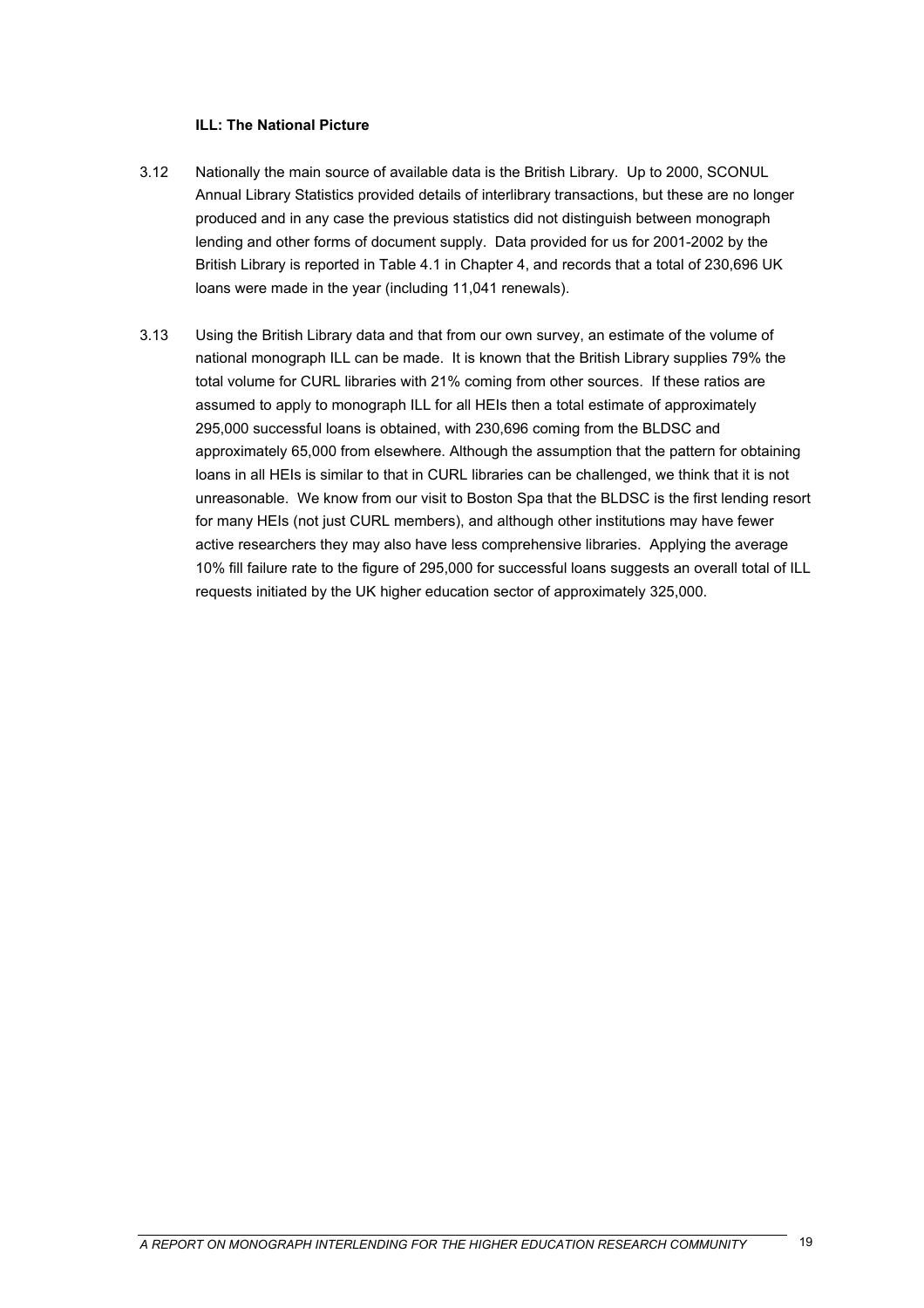**ILL: The National Picture**

3.12 Nationally the main source of available data is the British Library. Up to 2000, SCONUL Annual Library Statistics provided details of interlibrary transactions, but these are no longer produced and in any case the previous statistics did not distinguish between monograph lending and other forms of document supply. Data provided for us for 2001-2002 by the British Library is reported in Table 4.1 in Chapter 4, and records that a total of 230,696 UK loans were made in the year (including 11,041 renewals).

3.13 Using the British Library data and that from our own survey, an estimate of the volume of national monograph ILL can be made. It is known that the British Library supplies 79% the total volume for CURL libraries with 21% coming from other sources. If these ratios are assumed to apply to monograph ILL for all HEIs then a total estimate of approximately 295,000 successful loans is obtained, with 230,696 coming from the BLDSC and approximately 65,000 from elsewhere. Although the assumption that the pattern for obtaining loans in all HEIs is similar to that in CURL libraries can be challenged, we think that it is not unreasonable. We know from our visit to Boston Spa that the BLDSC is the first lending resort for many HEIs (not just CURL members), and although other institutions may have fewer active researchers they may also have less comprehensive libraries. Applying the average 10% fill failure rate to the figure of 295,000 for successful loans suggests an overall total of ILL requests initiated by the UK higher education sector of approximately 325,000.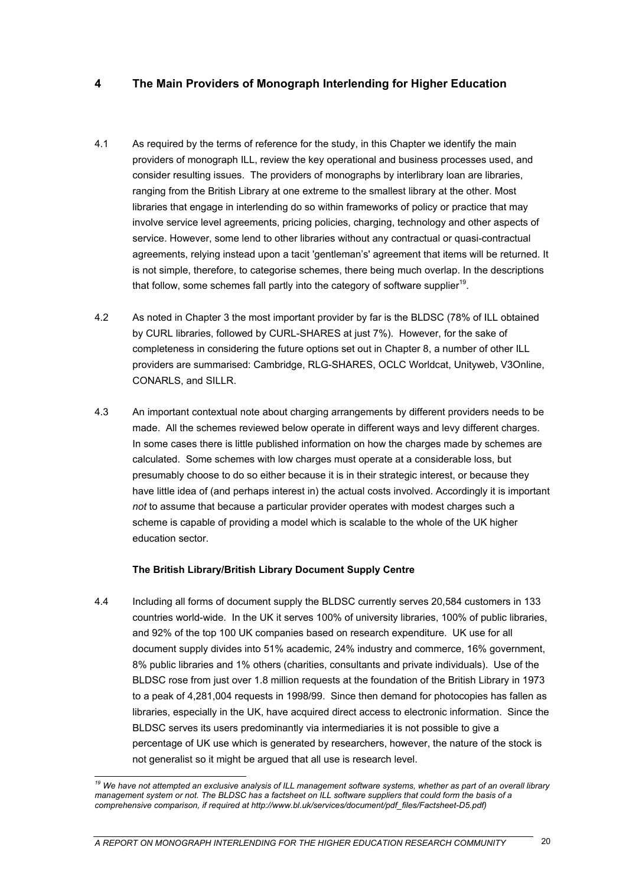## 4 The Main Providers of Monograph Interlending for Higher Education

4.1 As required by the terms of reference for the study, in this Chapter we identify the main providers of monograph ILL, review the key operational and business processes used, and consider resulting issues. The providers of monographs by interlibrary loan are libraries, ranging from the British Library at one extreme to the smallest library at the other. Most libraries that engage in interlending do so within frameworks of policy or practice that may involve service level agreements, pricing policies, charging, technology and other aspects of service. However, some lend to other libraries without any contractual or quasi-contractual agreements, relying instead upon a tacit 'gentleman's' agreement that items will be returned. It is not simple, therefore, to categorise schemes, there being much overlap. In the descriptions that follow, some schemes fall partly into the category of software supplier[19].

4.2 As noted in Chapter 3 the most important provider by far is the BLDSC (78% of ILL obtained by CURL libraries, followed by CURL-SHARES at just 7%). However, for the sake of completeness in considering the future options set out in Chapter 8, a number of other ILL providers are summarised: Cambridge, RLG-SHARES, OCLC Worldcat, Unityweb, V3Online, CONARLS, and SILLR.

4.3 An important contextual note about charging arrangements by different providers needs to be made. All the schemes reviewed below operate in different ways and levy different charges. In some cases there is little published information on how the charges made by schemes are calculated. Some schemes with low charges must operate at a considerable loss, but presumably choose to do so either because it is in their strategic interest, or because they have little idea of (and perhaps interest in) the actual costs involved. Accordingly it is important *not* to assume that because a particular provider operates with modest charges such a scheme is capable of providing a model which is scalable to the whole of the UK higher education sector.

### The British Library/British Library Document Supply Centre

4.4 Including all forms of document supply the BLDSC currently serves 20,584 customers in 133 countries world-wide. In the UK it serves 100% of university libraries, 100% of public libraries, and 92% of the top 100 UK companies based on research expenditure. UK use for all document supply divides into 51% academic, 24% industry and commerce, 16% government, 8% public libraries and 1% others (charities, consultants and private individuals). Use of the BLDSC rose from just over 1.8 million requests at the foundation of the British Library in 1973 to a peak of 4,281,004 requests in 1998/99. Since then demand for photocopies has fallen as libraries, especially in the UK, have acquired direct access to electronic information. Since the BLDSC serves its users predominantly via intermediaries it is not possible to give a percentage of UK use which is generated by researchers, however, the nature of the stock is not generalist so it might be argued that all use is research level.

---

[19] *We have not attempted an exclusive analysis of ILL management software systems, whether as part of an overall library management system or not. The BLDSC has a factsheet on ILL software suppliers that could form the basis of a comprehensive comparison, if required at http://www.bl.uk/services/document/pdf_files/Factsheet-D5.pdf)*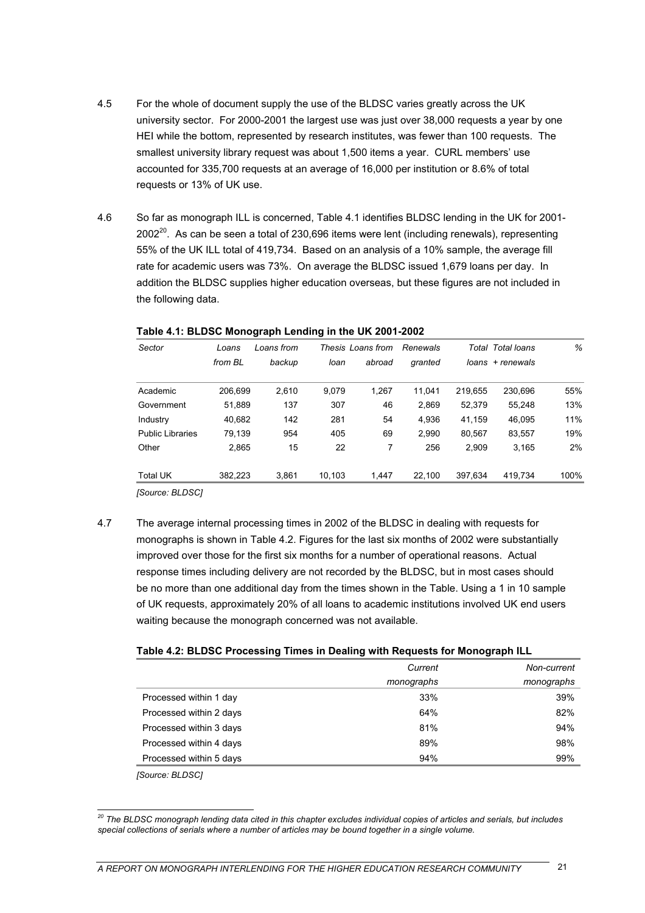4.5 For the whole of document supply the use of the BLDSC varies greatly across the UK university sector. For 2000-2001 the largest use was just over 38,000 requests a year by one HEI while the bottom, represented by research institutes, was fewer than 100 requests. The smallest university library request was about 1,500 items a year. CURL members' use accounted for 335,700 requests at an average of 16,000 per institution or 8.6% of total requests or 13% of UK use.

4.6 So far as monograph ILL is concerned, Table 4.1 identifies BLDSC lending in the UK for 2001-2002[20]. As can be seen a total of 230,696 items were lent (including renewals), representing 55% of the UK ILL total of 419,734. Based on an analysis of a 10% sample, the average fill rate for academic users was 73%. On average the BLDSC issued 1,679 loans per day. In addition the BLDSC supplies higher education overseas, but these figures are not included in the following data.

**Table 4.1: BLDSC Monograph Lending in the UK 2001-2002**

| *Sector* | *Loans from BL* | *Loans from backup* | *Thesis loan* | *Loans from abroad* | *Renewals granted* | *Total loans* | *Total loans + renewals* | *%* |
|---|---|---|---|---|---|---|---|---|
| Academic | 206,699 | 2,610 | 9,079 | 1,267 | 11,041 | 219,655 | 230,696 | 55% |
| Government | 51,889 | 137 | 307 | 46 | 2,869 | 52,379 | 55,248 | 13% |
| Industry | 40,682 | 142 | 281 | 54 | 4,936 | 41,159 | 46,095 | 11% |
| Public Libraries | 79,139 | 954 | 405 | 69 | 2,990 | 80,567 | 83,557 | 19% |
| Other | 2,865 | 15 | 22 | 7 | 256 | 2,909 | 3,165 | 2% |
| Total UK | 382,223 | 3,861 | 10,103 | 1,447 | 22,100 | 397,634 | 419,734 | 100% |

*[Source: BLDSC]*

4.7 The average internal processing times in 2002 of the BLDSC in dealing with requests for monographs is shown in Table 4.2. Figures for the last six months of 2002 were substantially improved over those for the first six months for a number of operational reasons. Actual response times including delivery are not recorded by the BLDSC, but in most cases should be no more than one additional day from the times shown in the Table. Using a 1 in 10 sample of UK requests, approximately 20% of all loans to academic institutions involved UK end users waiting because the monograph concerned was not available.

**Table 4.2: BLDSC Processing Times in Dealing with Requests for Monograph ILL**

| | *Current monographs* | *Non-current monographs* |
|---|---|---|
| Processed within 1 day | 33% | 39% |
| Processed within 2 days | 64% | 82% |
| Processed within 3 days | 81% | 94% |
| Processed within 4 days | 89% | 98% |
| Processed within 5 days | 94% | 99% |

*[Source: BLDSC]*

---

*[20] The BLDSC monograph lending data cited in this chapter excludes individual copies of articles and serials, but includes special collections of serials where a number of articles may be bound together in a single volume.*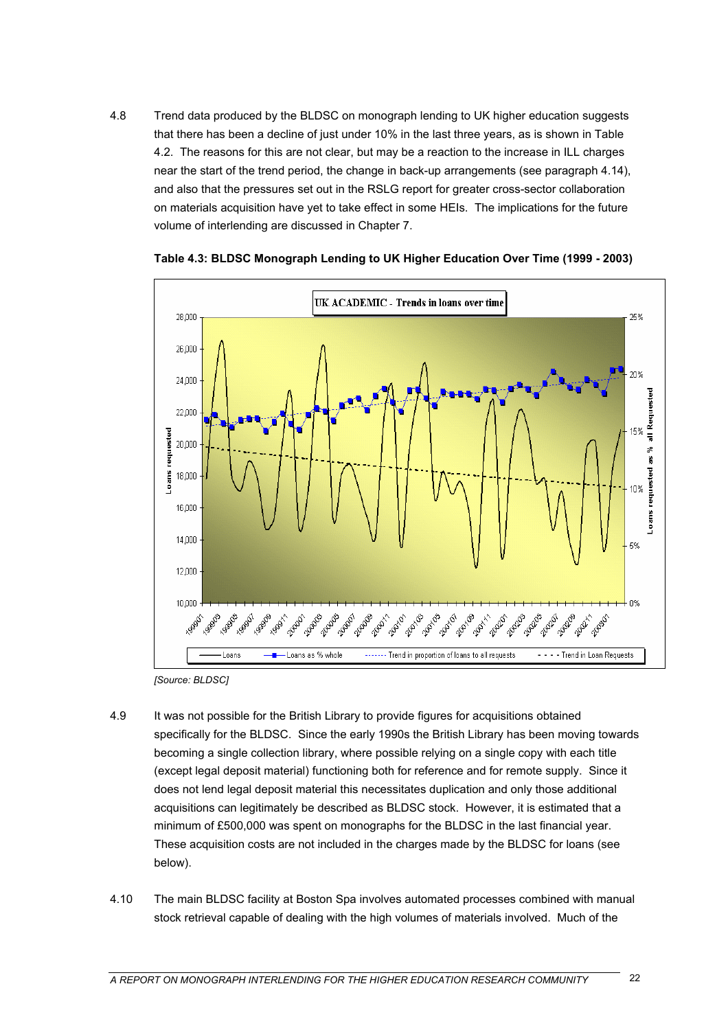4.8 Trend data produced by the BLDSC on monograph lending to UK higher education suggests that there has been a decline of just under 10% in the last three years, as is shown in Table 4.2. The reasons for this are not clear, but may be a reaction to the increase in ILL charges near the start of the trend period, the change in back-up arrangements (see paragraph 4.14), and also that the pressures set out in the RSLG report for greater cross-sector collaboration on materials acquisition have yet to take effect in some HEIs. The implications for the future volume of interlending are discussed in Chapter 7.

**Table 4.3: BLDSC Monograph Lending to UK Higher Education Over Time (1999 - 2003)**

*[Source: BLDSC]*

4.9 It was not possible for the British Library to provide figures for acquisitions obtained specifically for the BLDSC. Since the early 1990s the British Library has been moving towards becoming a single collection library, where possible relying on a single copy with each title (except legal deposit material) functioning both for reference and for remote supply. Since it does not lend legal deposit material this necessitates duplication and only those additional acquisitions can legitimately be described as BLDSC stock. However, it is estimated that a minimum of £500,000 was spent on monographs for the BLDSC in the last financial year. These acquisition costs are not included in the charges made by the BLDSC for loans (see below).

4.10 The main BLDSC facility at Boston Spa involves automated processes combined with manual stock retrieval capable of dealing with the high volumes of materials involved. Much of the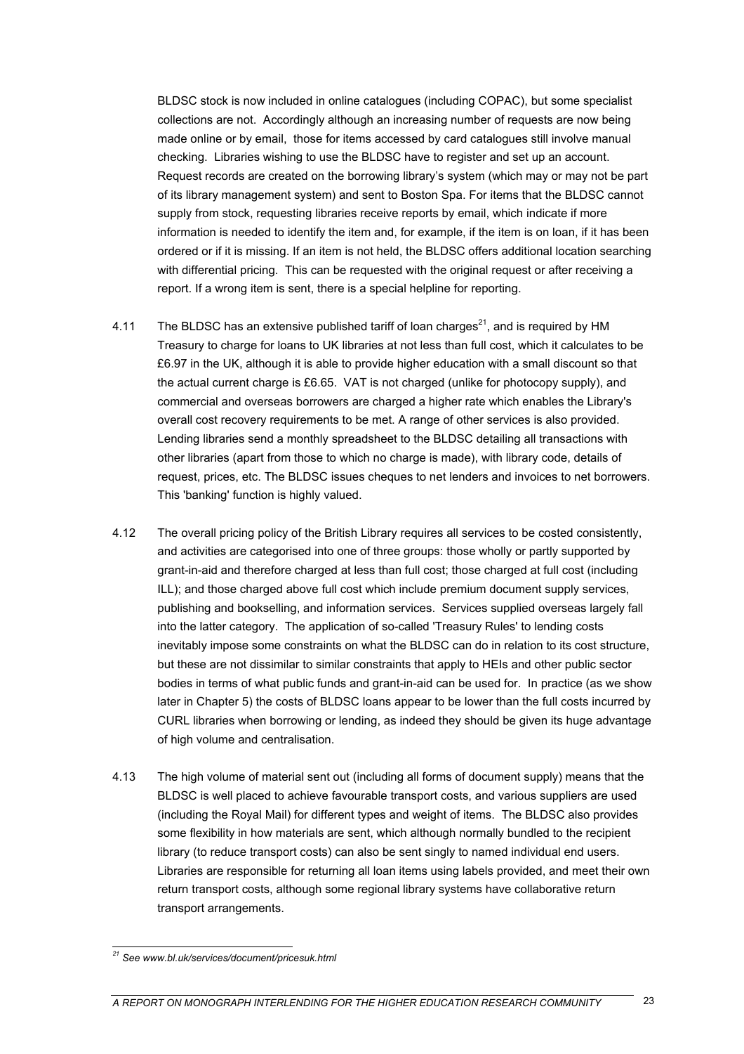BLDSC stock is now included in online catalogues (including COPAC), but some specialist collections are not. Accordingly although an increasing number of requests are now being made online or by email, those for items accessed by card catalogues still involve manual checking. Libraries wishing to use the BLDSC have to register and set up an account. Request records are created on the borrowing library's system (which may or may not be part of its library management system) and sent to Boston Spa. For items that the BLDSC cannot supply from stock, requesting libraries receive reports by email, which indicate if more information is needed to identify the item and, for example, if the item is on loan, if it has been ordered or if it is missing. If an item is not held, the BLDSC offers additional location searching with differential pricing. This can be requested with the original request or after receiving a report. If a wrong item is sent, there is a special helpline for reporting.

4.11 The BLDSC has an extensive published tariff of loan charges[21], and is required by HM Treasury to charge for loans to UK libraries at not less than full cost, which it calculates to be £6.97 in the UK, although it is able to provide higher education with a small discount so that the actual current charge is £6.65. VAT is not charged (unlike for photocopy supply), and commercial and overseas borrowers are charged a higher rate which enables the Library's overall cost recovery requirements to be met. A range of other services is also provided. Lending libraries send a monthly spreadsheet to the BLDSC detailing all transactions with other libraries (apart from those to which no charge is made), with library code, details of request, prices, etc. The BLDSC issues cheques to net lenders and invoices to net borrowers. This 'banking' function is highly valued.

4.12 The overall pricing policy of the British Library requires all services to be costed consistently, and activities are categorised into one of three groups: those wholly or partly supported by grant-in-aid and therefore charged at less than full cost; those charged at full cost (including ILL); and those charged above full cost which include premium document supply services, publishing and bookselling, and information services. Services supplied overseas largely fall into the latter category. The application of so-called 'Treasury Rules' to lending costs inevitably impose some constraints on what the BLDSC can do in relation to its cost structure, but these are not dissimilar to similar constraints that apply to HEIs and other public sector bodies in terms of what public funds and grant-in-aid can be used for. In practice (as we show later in Chapter 5) the costs of BLDSC loans appear to be lower than the full costs incurred by CURL libraries when borrowing or lending, as indeed they should be given its huge advantage of high volume and centralisation.

4.13 The high volume of material sent out (including all forms of document supply) means that the BLDSC is well placed to achieve favourable transport costs, and various suppliers are used (including the Royal Mail) for different types and weight of items. The BLDSC also provides some flexibility in how materials are sent, which although normally bundled to the recipient library (to reduce transport costs) can also be sent singly to named individual end users. Libraries are responsible for returning all loan items using labels provided, and meet their own return transport costs, although some regional library systems have collaborative return transport arrangements.

---

[21] *See www.bl.uk/services/document/pricesuk.html*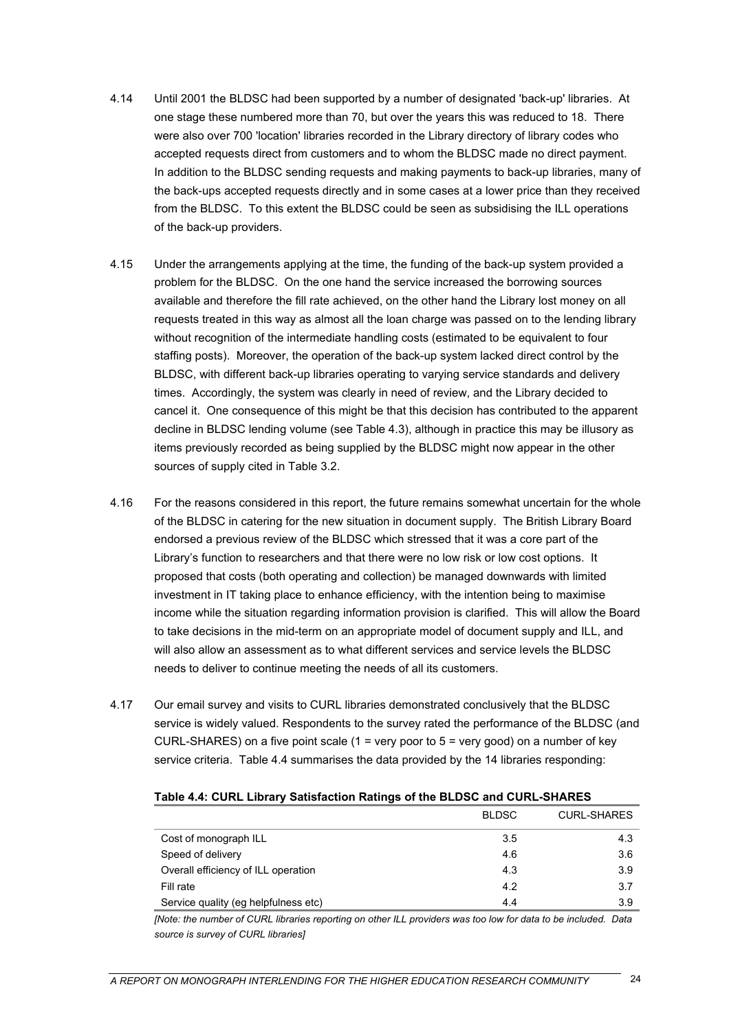4.14 Until 2001 the BLDSC had been supported by a number of designated 'back-up' libraries. At one stage these numbered more than 70, but over the years this was reduced to 18. There were also over 700 'location' libraries recorded in the Library directory of library codes who accepted requests direct from customers and to whom the BLDSC made no direct payment. In addition to the BLDSC sending requests and making payments to back-up libraries, many of the back-ups accepted requests directly and in some cases at a lower price than they received from the BLDSC. To this extent the BLDSC could be seen as subsidising the ILL operations of the back-up providers.

4.15 Under the arrangements applying at the time, the funding of the back-up system provided a problem for the BLDSC. On the one hand the service increased the borrowing sources available and therefore the fill rate achieved, on the other hand the Library lost money on all requests treated in this way as almost all the loan charge was passed on to the lending library without recognition of the intermediate handling costs (estimated to be equivalent to four staffing posts). Moreover, the operation of the back-up system lacked direct control by the BLDSC, with different back-up libraries operating to varying service standards and delivery times. Accordingly, the system was clearly in need of review, and the Library decided to cancel it. One consequence of this might be that this decision has contributed to the apparent decline in BLDSC lending volume (see Table 4.3), although in practice this may be illusory as items previously recorded as being supplied by the BLDSC might now appear in the other sources of supply cited in Table 3.2.

4.16 For the reasons considered in this report, the future remains somewhat uncertain for the whole of the BLDSC in catering for the new situation in document supply. The British Library Board endorsed a previous review of the BLDSC which stressed that it was a core part of the Library's function to researchers and that there were no low risk or low cost options. It proposed that costs (both operating and collection) be managed downwards with limited investment in IT taking place to enhance efficiency, with the intention being to maximise income while the situation regarding information provision is clarified. This will allow the Board to take decisions in the mid-term on an appropriate model of document supply and ILL, and will also allow an assessment as to what different services and service levels the BLDSC needs to deliver to continue meeting the needs of all its customers.

4.17 Our email survey and visits to CURL libraries demonstrated conclusively that the BLDSC service is widely valued. Respondents to the survey rated the performance of the BLDSC (and CURL-SHARES) on a five point scale (1 = very poor to 5 = very good) on a number of key service criteria. Table 4.4 summarises the data provided by the 14 libraries responding:

**Table 4.4: CURL Library Satisfaction Ratings of the BLDSC and CURL-SHARES**

| | BLDSC | CURL-SHARES |
|---|---|---|
| Cost of monograph ILL | 3.5 | 4.3 |
| Speed of delivery | 4.6 | 3.6 |
| Overall efficiency of ILL operation | 4.3 | 3.9 |
| Fill rate | 4.2 | 3.7 |
| Service quality (eg helpfulness etc) | 4.4 | 3.9 |

*[Note: the number of CURL libraries reporting on other ILL providers was too low for data to be included. Data source is survey of CURL libraries]*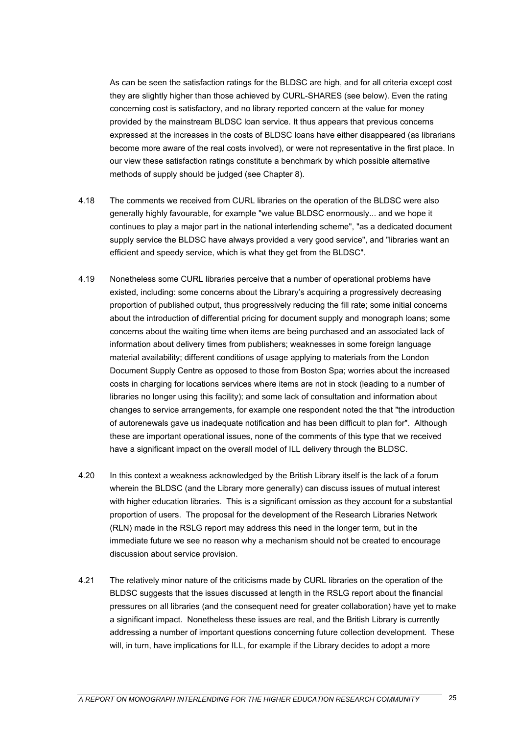As can be seen the satisfaction ratings for the BLDSC are high, and for all criteria except cost they are slightly higher than those achieved by CURL-SHARES (see below). Even the rating concerning cost is satisfactory, and no library reported concern at the value for money provided by the mainstream BLDSC loan service. It thus appears that previous concerns expressed at the increases in the costs of BLDSC loans have either disappeared (as librarians become more aware of the real costs involved), or were not representative in the first place. In our view these satisfaction ratings constitute a benchmark by which possible alternative methods of supply should be judged (see Chapter 8).

4.18 The comments we received from CURL libraries on the operation of the BLDSC were also generally highly favourable, for example "we value BLDSC enormously... and we hope it continues to play a major part in the national interlending scheme", "as a dedicated document supply service the BLDSC have always provided a very good service", and "libraries want an efficient and speedy service, which is what they get from the BLDSC".

4.19 Nonetheless some CURL libraries perceive that a number of operational problems have existed, including: some concerns about the Library's acquiring a progressively decreasing proportion of published output, thus progressively reducing the fill rate; some initial concerns about the introduction of differential pricing for document supply and monograph loans; some concerns about the waiting time when items are being purchased and an associated lack of information about delivery times from publishers; weaknesses in some foreign language material availability; different conditions of usage applying to materials from the London Document Supply Centre as opposed to those from Boston Spa; worries about the increased costs in charging for locations services where items are not in stock (leading to a number of libraries no longer using this facility); and some lack of consultation and information about changes to service arrangements, for example one respondent noted the that "the introduction of autorenewals gave us inadequate notification and has been difficult to plan for". Although these are important operational issues, none of the comments of this type that we received have a significant impact on the overall model of ILL delivery through the BLDSC.

4.20 In this context a weakness acknowledged by the British Library itself is the lack of a forum wherein the BLDSC (and the Library more generally) can discuss issues of mutual interest with higher education libraries. This is a significant omission as they account for a substantial proportion of users. The proposal for the development of the Research Libraries Network (RLN) made in the RSLG report may address this need in the longer term, but in the immediate future we see no reason why a mechanism should not be created to encourage discussion about service provision.

4.21 The relatively minor nature of the criticisms made by CURL libraries on the operation of the BLDSC suggests that the issues discussed at length in the RSLG report about the financial pressures on all libraries (and the consequent need for greater collaboration) have yet to make a significant impact. Nonetheless these issues are real, and the British Library is currently addressing a number of important questions concerning future collection development. These will, in turn, have implications for ILL, for example if the Library decides to adopt a more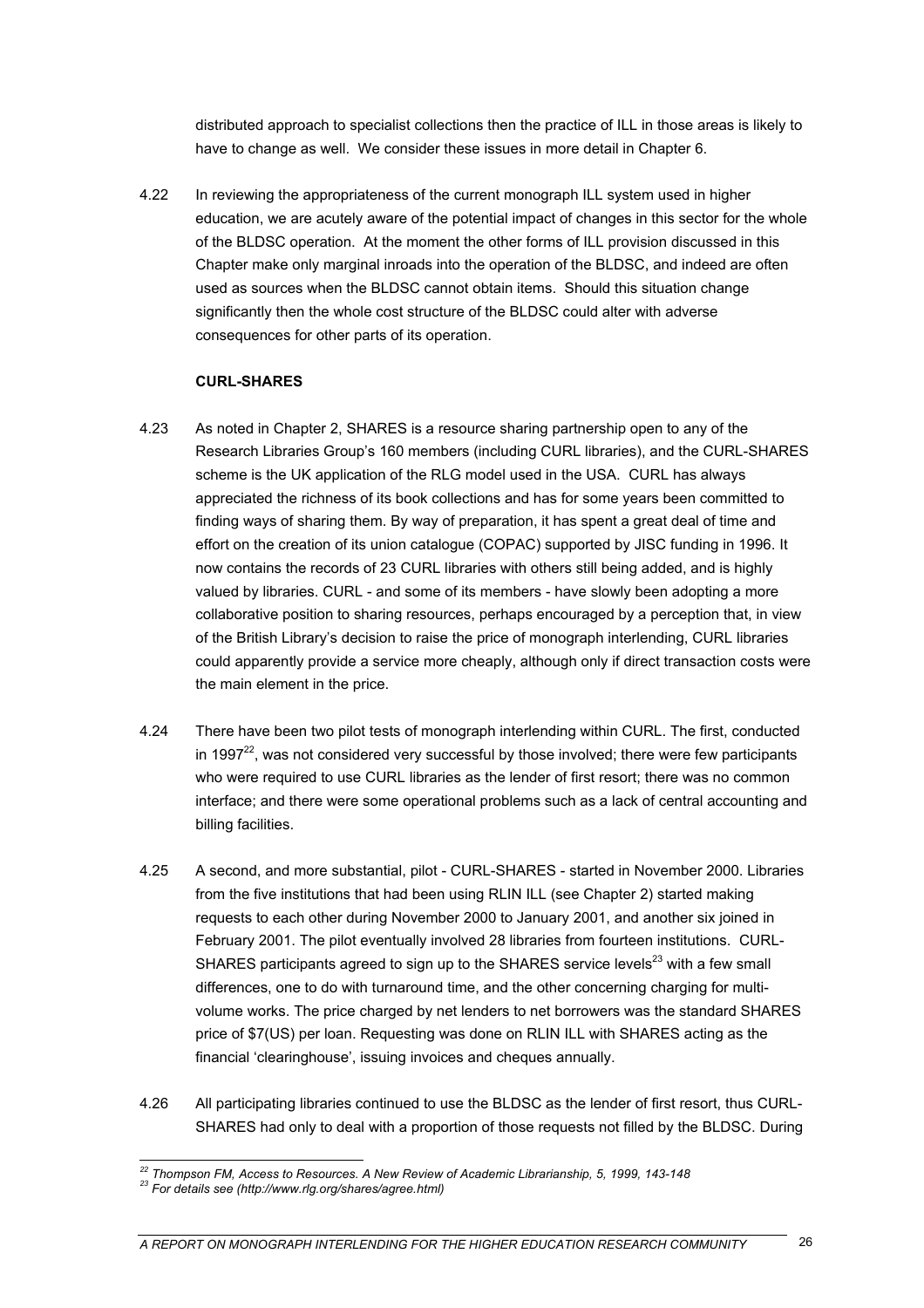distributed approach to specialist collections then the practice of ILL in those areas is likely to have to change as well. We consider these issues in more detail in Chapter 6.

4.22 In reviewing the appropriateness of the current monograph ILL system used in higher education, we are acutely aware of the potential impact of changes in this sector for the whole of the BLDSC operation. At the moment the other forms of ILL provision discussed in this Chapter make only marginal inroads into the operation of the BLDSC, and indeed are often used as sources when the BLDSC cannot obtain items. Should this situation change significantly then the whole cost structure of the BLDSC could alter with adverse consequences for other parts of its operation.

**CURL-SHARES**

4.23 As noted in Chapter 2, SHARES is a resource sharing partnership open to any of the Research Libraries Group's 160 members (including CURL libraries), and the CURL-SHARES scheme is the UK application of the RLG model used in the USA. CURL has always appreciated the richness of its book collections and has for some years been committed to finding ways of sharing them. By way of preparation, it has spent a great deal of time and effort on the creation of its union catalogue (COPAC) supported by JISC funding in 1996. It now contains the records of 23 CURL libraries with others still being added, and is highly valued by libraries. CURL - and some of its members - have slowly been adopting a more collaborative position to sharing resources, perhaps encouraged by a perception that, in view of the British Library's decision to raise the price of monograph interlending, CURL libraries could apparently provide a service more cheaply, although only if direct transaction costs were the main element in the price.

4.24 There have been two pilot tests of monograph interlending within CURL. The first, conducted in 1997[22], was not considered very successful by those involved; there were few participants who were required to use CURL libraries as the lender of first resort; there was no common interface; and there were some operational problems such as a lack of central accounting and billing facilities.

4.25 A second, and more substantial, pilot - CURL-SHARES - started in November 2000. Libraries from the five institutions that had been using RLIN ILL (see Chapter 2) started making requests to each other during November 2000 to January 2001, and another six joined in February 2001. The pilot eventually involved 28 libraries from fourteen institutions. CURL-SHARES participants agreed to sign up to the SHARES service levels[23] with a few small differences, one to do with turnaround time, and the other concerning charging for multi-volume works. The price charged by net lenders to net borrowers was the standard SHARES price of $7(US) per loan. Requesting was done on RLIN ILL with SHARES acting as the financial 'clearinghouse', issuing invoices and cheques annually.

4.26 All participating libraries continued to use the BLDSC as the lender of first resort, thus CURL-SHARES had only to deal with a proportion of those requests not filled by the BLDSC. During

---

[22] *Thompson FM, Access to Resources. A New Review of Academic Librarianship, 5, 1999, 143-148*

[23] *For details see (http://www.rlg.org/shares/agree.html)*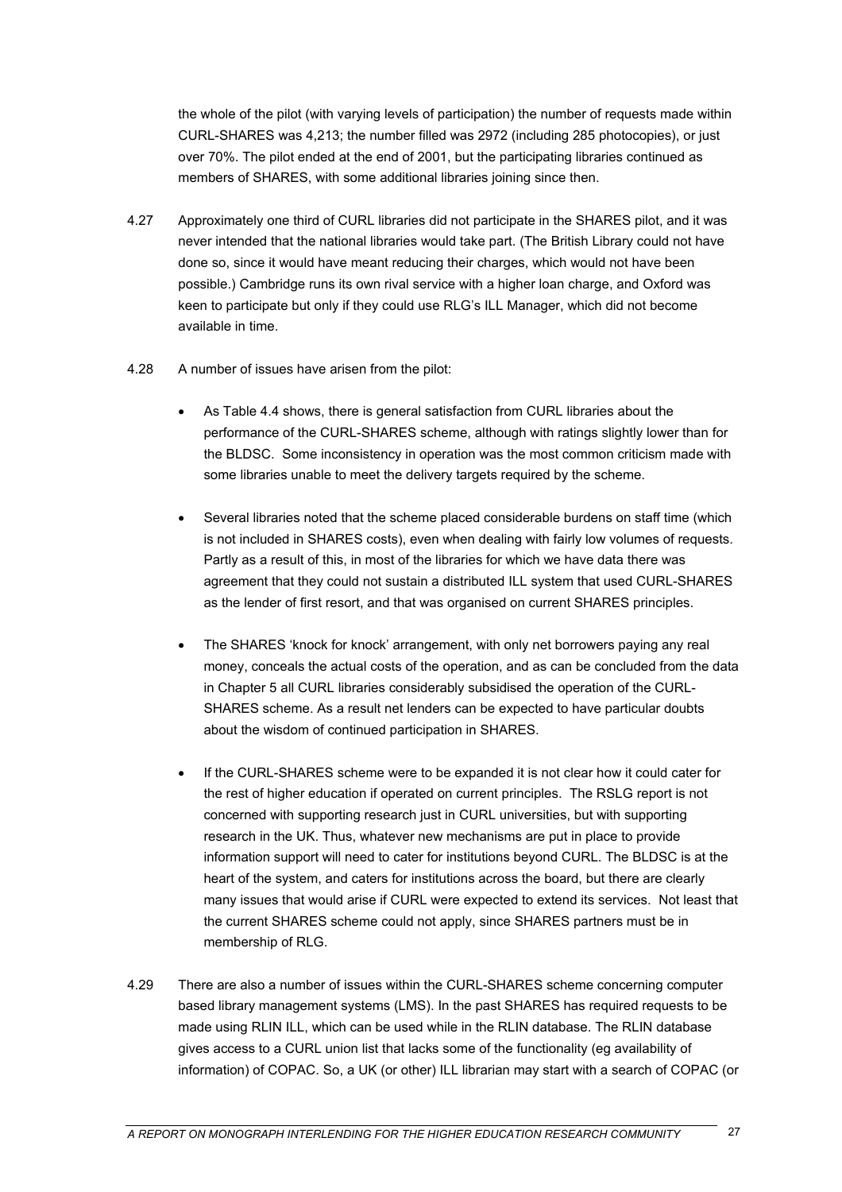the whole of the pilot (with varying levels of participation) the number of requests made within CURL-SHARES was 4,213; the number filled was 2972 (including 285 photocopies), or just over 70%. The pilot ended at the end of 2001, but the participating libraries continued as members of SHARES, with some additional libraries joining since then.

4.27 Approximately one third of CURL libraries did not participate in the SHARES pilot, and it was never intended that the national libraries would take part. (The British Library could not have done so, since it would have meant reducing their charges, which would not have been possible.) Cambridge runs its own rival service with a higher loan charge, and Oxford was keen to participate but only if they could use RLG's ILL Manager, which did not become available in time.

4.28 A number of issues have arisen from the pilot:

- As Table 4.4 shows, there is general satisfaction from CURL libraries about the performance of the CURL-SHARES scheme, although with ratings slightly lower than for the BLDSC. Some inconsistency in operation was the most common criticism made with some libraries unable to meet the delivery targets required by the scheme.

- Several libraries noted that the scheme placed considerable burdens on staff time (which is not included in SHARES costs), even when dealing with fairly low volumes of requests. Partly as a result of this, in most of the libraries for which we have data there was agreement that they could not sustain a distributed ILL system that used CURL-SHARES as the lender of first resort, and that was organised on current SHARES principles.

- The SHARES 'knock for knock' arrangement, with only net borrowers paying any real money, conceals the actual costs of the operation, and as can be concluded from the data in Chapter 5 all CURL libraries considerably subsidised the operation of the CURL-SHARES scheme. As a result net lenders can be expected to have particular doubts about the wisdom of continued participation in SHARES.

- If the CURL-SHARES scheme were to be expanded it is not clear how it could cater for the rest of higher education if operated on current principles. The RSLG report is not concerned with supporting research just in CURL universities, but with supporting research in the UK. Thus, whatever new mechanisms are put in place to provide information support will need to cater for institutions beyond CURL. The BLDSC is at the heart of the system, and caters for institutions across the board, but there are clearly many issues that would arise if CURL were expected to extend its services. Not least that the current SHARES scheme could not apply, since SHARES partners must be in membership of RLG.

4.29 There are also a number of issues within the CURL-SHARES scheme concerning computer based library management systems (LMS). In the past SHARES has required requests to be made using RLIN ILL, which can be used while in the RLIN database. The RLIN database gives access to a CURL union list that lacks some of the functionality (eg availability of information) of COPAC. So, a UK (or other) ILL librarian may start with a search of COPAC (or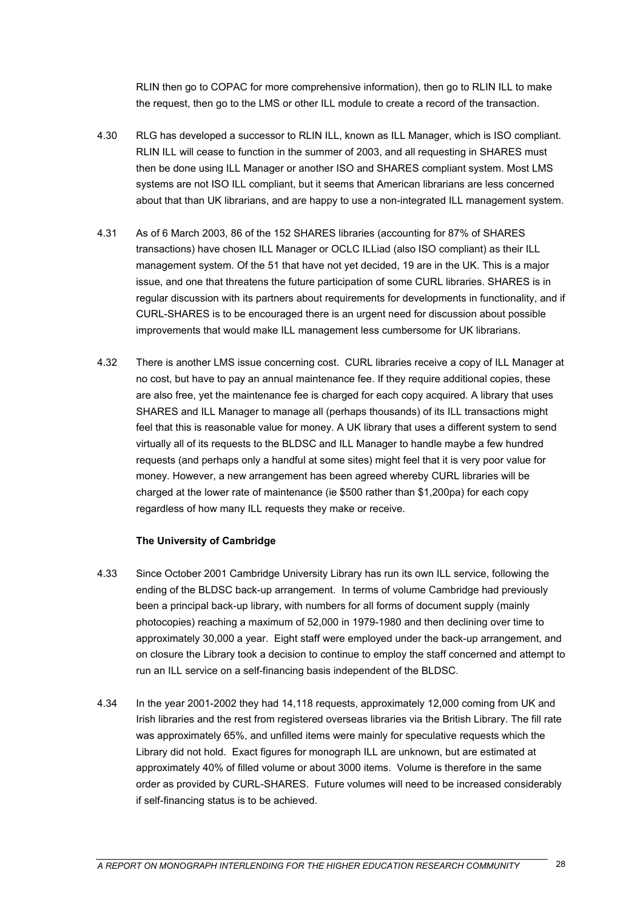RLIN then go to COPAC for more comprehensive information), then go to RLIN ILL to make the request, then go to the LMS or other ILL module to create a record of the transaction.

4.30 RLG has developed a successor to RLIN ILL, known as ILL Manager, which is ISO compliant. RLIN ILL will cease to function in the summer of 2003, and all requesting in SHARES must then be done using ILL Manager or another ISO and SHARES compliant system. Most LMS systems are not ISO ILL compliant, but it seems that American librarians are less concerned about that than UK librarians, and are happy to use a non-integrated ILL management system.

4.31 As of 6 March 2003, 86 of the 152 SHARES libraries (accounting for 87% of SHARES transactions) have chosen ILL Manager or OCLC ILLiad (also ISO compliant) as their ILL management system. Of the 51 that have not yet decided, 19 are in the UK. This is a major issue, and one that threatens the future participation of some CURL libraries. SHARES is in regular discussion with its partners about requirements for developments in functionality, and if CURL-SHARES is to be encouraged there is an urgent need for discussion about possible improvements that would make ILL management less cumbersome for UK librarians.

4.32 There is another LMS issue concerning cost. CURL libraries receive a copy of ILL Manager at no cost, but have to pay an annual maintenance fee. If they require additional copies, these are also free, yet the maintenance fee is charged for each copy acquired. A library that uses SHARES and ILL Manager to manage all (perhaps thousands) of its ILL transactions might feel that this is reasonable value for money. A UK library that uses a different system to send virtually all of its requests to the BLDSC and ILL Manager to handle maybe a few hundred requests (and perhaps only a handful at some sites) might feel that it is very poor value for money. However, a new arrangement has been agreed whereby CURL libraries will be charged at the lower rate of maintenance (ie $500 rather than $1,200pa) for each copy regardless of how many ILL requests they make or receive.

**The University of Cambridge**

4.33 Since October 2001 Cambridge University Library has run its own ILL service, following the ending of the BLDSC back-up arrangement. In terms of volume Cambridge had previously been a principal back-up library, with numbers for all forms of document supply (mainly photocopies) reaching a maximum of 52,000 in 1979-1980 and then declining over time to approximately 30,000 a year. Eight staff were employed under the back-up arrangement, and on closure the Library took a decision to continue to employ the staff concerned and attempt to run an ILL service on a self-financing basis independent of the BLDSC.

4.34 In the year 2001-2002 they had 14,118 requests, approximately 12,000 coming from UK and Irish libraries and the rest from registered overseas libraries via the British Library. The fill rate was approximately 65%, and unfilled items were mainly for speculative requests which the Library did not hold. Exact figures for monograph ILL are unknown, but are estimated at approximately 40% of filled volume or about 3000 items. Volume is therefore in the same order as provided by CURL-SHARES. Future volumes will need to be increased considerably if self-financing status is to be achieved.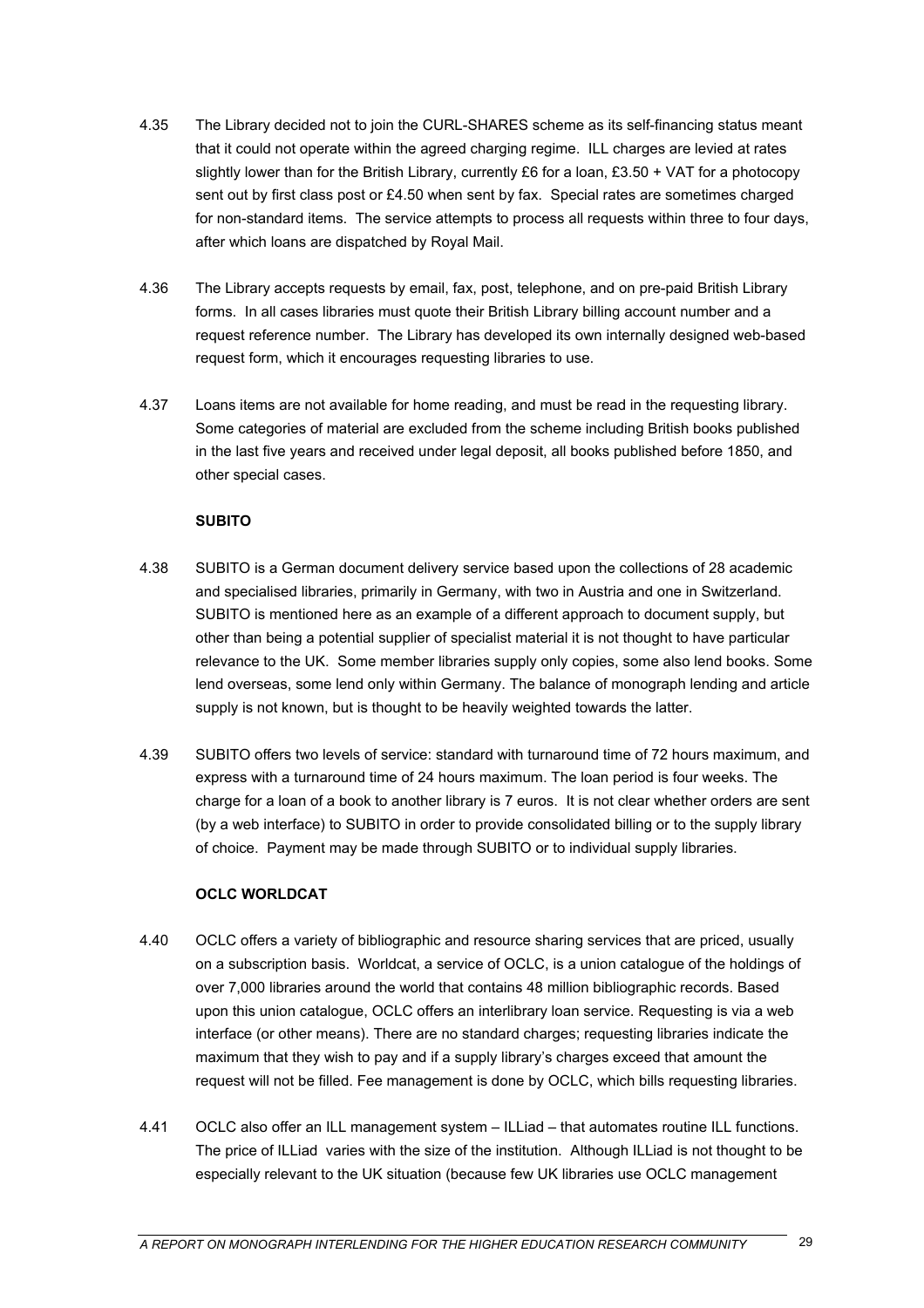4.35 The Library decided not to join the CURL-SHARES scheme as its self-financing status meant that it could not operate within the agreed charging regime. ILL charges are levied at rates slightly lower than for the British Library, currently £6 for a loan, £3.50 + VAT for a photocopy sent out by first class post or £4.50 when sent by fax. Special rates are sometimes charged for non-standard items. The service attempts to process all requests within three to four days, after which loans are dispatched by Royal Mail.

4.36 The Library accepts requests by email, fax, post, telephone, and on pre-paid British Library forms. In all cases libraries must quote their British Library billing account number and a request reference number. The Library has developed its own internally designed web-based request form, which it encourages requesting libraries to use.

4.37 Loans items are not available for home reading, and must be read in the requesting library. Some categories of material are excluded from the scheme including British books published in the last five years and received under legal deposit, all books published before 1850, and other special cases.

**SUBITO**

4.38 SUBITO is a German document delivery service based upon the collections of 28 academic and specialised libraries, primarily in Germany, with two in Austria and one in Switzerland. SUBITO is mentioned here as an example of a different approach to document supply, but other than being a potential supplier of specialist material it is not thought to have particular relevance to the UK. Some member libraries supply only copies, some also lend books. Some lend overseas, some lend only within Germany. The balance of monograph lending and article supply is not known, but is thought to be heavily weighted towards the latter.

4.39 SUBITO offers two levels of service: standard with turnaround time of 72 hours maximum, and express with a turnaround time of 24 hours maximum. The loan period is four weeks. The charge for a loan of a book to another library is 7 euros. It is not clear whether orders are sent (by a web interface) to SUBITO in order to provide consolidated billing or to the supply library of choice. Payment may be made through SUBITO or to individual supply libraries.

**OCLC WORLDCAT**

4.40 OCLC offers a variety of bibliographic and resource sharing services that are priced, usually on a subscription basis. Worldcat, a service of OCLC, is a union catalogue of the holdings of over 7,000 libraries around the world that contains 48 million bibliographic records. Based upon this union catalogue, OCLC offers an interlibrary loan service. Requesting is via a web interface (or other means). There are no standard charges; requesting libraries indicate the maximum that they wish to pay and if a supply library's charges exceed that amount the request will not be filled. Fee management is done by OCLC, which bills requesting libraries.

4.41 OCLC also offer an ILL management system – ILLiad – that automates routine ILL functions. The price of ILLiad varies with the size of the institution. Although ILLiad is not thought to be especially relevant to the UK situation (because few UK libraries use OCLC management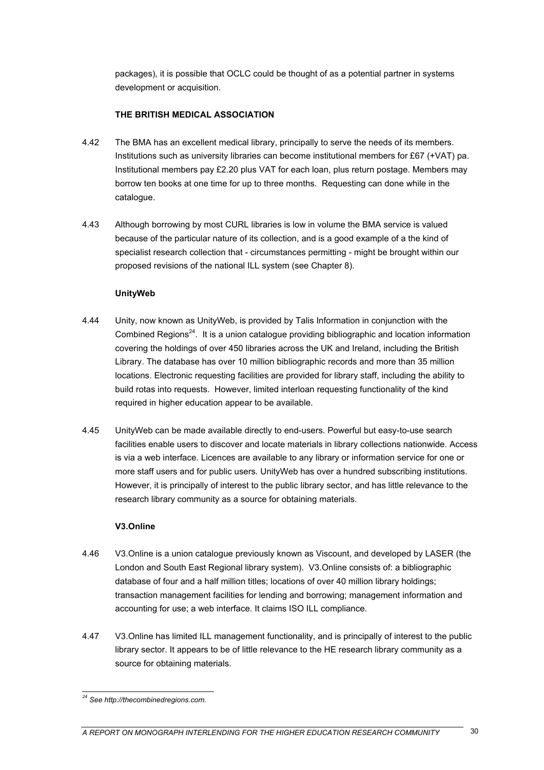packages), it is possible that OCLC could be thought of as a potential partner in systems development or acquisition.

**THE BRITISH MEDICAL ASSOCIATION**

4.42 The BMA has an excellent medical library, principally to serve the needs of its members. Institutions such as university libraries can become institutional members for £67 (+VAT) pa. Institutional members pay £2.20 plus VAT for each loan, plus return postage. Members may borrow ten books at one time for up to three months. Requesting can done while in the catalogue.

4.43 Although borrowing by most CURL libraries is low in volume the BMA service is valued because of the particular nature of its collection, and is a good example of a the kind of specialist research collection that - circumstances permitting - might be brought within our proposed revisions of the national ILL system (see Chapter 8).

**UnityWeb**

4.44 Unity, now known as UnityWeb, is provided by Talis Information in conjunction with the Combined Regions[24]. It is a union catalogue providing bibliographic and location information covering the holdings of over 450 libraries across the UK and Ireland, including the British Library. The database has over 10 million bibliographic records and more than 35 million locations. Electronic requesting facilities are provided for library staff, including the ability to build rotas into requests. However, limited interloan requesting functionality of the kind required in higher education appear to be available.

4.45 UnityWeb can be made available directly to end-users. Powerful but easy-to-use search facilities enable users to discover and locate materials in library collections nationwide. Access is via a web interface. Licences are available to any library or information service for one or more staff users and for public users. UnityWeb has over a hundred subscribing institutions. However, it is principally of interest to the public library sector, and has little relevance to the research library community as a source for obtaining materials.

**V3.Online**

4.46 V3.Online is a union catalogue previously known as Viscount, and developed by LASER (the London and South East Regional library system). V3.Online consists of: a bibliographic database of four and a half million titles; locations of over 40 million library holdings; transaction management facilities for lending and borrowing; management information and accounting for use; a web interface. It claims ISO ILL compliance.

4.47 V3.Online has limited ILL management functionality, and is principally of interest to the public library sector. It appears to be of little relevance to the HE research library community as a source for obtaining materials.

---

[24] *See http://thecombinedregions.com.*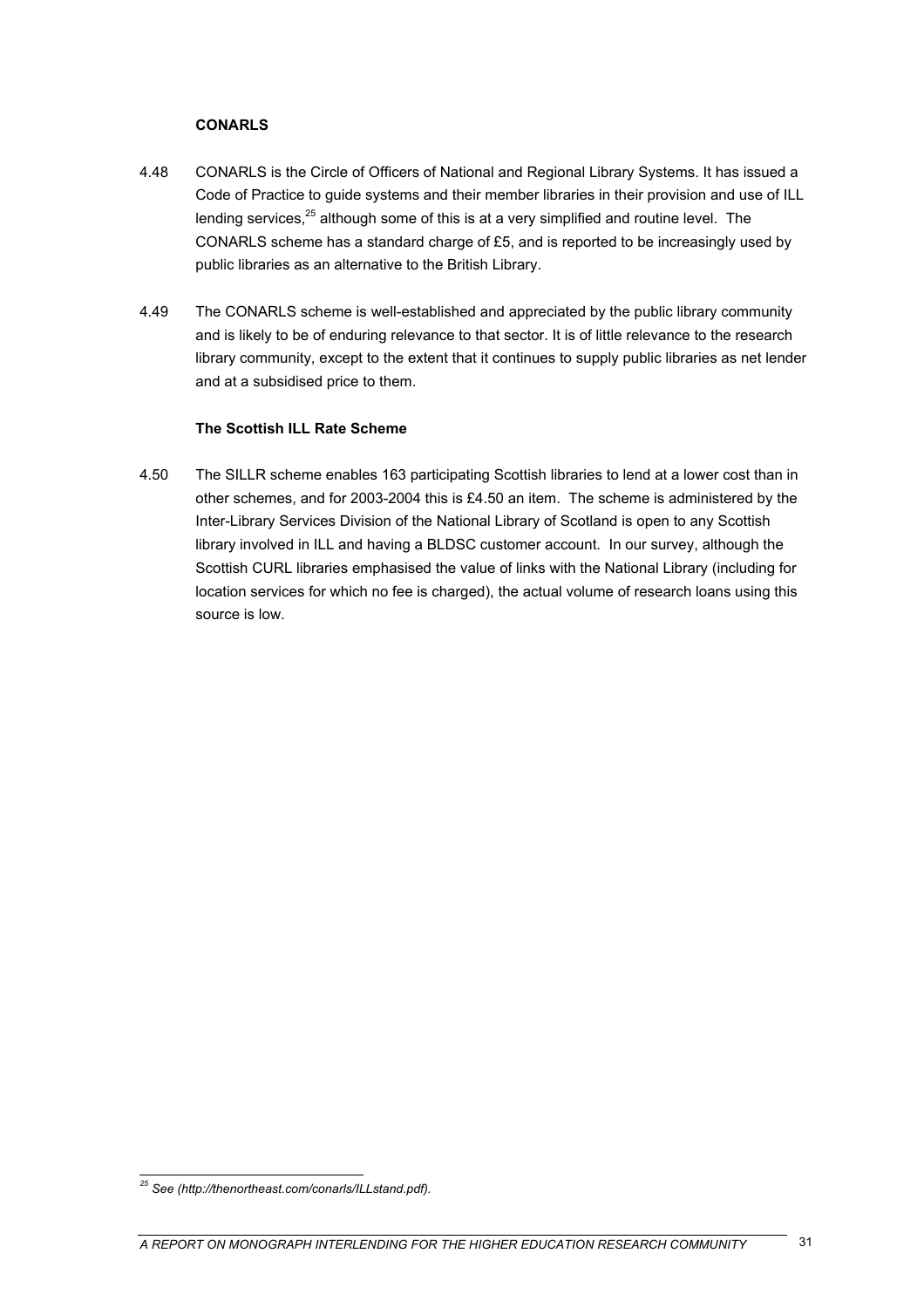### CONARLS

4.48 CONARLS is the Circle of Officers of National and Regional Library Systems. It has issued a Code of Practice to guide systems and their member libraries in their provision and use of ILL lending services,[25] although some of this is at a very simplified and routine level. The CONARLS scheme has a standard charge of £5, and is reported to be increasingly used by public libraries as an alternative to the British Library.

4.49 The CONARLS scheme is well-established and appreciated by the public library community and is likely to be of enduring relevance to that sector. It is of little relevance to the research library community, except to the extent that it continues to supply public libraries as net lender and at a subsidised price to them.

### The Scottish ILL Rate Scheme

4.50 The SILLR scheme enables 163 participating Scottish libraries to lend at a lower cost than in other schemes, and for 2003-2004 this is £4.50 an item. The scheme is administered by the Inter-Library Services Division of the National Library of Scotland is open to any Scottish library involved in ILL and having a BLDSC customer account. In our survey, although the Scottish CURL libraries emphasised the value of links with the National Library (including for location services for which no fee is charged), the actual volume of research loans using this source is low.

---

[25] *See (http://thenortheast.com/conarls/ILLstand.pdf).*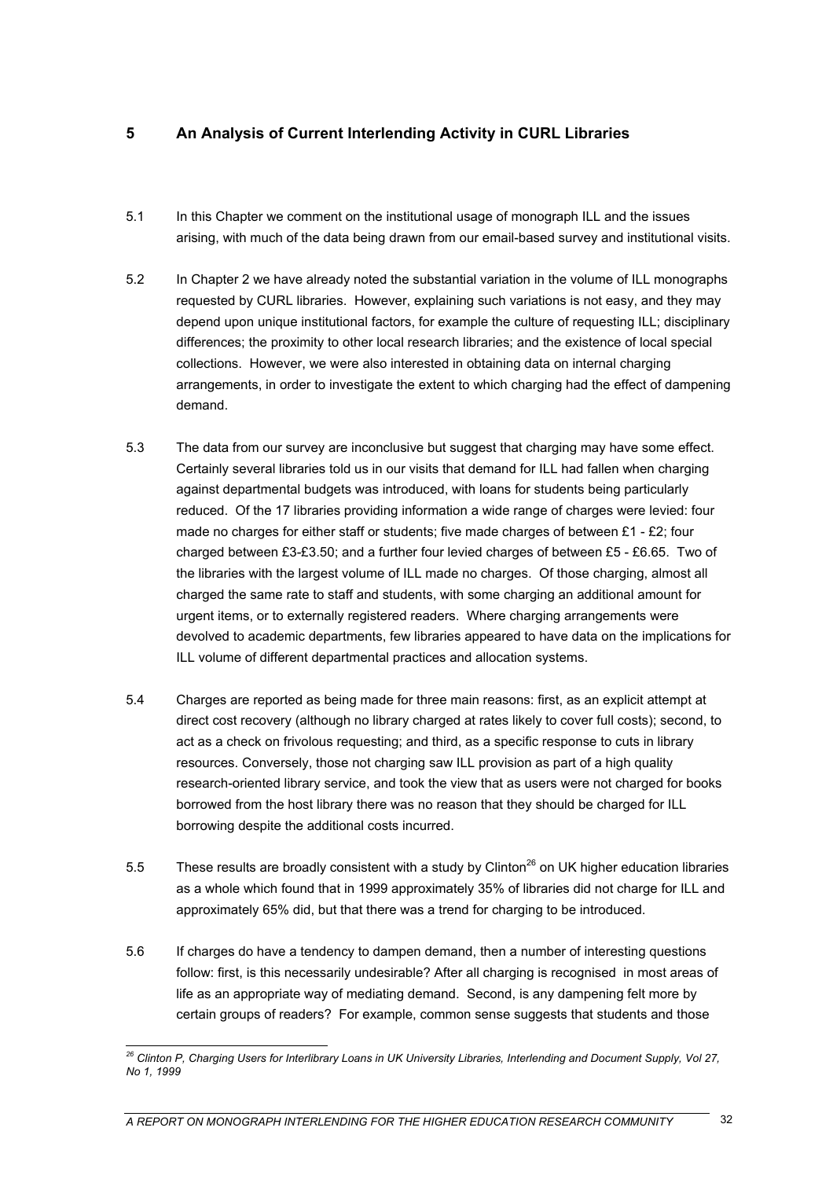## 5 An Analysis of Current Interlending Activity in CURL Libraries

5.1 In this Chapter we comment on the institutional usage of monograph ILL and the issues arising, with much of the data being drawn from our email-based survey and institutional visits.

5.2 In Chapter 2 we have already noted the substantial variation in the volume of ILL monographs requested by CURL libraries. However, explaining such variations is not easy, and they may depend upon unique institutional factors, for example the culture of requesting ILL; disciplinary differences; the proximity to other local research libraries; and the existence of local special collections. However, we were also interested in obtaining data on internal charging arrangements, in order to investigate the extent to which charging had the effect of dampening demand.

5.3 The data from our survey are inconclusive but suggest that charging may have some effect. Certainly several libraries told us in our visits that demand for ILL had fallen when charging against departmental budgets was introduced, with loans for students being particularly reduced. Of the 17 libraries providing information a wide range of charges were levied: four made no charges for either staff or students; five made charges of between £1 - £2; four charged between £3-£3.50; and a further four levied charges of between £5 - £6.65. Two of the libraries with the largest volume of ILL made no charges. Of those charging, almost all charged the same rate to staff and students, with some charging an additional amount for urgent items, or to externally registered readers. Where charging arrangements were devolved to academic departments, few libraries appeared to have data on the implications for ILL volume of different departmental practices and allocation systems.

5.4 Charges are reported as being made for three main reasons: first, as an explicit attempt at direct cost recovery (although no library charged at rates likely to cover full costs); second, to act as a check on frivolous requesting; and third, as a specific response to cuts in library resources. Conversely, those not charging saw ILL provision as part of a high quality research-oriented library service, and took the view that as users were not charged for books borrowed from the host library there was no reason that they should be charged for ILL borrowing despite the additional costs incurred.

5.5 These results are broadly consistent with a study by Clinton[26] on UK higher education libraries as a whole which found that in 1999 approximately 35% of libraries did not charge for ILL and approximately 65% did, but that there was a trend for charging to be introduced.

5.6 If charges do have a tendency to dampen demand, then a number of interesting questions follow: first, is this necessarily undesirable? After all charging is recognised in most areas of life as an appropriate way of mediating demand. Second, is any dampening felt more by certain groups of readers? For example, common sense suggests that students and those

---

[26] *Clinton P, Charging Users for Interlibrary Loans in UK University Libraries, Interlending and Document Supply, Vol 27, No 1, 1999*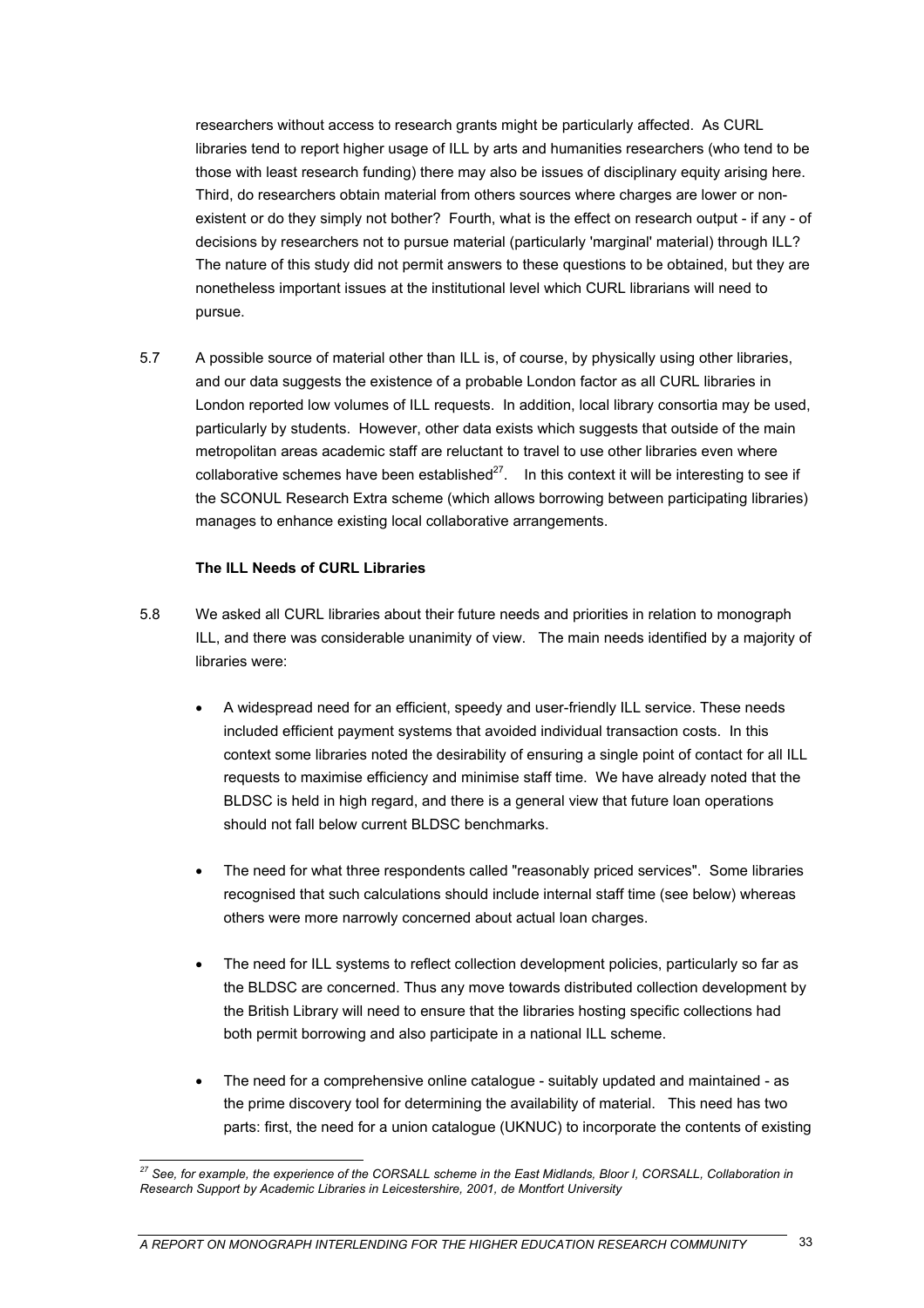researchers without access to research grants might be particularly affected. As CURL libraries tend to report higher usage of ILL by arts and humanities researchers (who tend to be those with least research funding) there may also be issues of disciplinary equity arising here. Third, do researchers obtain material from others sources where charges are lower or non-existent or do they simply not bother? Fourth, what is the effect on research output - if any - of decisions by researchers not to pursue material (particularly 'marginal' material) through ILL? The nature of this study did not permit answers to these questions to be obtained, but they are nonetheless important issues at the institutional level which CURL librarians will need to pursue.

5.7 A possible source of material other than ILL is, of course, by physically using other libraries, and our data suggests the existence of a probable London factor as all CURL libraries in London reported low volumes of ILL requests. In addition, local library consortia may be used, particularly by students. However, other data exists which suggests that outside of the main metropolitan areas academic staff are reluctant to travel to use other libraries even where collaborative schemes have been established[27]. In this context it will be interesting to see if the SCONUL Research Extra scheme (which allows borrowing between participating libraries) manages to enhance existing local collaborative arrangements.

**The ILL Needs of CURL Libraries**

5.8 We asked all CURL libraries about their future needs and priorities in relation to monograph ILL, and there was considerable unanimity of view. The main needs identified by a majority of libraries were:

- A widespread need for an efficient, speedy and user-friendly ILL service. These needs included efficient payment systems that avoided individual transaction costs. In this context some libraries noted the desirability of ensuring a single point of contact for all ILL requests to maximise efficiency and minimise staff time. We have already noted that the BLDSC is held in high regard, and there is a general view that future loan operations should not fall below current BLDSC benchmarks.

- The need for what three respondents called "reasonably priced services". Some libraries recognised that such calculations should include internal staff time (see below) whereas others were more narrowly concerned about actual loan charges.

- The need for ILL systems to reflect collection development policies, particularly so far as the BLDSC are concerned. Thus any move towards distributed collection development by the British Library will need to ensure that the libraries hosting specific collections had both permit borrowing and also participate in a national ILL scheme.

- The need for a comprehensive online catalogue - suitably updated and maintained - as the prime discovery tool for determining the availability of material. This need has two parts: first, the need for a union catalogue (UKNUC) to incorporate the contents of existing

---

[27] *See, for example, the experience of the CORSALL scheme in the East Midlands, Bloor I, CORSALL, Collaboration in Research Support by Academic Libraries in Leicestershire, 2001, de Montfort University*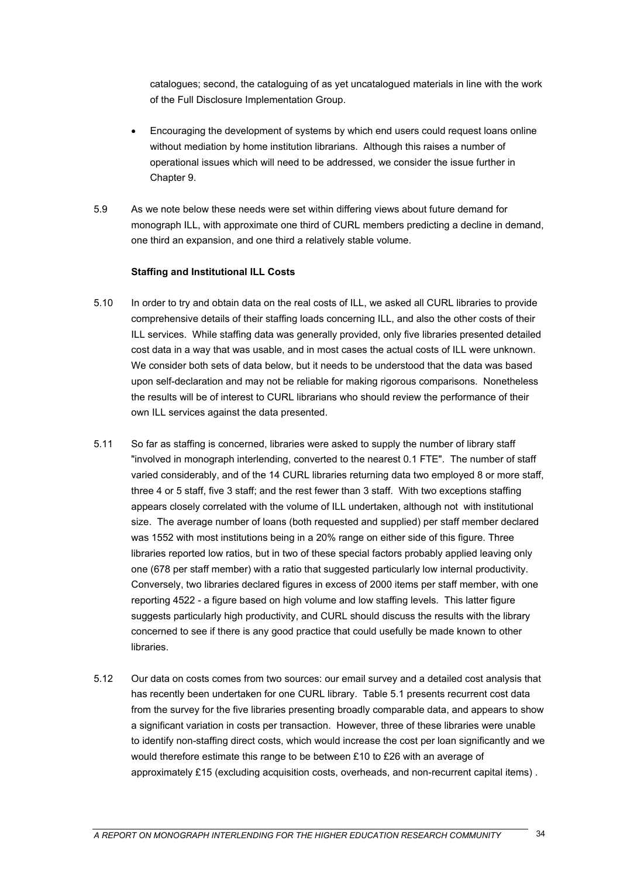catalogues; second, the cataloguing of as yet uncatalogued materials in line with the work of the Full Disclosure Implementation Group.

- Encouraging the development of systems by which end users could request loans online without mediation by home institution librarians. Although this raises a number of operational issues which will need to be addressed, we consider the issue further in Chapter 9.

5.9 As we note below these needs were set within differing views about future demand for monograph ILL, with approximate one third of CURL members predicting a decline in demand, one third an expansion, and one third a relatively stable volume.

**Staffing and Institutional ILL Costs**

5.10 In order to try and obtain data on the real costs of ILL, we asked all CURL libraries to provide comprehensive details of their staffing loads concerning ILL, and also the other costs of their ILL services. While staffing data was generally provided, only five libraries presented detailed cost data in a way that was usable, and in most cases the actual costs of ILL were unknown. We consider both sets of data below, but it needs to be understood that the data was based upon self-declaration and may not be reliable for making rigorous comparisons. Nonetheless the results will be of interest to CURL librarians who should review the performance of their own ILL services against the data presented.

5.11 So far as staffing is concerned, libraries were asked to supply the number of library staff "involved in monograph interlending, converted to the nearest 0.1 FTE". The number of staff varied considerably, and of the 14 CURL libraries returning data two employed 8 or more staff, three 4 or 5 staff, five 3 staff; and the rest fewer than 3 staff. With two exceptions staffing appears closely correlated with the volume of ILL undertaken, although not with institutional size. The average number of loans (both requested and supplied) per staff member declared was 1552 with most institutions being in a 20% range on either side of this figure. Three libraries reported low ratios, but in two of these special factors probably applied leaving only one (678 per staff member) with a ratio that suggested particularly low internal productivity. Conversely, two libraries declared figures in excess of 2000 items per staff member, with one reporting 4522 - a figure based on high volume and low staffing levels. This latter figure suggests particularly high productivity, and CURL should discuss the results with the library concerned to see if there is any good practice that could usefully be made known to other libraries.

5.12 Our data on costs comes from two sources: our email survey and a detailed cost analysis that has recently been undertaken for one CURL library. Table 5.1 presents recurrent cost data from the survey for the five libraries presenting broadly comparable data, and appears to show a significant variation in costs per transaction. However, three of these libraries were unable to identify non-staffing direct costs, which would increase the cost per loan significantly and we would therefore estimate this range to be between £10 to £26 with an average of approximately £15 (excluding acquisition costs, overheads, and non-recurrent capital items) .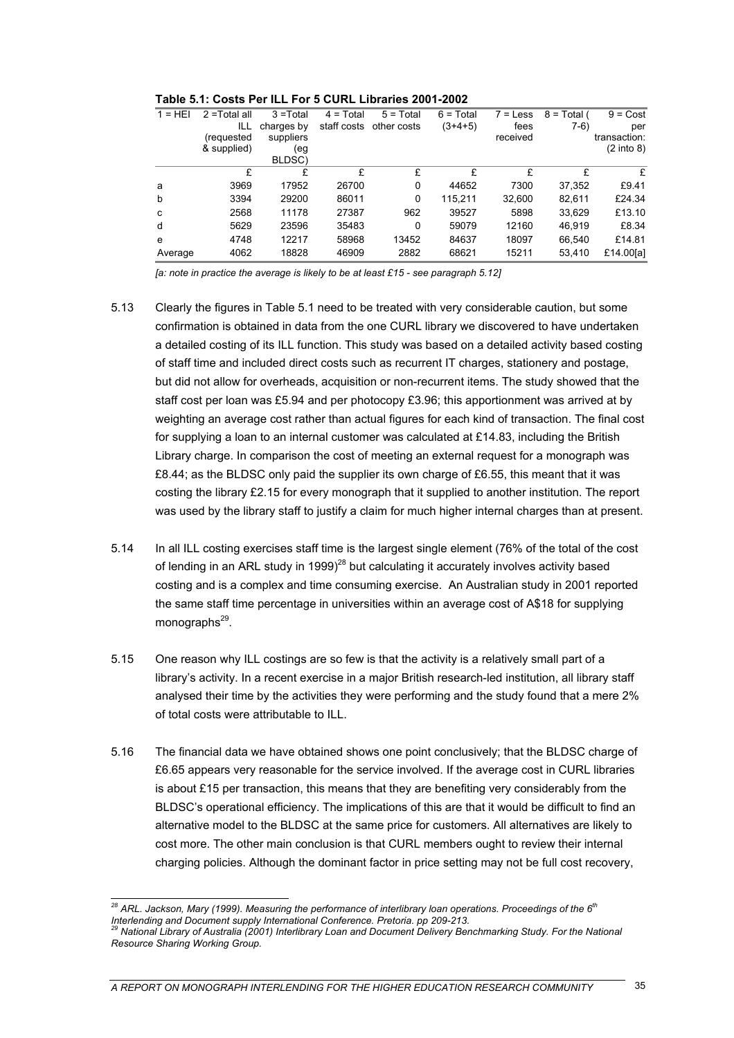**Table 5.1: Costs Per ILL For 5 CURL Libraries 2001-2002**

| 1 = HEI | 2 =Total all ILL (requested & supplied) | 3 =Total charges by suppliers (eg BLDSC) | 4 = Total staff costs | 5 = Total other costs | 6 = Total (3+4+5) | 7 = Less fees received | 8 = Total ( 7-6) | 9 = Cost per transaction: (2 into 8) |
|---|---|---|---|---|---|---|---|---|
| | £ | £ | £ | £ | £ | £ | £ | £ |
| a | 3969 | 17952 | 26700 | 0 | 44652 | 7300 | 37,352 | £9.41 |
| b | 3394 | 29200 | 86011 | 0 | 115,211 | 32,600 | 82,611 | £24.34 |
| c | 2568 | 11178 | 27387 | 962 | 39527 | 5898 | 33,629 | £13.10 |
| d | 5629 | 23596 | 35483 | 0 | 59079 | 12160 | 46,919 | £8.34 |
| e | 4748 | 12217 | 58968 | 13452 | 84637 | 18097 | 66,540 | £14.81 |
| Average | 4062 | 18828 | 46909 | 2882 | 68621 | 15211 | 53,410 | £14.00[a] |

*[a: note in practice the average is likely to be at least £15 - see paragraph 5.12]*

5.13 Clearly the figures in Table 5.1 need to be treated with very considerable caution, but some confirmation is obtained in data from the one CURL library we discovered to have undertaken a detailed costing of its ILL function. This study was based on a detailed activity based costing of staff time and included direct costs such as recurrent IT charges, stationery and postage, but did not allow for overheads, acquisition or non-recurrent items. The study showed that the staff cost per loan was £5.94 and per photocopy £3.96; this apportionment was arrived at by weighting an average cost rather than actual figures for each kind of transaction. The final cost for supplying a loan to an internal customer was calculated at £14.83, including the British Library charge. In comparison the cost of meeting an external request for a monograph was £8.44; as the BLDSC only paid the supplier its own charge of £6.55, this meant that it was costing the library £2.15 for every monograph that it supplied to another institution. The report was used by the library staff to justify a claim for much higher internal charges than at present.

5.14 In all ILL costing exercises staff time is the largest single element (76% of the total of the cost of lending in an ARL study in 1999)[28] but calculating it accurately involves activity based costing and is a complex and time consuming exercise. An Australian study in 2001 reported the same staff time percentage in universities within an average cost of A$18 for supplying monographs[29].

5.15 One reason why ILL costings are so few is that the activity is a relatively small part of a library's activity. In a recent exercise in a major British research-led institution, all library staff analysed their time by the activities they were performing and the study found that a mere 2% of total costs were attributable to ILL.

5.16 The financial data we have obtained shows one point conclusively; that the BLDSC charge of £6.65 appears very reasonable for the service involved. If the average cost in CURL libraries is about £15 per transaction, this means that they are benefiting very considerably from the BLDSC's operational efficiency. The implications of this are that it would be difficult to find an alternative model to the BLDSC at the same price for customers. All alternatives are likely to cost more. The other main conclusion is that CURL members ought to review their internal charging policies. Although the dominant factor in price setting may not be full cost recovery,

---

[28] *ARL. Jackson, Mary (1999). Measuring the performance of interlibrary loan operations. Proceedings of the 6th Interlending and Document supply International Conference. Pretoria. pp 209-213.*

[29] *National Library of Australia (2001) Interlibrary Loan and Document Delivery Benchmarking Study. For the National Resource Sharing Working Group.*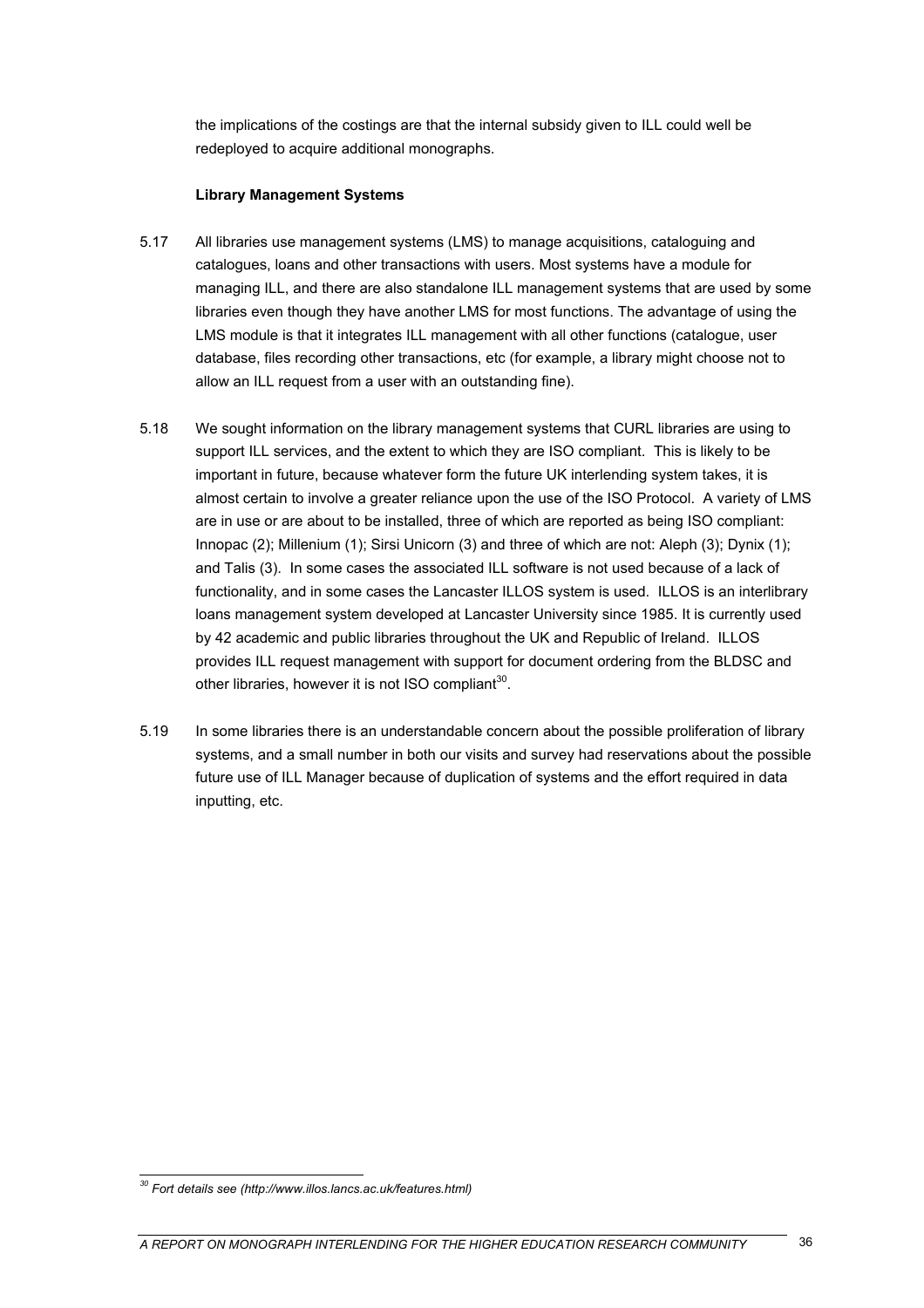the implications of the costings are that the internal subsidy given to ILL could well be redeployed to acquire additional monographs.

### Library Management Systems

5.17 All libraries use management systems (LMS) to manage acquisitions, cataloguing and catalogues, loans and other transactions with users. Most systems have a module for managing ILL, and there are also standalone ILL management systems that are used by some libraries even though they have another LMS for most functions. The advantage of using the LMS module is that it integrates ILL management with all other functions (catalogue, user database, files recording other transactions, etc (for example, a library might choose not to allow an ILL request from a user with an outstanding fine).

5.18 We sought information on the library management systems that CURL libraries are using to support ILL services, and the extent to which they are ISO compliant. This is likely to be important in future, because whatever form the future UK interlending system takes, it is almost certain to involve a greater reliance upon the use of the ISO Protocol. A variety of LMS are in use or are about to be installed, three of which are reported as being ISO compliant: Innopac (2); Millenium (1); Sirsi Unicorn (3) and three of which are not: Aleph (3); Dynix (1); and Talis (3). In some cases the associated ILL software is not used because of a lack of functionality, and in some cases the Lancaster ILLOS system is used. ILLOS is an interlibrary loans management system developed at Lancaster University since 1985. It is currently used by 42 academic and public libraries throughout the UK and Republic of Ireland. ILLOS provides ILL request management with support for document ordering from the BLDSC and other libraries, however it is not ISO compliant[30].

5.19 In some libraries there is an understandable concern about the possible proliferation of library systems, and a small number in both our visits and survey had reservations about the possible future use of ILL Manager because of duplication of systems and the effort required in data inputting, etc.

---

[30] *Fort details see (http://www.illos.lancs.ac.uk/features.html)*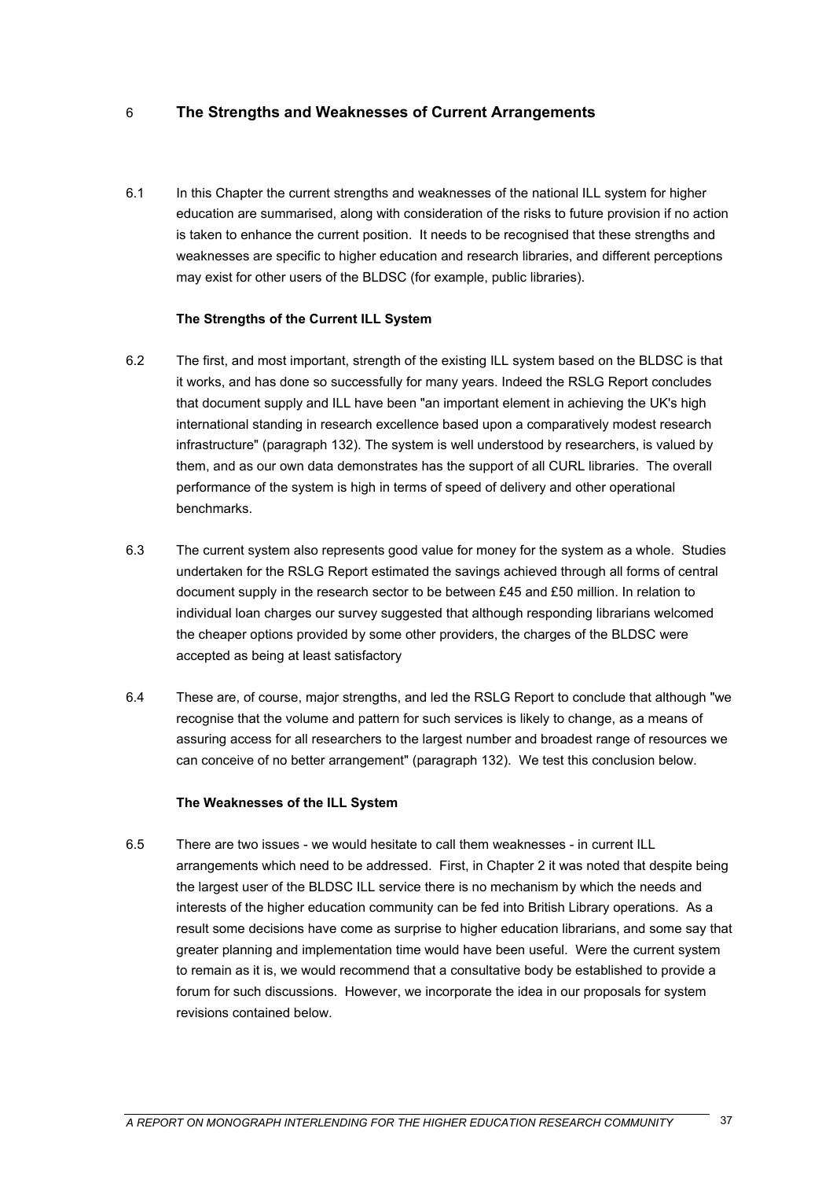## 6 The Strengths and Weaknesses of Current Arrangements

6.1 In this Chapter the current strengths and weaknesses of the national ILL system for higher education are summarised, along with consideration of the risks to future provision if no action is taken to enhance the current position. It needs to be recognised that these strengths and weaknesses are specific to higher education and research libraries, and different perceptions may exist for other users of the BLDSC (for example, public libraries).

**The Strengths of the Current ILL System**

6.2 The first, and most important, strength of the existing ILL system based on the BLDSC is that it works, and has done so successfully for many years. Indeed the RSLG Report concludes that document supply and ILL have been "an important element in achieving the UK's high international standing in research excellence based upon a comparatively modest research infrastructure" (paragraph 132). The system is well understood by researchers, is valued by them, and as our own data demonstrates has the support of all CURL libraries. The overall performance of the system is high in terms of speed of delivery and other operational benchmarks.

6.3 The current system also represents good value for money for the system as a whole. Studies undertaken for the RSLG Report estimated the savings achieved through all forms of central document supply in the research sector to be between £45 and £50 million. In relation to individual loan charges our survey suggested that although responding librarians welcomed the cheaper options provided by some other providers, the charges of the BLDSC were accepted as being at least satisfactory

6.4 These are, of course, major strengths, and led the RSLG Report to conclude that although "we recognise that the volume and pattern for such services is likely to change, as a means of assuring access for all researchers to the largest number and broadest range of resources we can conceive of no better arrangement" (paragraph 132). We test this conclusion below.

**The Weaknesses of the ILL System**

6.5 There are two issues - we would hesitate to call them weaknesses - in current ILL arrangements which need to be addressed. First, in Chapter 2 it was noted that despite being the largest user of the BLDSC ILL service there is no mechanism by which the needs and interests of the higher education community can be fed into British Library operations. As a result some decisions have come as surprise to higher education librarians, and some say that greater planning and implementation time would have been useful. Were the current system to remain as it is, we would recommend that a consultative body be established to provide a forum for such discussions. However, we incorporate the idea in our proposals for system revisions contained below.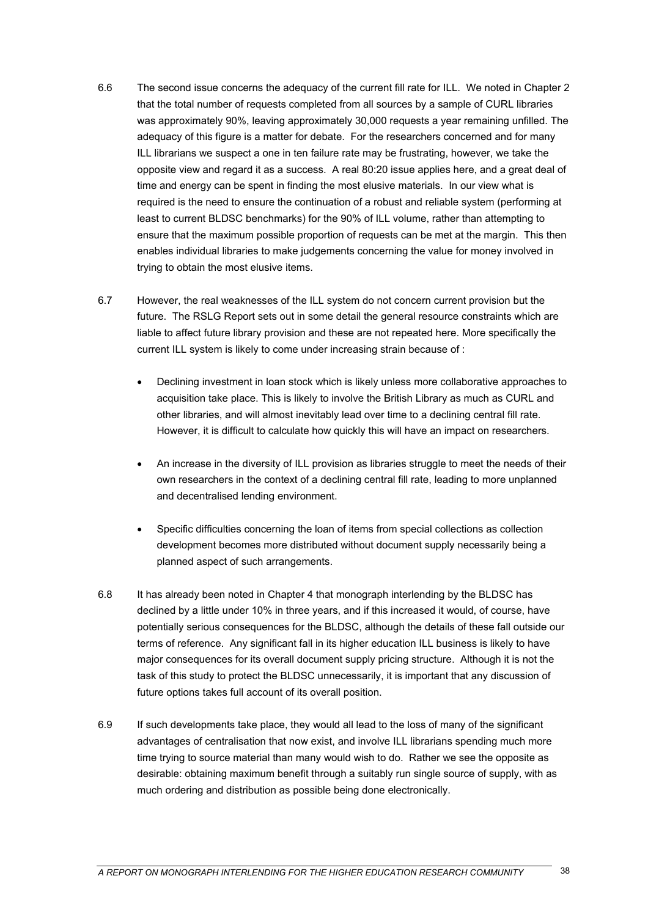6.6 The second issue concerns the adequacy of the current fill rate for ILL. We noted in Chapter 2 that the total number of requests completed from all sources by a sample of CURL libraries was approximately 90%, leaving approximately 30,000 requests a year remaining unfilled. The adequacy of this figure is a matter for debate. For the researchers concerned and for many ILL librarians we suspect a one in ten failure rate may be frustrating, however, we take the opposite view and regard it as a success. A real 80:20 issue applies here, and a great deal of time and energy can be spent in finding the most elusive materials. In our view what is required is the need to ensure the continuation of a robust and reliable system (performing at least to current BLDSC benchmarks) for the 90% of ILL volume, rather than attempting to ensure that the maximum possible proportion of requests can be met at the margin. This then enables individual libraries to make judgements concerning the value for money involved in trying to obtain the most elusive items.

6.7 However, the real weaknesses of the ILL system do not concern current provision but the future. The RSLG Report sets out in some detail the general resource constraints which are liable to affect future library provision and these are not repeated here. More specifically the current ILL system is likely to come under increasing strain because of :

- Declining investment in loan stock which is likely unless more collaborative approaches to acquisition take place. This is likely to involve the British Library as much as CURL and other libraries, and will almost inevitably lead over time to a declining central fill rate. However, it is difficult to calculate how quickly this will have an impact on researchers.

- An increase in the diversity of ILL provision as libraries struggle to meet the needs of their own researchers in the context of a declining central fill rate, leading to more unplanned and decentralised lending environment.

- Specific difficulties concerning the loan of items from special collections as collection development becomes more distributed without document supply necessarily being a planned aspect of such arrangements.

6.8 It has already been noted in Chapter 4 that monograph interlending by the BLDSC has declined by a little under 10% in three years, and if this increased it would, of course, have potentially serious consequences for the BLDSC, although the details of these fall outside our terms of reference. Any significant fall in its higher education ILL business is likely to have major consequences for its overall document supply pricing structure. Although it is not the task of this study to protect the BLDSC unnecessarily, it is important that any discussion of future options takes full account of its overall position.

6.9 If such developments take place, they would all lead to the loss of many of the significant advantages of centralisation that now exist, and involve ILL librarians spending much more time trying to source material than many would wish to do. Rather we see the opposite as desirable: obtaining maximum benefit through a suitably run single source of supply, with as much ordering and distribution as possible being done electronically.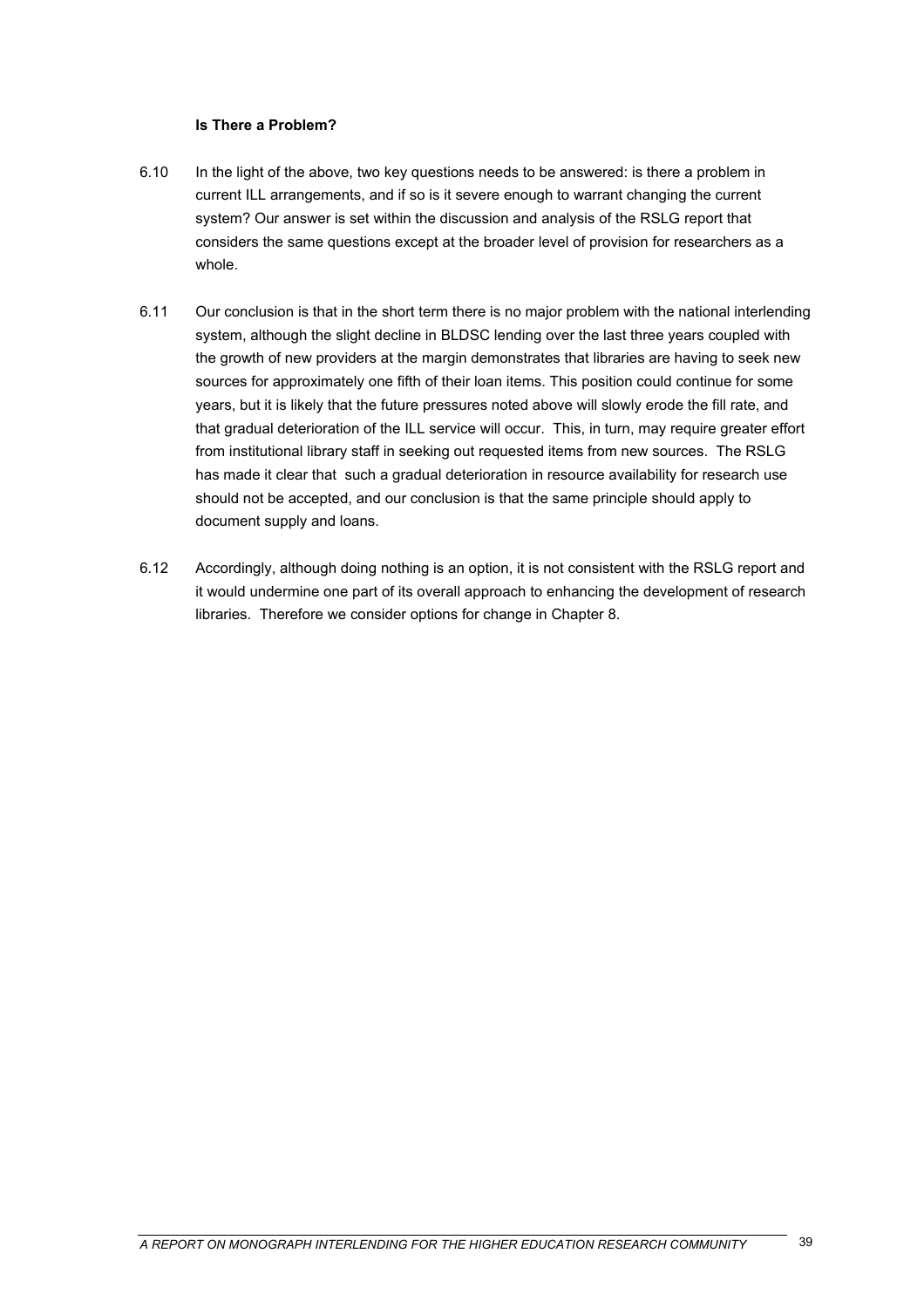**Is There a Problem?**

6.10 In the light of the above, two key questions needs to be answered: is there a problem in current ILL arrangements, and if so is it severe enough to warrant changing the current system? Our answer is set within the discussion and analysis of the RSLG report that considers the same questions except at the broader level of provision for researchers as a whole.

6.11 Our conclusion is that in the short term there is no major problem with the national interlending system, although the slight decline in BLDSC lending over the last three years coupled with the growth of new providers at the margin demonstrates that libraries are having to seek new sources for approximately one fifth of their loan items. This position could continue for some years, but it is likely that the future pressures noted above will slowly erode the fill rate, and that gradual deterioration of the ILL service will occur. This, in turn, may require greater effort from institutional library staff in seeking out requested items from new sources. The RSLG has made it clear that such a gradual deterioration in resource availability for research use should not be accepted, and our conclusion is that the same principle should apply to document supply and loans.

6.12 Accordingly, although doing nothing is an option, it is not consistent with the RSLG report and it would undermine one part of its overall approach to enhancing the development of research libraries. Therefore we consider options for change in Chapter 8.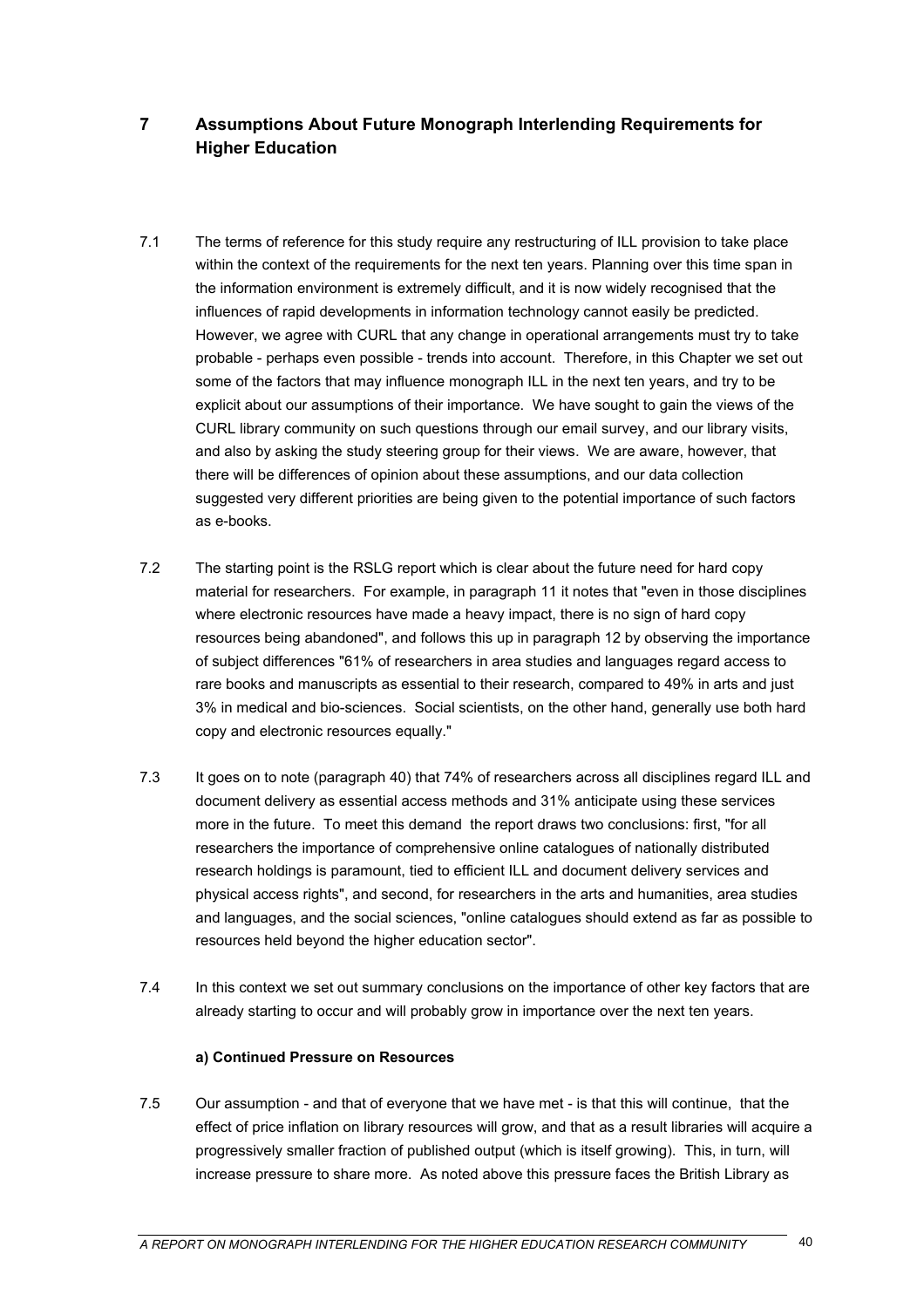## 7 Assumptions About Future Monograph Interlending Requirements for Higher Education

7.1 The terms of reference for this study require any restructuring of ILL provision to take place within the context of the requirements for the next ten years. Planning over this time span in the information environment is extremely difficult, and it is now widely recognised that the influences of rapid developments in information technology cannot easily be predicted. However, we agree with CURL that any change in operational arrangements must try to take probable - perhaps even possible - trends into account. Therefore, in this Chapter we set out some of the factors that may influence monograph ILL in the next ten years, and try to be explicit about our assumptions of their importance. We have sought to gain the views of the CURL library community on such questions through our email survey, and our library visits, and also by asking the study steering group for their views. We are aware, however, that there will be differences of opinion about these assumptions, and our data collection suggested very different priorities are being given to the potential importance of such factors as e-books.

7.2 The starting point is the RSLG report which is clear about the future need for hard copy material for researchers. For example, in paragraph 11 it notes that "even in those disciplines where electronic resources have made a heavy impact, there is no sign of hard copy resources being abandoned", and follows this up in paragraph 12 by observing the importance of subject differences "61% of researchers in area studies and languages regard access to rare books and manuscripts as essential to their research, compared to 49% in arts and just 3% in medical and bio-sciences. Social scientists, on the other hand, generally use both hard copy and electronic resources equally."

7.3 It goes on to note (paragraph 40) that 74% of researchers across all disciplines regard ILL and document delivery as essential access methods and 31% anticipate using these services more in the future. To meet this demand the report draws two conclusions: first, "for all researchers the importance of comprehensive online catalogues of nationally distributed research holdings is paramount, tied to efficient ILL and document delivery services and physical access rights", and second, for researchers in the arts and humanities, area studies and languages, and the social sciences, "online catalogues should extend as far as possible to resources held beyond the higher education sector".

7.4 In this context we set out summary conclusions on the importance of other key factors that are already starting to occur and will probably grow in importance over the next ten years.

**a) Continued Pressure on Resources**

7.5 Our assumption - and that of everyone that we have met - is that this will continue, that the effect of price inflation on library resources will grow, and that as a result libraries will acquire a progressively smaller fraction of published output (which is itself growing). This, in turn, will increase pressure to share more. As noted above this pressure faces the British Library as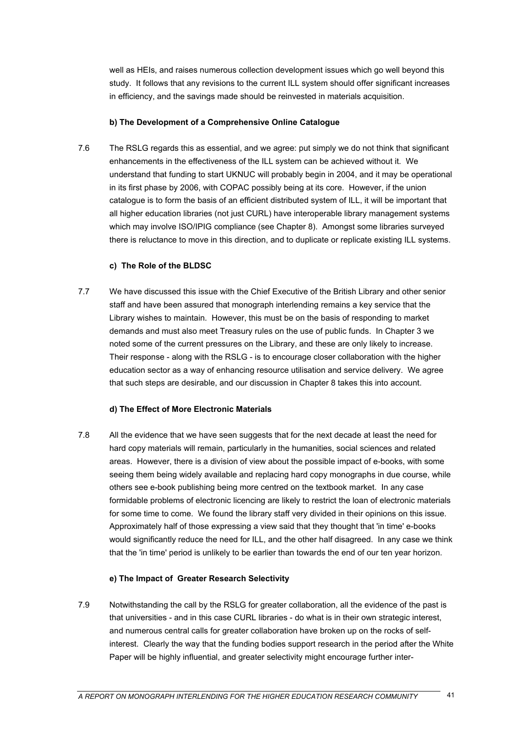well as HEIs, and raises numerous collection development issues which go well beyond this study. It follows that any revisions to the current ILL system should offer significant increases in efficiency, and the savings made should be reinvested in materials acquisition.

**b) The Development of a Comprehensive Online Catalogue**

7.6 The RSLG regards this as essential, and we agree: put simply we do not think that significant enhancements in the effectiveness of the ILL system can be achieved without it. We understand that funding to start UKNUC will probably begin in 2004, and it may be operational in its first phase by 2006, with COPAC possibly being at its core. However, if the union catalogue is to form the basis of an efficient distributed system of ILL, it will be important that all higher education libraries (not just CURL) have interoperable library management systems which may involve ISO/IPIG compliance (see Chapter 8). Amongst some libraries surveyed there is reluctance to move in this direction, and to duplicate or replicate existing ILL systems.

**c) The Role of the BLDSC**

7.7 We have discussed this issue with the Chief Executive of the British Library and other senior staff and have been assured that monograph interlending remains a key service that the Library wishes to maintain. However, this must be on the basis of responding to market demands and must also meet Treasury rules on the use of public funds. In Chapter 3 we noted some of the current pressures on the Library, and these are only likely to increase. Their response - along with the RSLG - is to encourage closer collaboration with the higher education sector as a way of enhancing resource utilisation and service delivery. We agree that such steps are desirable, and our discussion in Chapter 8 takes this into account.

**d) The Effect of More Electronic Materials**

7.8 All the evidence that we have seen suggests that for the next decade at least the need for hard copy materials will remain, particularly in the humanities, social sciences and related areas. However, there is a division of view about the possible impact of e-books, with some seeing them being widely available and replacing hard copy monographs in due course, while others see e-book publishing being more centred on the textbook market. In any case formidable problems of electronic licencing are likely to restrict the loan of electronic materials for some time to come. We found the library staff very divided in their opinions on this issue. Approximately half of those expressing a view said that they thought that 'in time' e-books would significantly reduce the need for ILL, and the other half disagreed. In any case we think that the 'in time' period is unlikely to be earlier than towards the end of our ten year horizon.

**e) The Impact of Greater Research Selectivity**

7.9 Notwithstanding the call by the RSLG for greater collaboration, all the evidence of the past is that universities - and in this case CURL libraries - do what is in their own strategic interest, and numerous central calls for greater collaboration have broken up on the rocks of self-interest. Clearly the way that the funding bodies support research in the period after the White Paper will be highly influential, and greater selectivity might encourage further inter-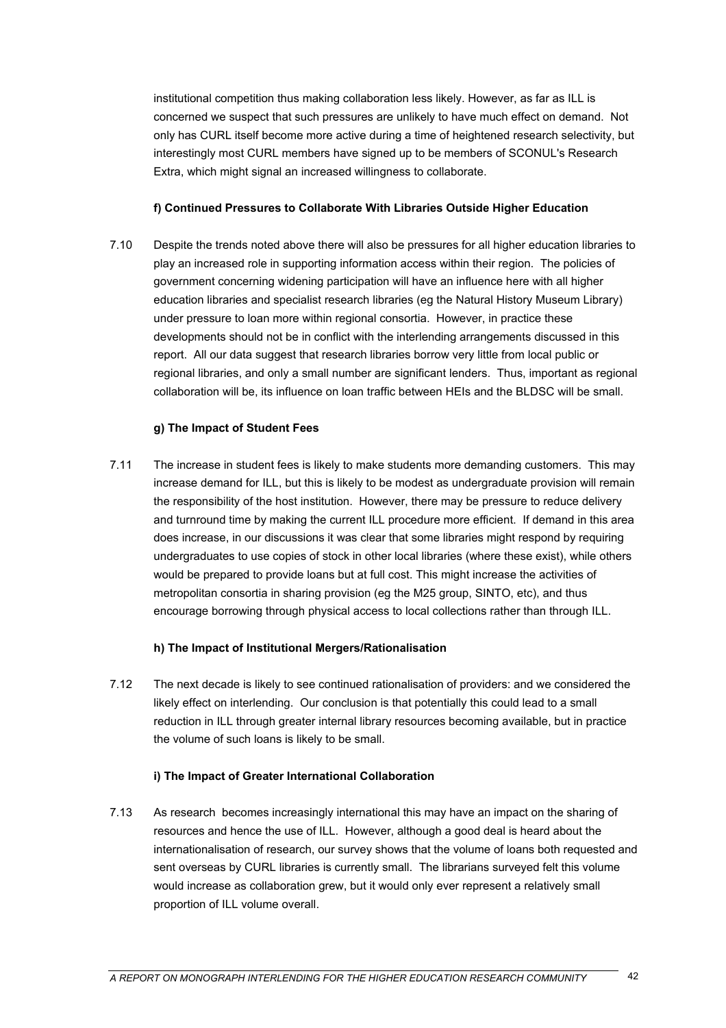institutional competition thus making collaboration less likely. However, as far as ILL is concerned we suspect that such pressures are unlikely to have much effect on demand. Not only has CURL itself become more active during a time of heightened research selectivity, but interestingly most CURL members have signed up to be members of SCONUL's Research Extra, which might signal an increased willingness to collaborate.

**f) Continued Pressures to Collaborate With Libraries Outside Higher Education**

7.10 Despite the trends noted above there will also be pressures for all higher education libraries to play an increased role in supporting information access within their region. The policies of government concerning widening participation will have an influence here with all higher education libraries and specialist research libraries (eg the Natural History Museum Library) under pressure to loan more within regional consortia. However, in practice these developments should not be in conflict with the interlending arrangements discussed in this report. All our data suggest that research libraries borrow very little from local public or regional libraries, and only a small number are significant lenders. Thus, important as regional collaboration will be, its influence on loan traffic between HEIs and the BLDSC will be small.

**g) The Impact of Student Fees**

7.11 The increase in student fees is likely to make students more demanding customers. This may increase demand for ILL, but this is likely to be modest as undergraduate provision will remain the responsibility of the host institution. However, there may be pressure to reduce delivery and turnround time by making the current ILL procedure more efficient. If demand in this area does increase, in our discussions it was clear that some libraries might respond by requiring undergraduates to use copies of stock in other local libraries (where these exist), while others would be prepared to provide loans but at full cost. This might increase the activities of metropolitan consortia in sharing provision (eg the M25 group, SINTO, etc), and thus encourage borrowing through physical access to local collections rather than through ILL.

**h) The Impact of Institutional Mergers/Rationalisation**

7.12 The next decade is likely to see continued rationalisation of providers: and we considered the likely effect on interlending. Our conclusion is that potentially this could lead to a small reduction in ILL through greater internal library resources becoming available, but in practice the volume of such loans is likely to be small.

**i) The Impact of Greater International Collaboration**

7.13 As research becomes increasingly international this may have an impact on the sharing of resources and hence the use of ILL. However, although a good deal is heard about the internationalisation of research, our survey shows that the volume of loans both requested and sent overseas by CURL libraries is currently small. The librarians surveyed felt this volume would increase as collaboration grew, but it would only ever represent a relatively small proportion of ILL volume overall.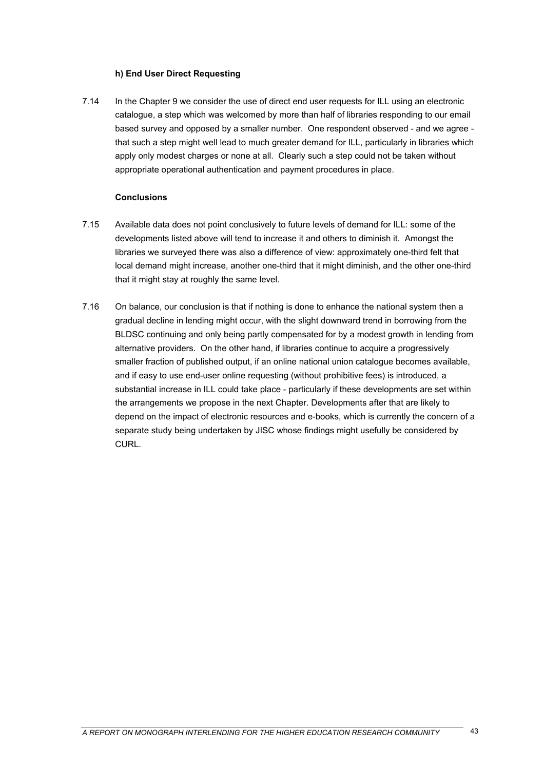#### h) End User Direct Requesting

7.14 In the Chapter 9 we consider the use of direct end user requests for ILL using an electronic catalogue, a step which was welcomed by more than half of libraries responding to our email based survey and opposed by a smaller number. One respondent observed - and we agree - that such a step might well lead to much greater demand for ILL, particularly in libraries which apply only modest charges or none at all. Clearly such a step could not be taken without appropriate operational authentication and payment procedures in place.

#### Conclusions

7.15 Available data does not point conclusively to future levels of demand for ILL: some of the developments listed above will tend to increase it and others to diminish it. Amongst the libraries we surveyed there was also a difference of view: approximately one-third felt that local demand might increase, another one-third that it might diminish, and the other one-third that it might stay at roughly the same level.

7.16 On balance, our conclusion is that if nothing is done to enhance the national system then a gradual decline in lending might occur, with the slight downward trend in borrowing from the BLDSC continuing and only being partly compensated for by a modest growth in lending from alternative providers. On the other hand, if libraries continue to acquire a progressively smaller fraction of published output, if an online national union catalogue becomes available, and if easy to use end-user online requesting (without prohibitive fees) is introduced, a substantial increase in ILL could take place - particularly if these developments are set within the arrangements we propose in the next Chapter. Developments after that are likely to depend on the impact of electronic resources and e-books, which is currently the concern of a separate study being undertaken by JISC whose findings might usefully be considered by CURL.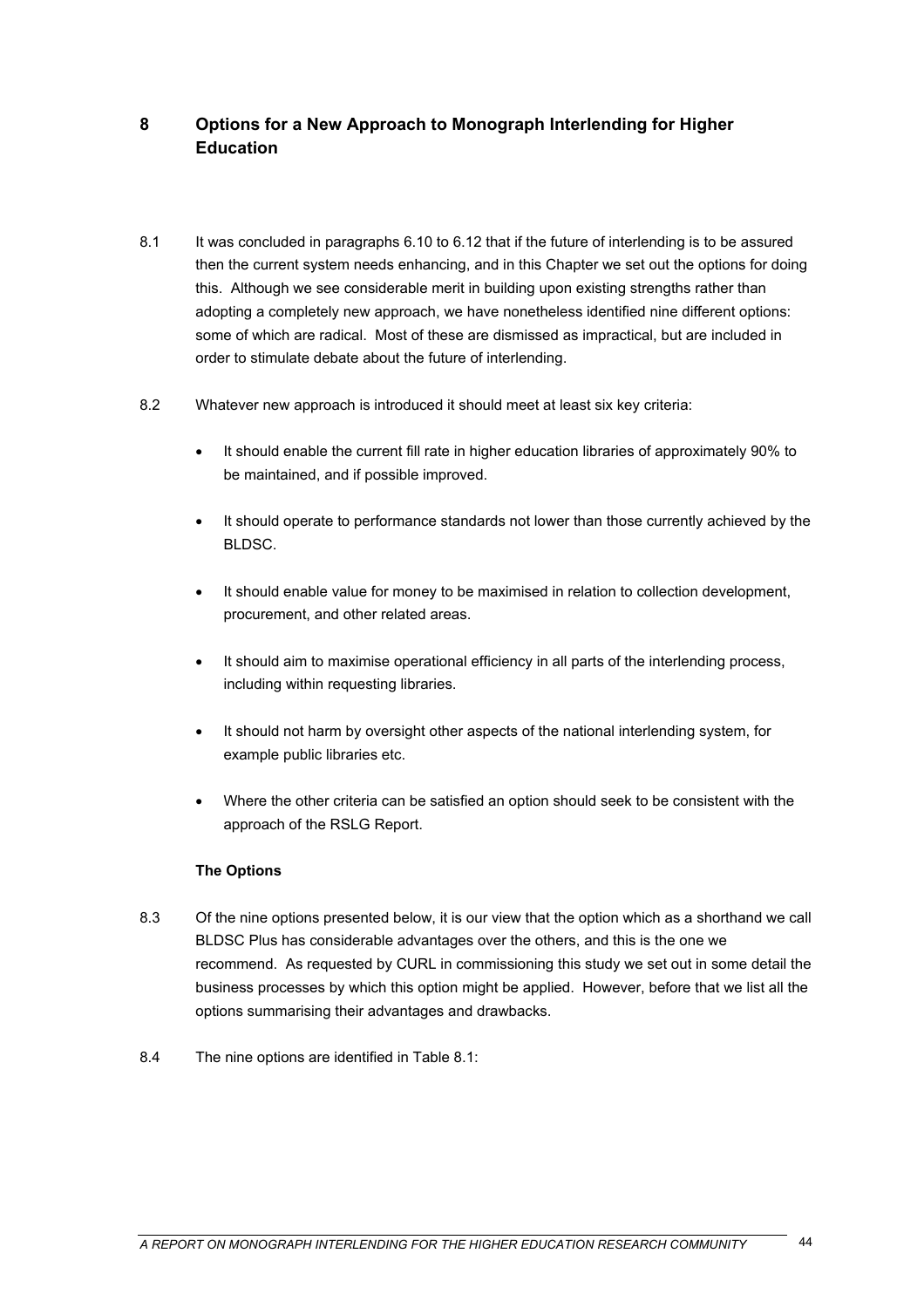# 8 Options for a New Approach to Monograph Interlending for Higher Education

8.1 It was concluded in paragraphs 6.10 to 6.12 that if the future of interlending is to be assured then the current system needs enhancing, and in this Chapter we set out the options for doing this. Although we see considerable merit in building upon existing strengths rather than adopting a completely new approach, we have nonetheless identified nine different options: some of which are radical. Most of these are dismissed as impractical, but are included in order to stimulate debate about the future of interlending.

8.2 Whatever new approach is introduced it should meet at least six key criteria:

- It should enable the current fill rate in higher education libraries of approximately 90% to be maintained, and if possible improved.
- It should operate to performance standards not lower than those currently achieved by the BLDSC.
- It should enable value for money to be maximised in relation to collection development, procurement, and other related areas.
- It should aim to maximise operational efficiency in all parts of the interlending process, including within requesting libraries.
- It should not harm by oversight other aspects of the national interlending system, for example public libraries etc.
- Where the other criteria can be satisfied an option should seek to be consistent with the approach of the RSLG Report.

**The Options**

8.3 Of the nine options presented below, it is our view that the option which as a shorthand we call BLDSC Plus has considerable advantages over the others, and this is the one we recommend. As requested by CURL in commissioning this study we set out in some detail the business processes by which this option might be applied. However, before that we list all the options summarising their advantages and drawbacks.

8.4 The nine options are identified in Table 8.1: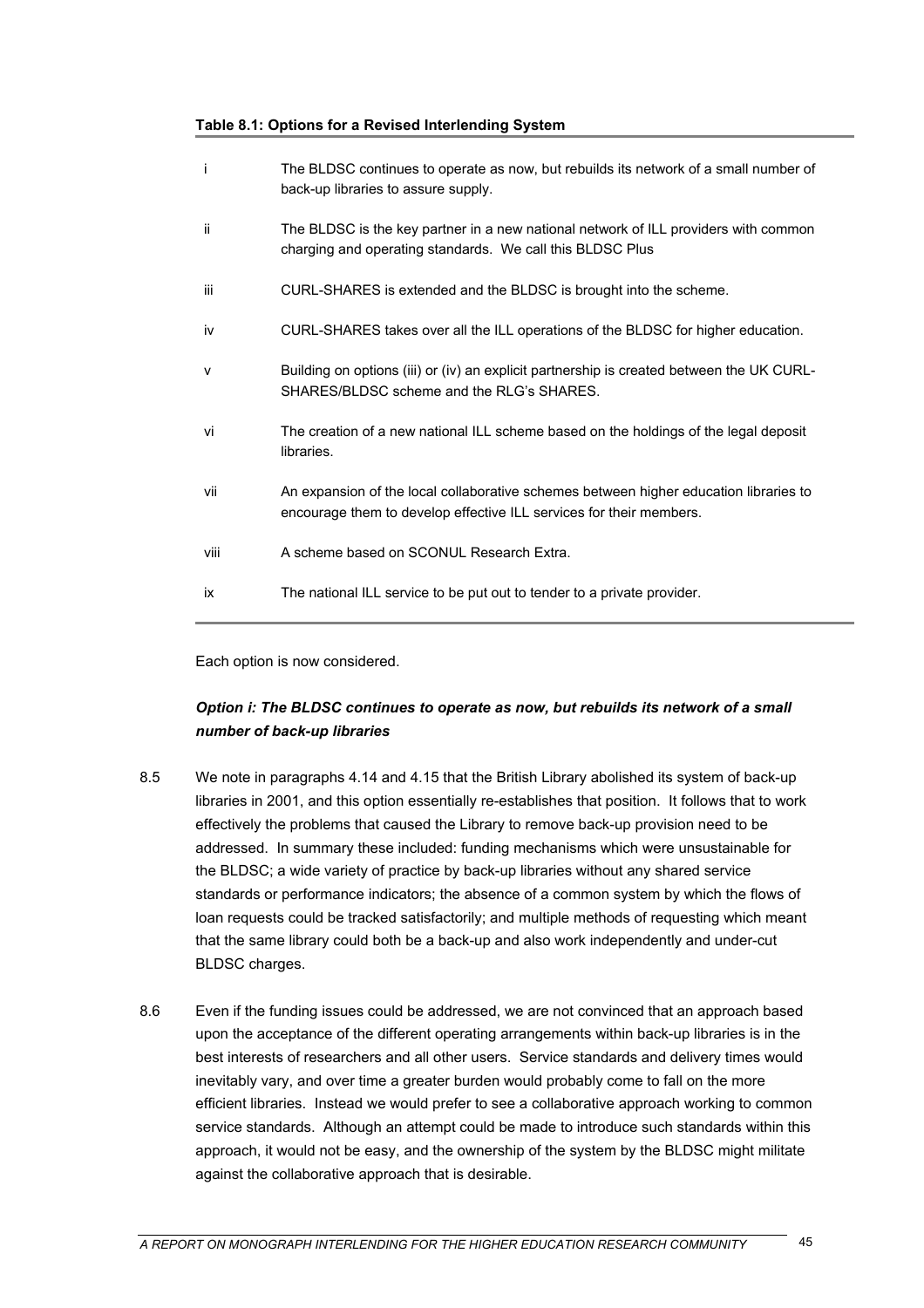**Table 8.1: Options for a Revised Interlending System**

| | |
|---|---|
| i | The BLDSC continues to operate as now, but rebuilds its network of a small number of back-up libraries to assure supply. |
| ii | The BLDSC is the key partner in a new national network of ILL providers with common charging and operating standards. We call this BLDSC Plus |
| iii | CURL-SHARES is extended and the BLDSC is brought into the scheme. |
| iv | CURL-SHARES takes over all the ILL operations of the BLDSC for higher education. |
| v | Building on options (iii) or (iv) an explicit partnership is created between the UK CURL-SHARES/BLDSC scheme and the RLG's SHARES. |
| vi | The creation of a new national ILL scheme based on the holdings of the legal deposit libraries. |
| vii | An expansion of the local collaborative schemes between higher education libraries to encourage them to develop effective ILL services for their members. |
| viii | A scheme based on SCONUL Research Extra. |
| ix | The national ILL service to be put out to tender to a private provider. |

Each option is now considered.

***Option i: The BLDSC continues to operate as now, but rebuilds its network of a small number of back-up libraries***

8.5 We note in paragraphs 4.14 and 4.15 that the British Library abolished its system of back-up libraries in 2001, and this option essentially re-establishes that position. It follows that to work effectively the problems that caused the Library to remove back-up provision need to be addressed. In summary these included: funding mechanisms which were unsustainable for the BLDSC; a wide variety of practice by back-up libraries without any shared service standards or performance indicators; the absence of a common system by which the flows of loan requests could be tracked satisfactorily; and multiple methods of requesting which meant that the same library could both be a back-up and also work independently and under-cut BLDSC charges.

8.6 Even if the funding issues could be addressed, we are not convinced that an approach based upon the acceptance of the different operating arrangements within back-up libraries is in the best interests of researchers and all other users. Service standards and delivery times would inevitably vary, and over time a greater burden would probably come to fall on the more efficient libraries. Instead we would prefer to see a collaborative approach working to common service standards. Although an attempt could be made to introduce such standards within this approach, it would not be easy, and the ownership of the system by the BLDSC might militate against the collaborative approach that is desirable.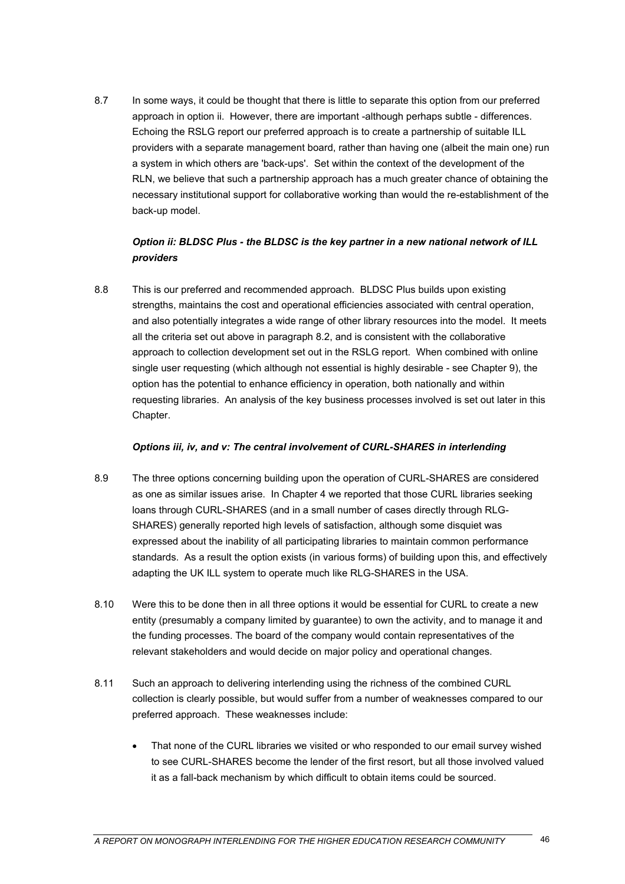8.7 In some ways, it could be thought that there is little to separate this option from our preferred approach in option ii. However, there are important -although perhaps subtle - differences. Echoing the RSLG report our preferred approach is to create a partnership of suitable ILL providers with a separate management board, rather than having one (albeit the main one) run a system in which others are 'back-ups'. Set within the context of the development of the RLN, we believe that such a partnership approach has a much greater chance of obtaining the necessary institutional support for collaborative working than would the re-establishment of the back-up model.

***Option ii: BLDSC Plus - the BLDSC is the key partner in a new national network of ILL providers***

8.8 This is our preferred and recommended approach. BLDSC Plus builds upon existing strengths, maintains the cost and operational efficiencies associated with central operation, and also potentially integrates a wide range of other library resources into the model. It meets all the criteria set out above in paragraph 8.2, and is consistent with the collaborative approach to collection development set out in the RSLG report. When combined with online single user requesting (which although not essential is highly desirable - see Chapter 9), the option has the potential to enhance efficiency in operation, both nationally and within requesting libraries. An analysis of the key business processes involved is set out later in this Chapter.

***Options iii, iv, and v: The central involvement of CURL-SHARES in interlending***

8.9 The three options concerning building upon the operation of CURL-SHARES are considered as one as similar issues arise. In Chapter 4 we reported that those CURL libraries seeking loans through CURL-SHARES (and in a small number of cases directly through RLG-SHARES) generally reported high levels of satisfaction, although some disquiet was expressed about the inability of all participating libraries to maintain common performance standards. As a result the option exists (in various forms) of building upon this, and effectively adapting the UK ILL system to operate much like RLG-SHARES in the USA.

8.10 Were this to be done then in all three options it would be essential for CURL to create a new entity (presumably a company limited by guarantee) to own the activity, and to manage it and the funding processes. The board of the company would contain representatives of the relevant stakeholders and would decide on major policy and operational changes.

8.11 Such an approach to delivering interlending using the richness of the combined CURL collection is clearly possible, but would suffer from a number of weaknesses compared to our preferred approach. These weaknesses include:

- That none of the CURL libraries we visited or who responded to our email survey wished to see CURL-SHARES become the lender of the first resort, but all those involved valued it as a fall-back mechanism by which difficult to obtain items could be sourced.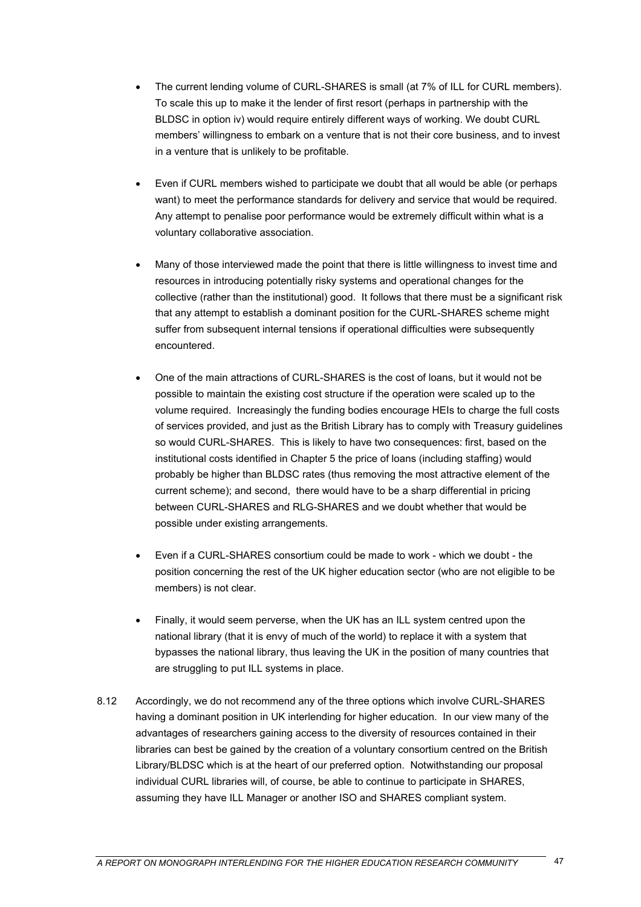- The current lending volume of CURL-SHARES is small (at 7% of ILL for CURL members). To scale this up to make it the lender of first resort (perhaps in partnership with the BLDSC in option iv) would require entirely different ways of working. We doubt CURL members' willingness to embark on a venture that is not their core business, and to invest in a venture that is unlikely to be profitable.

- Even if CURL members wished to participate we doubt that all would be able (or perhaps want) to meet the performance standards for delivery and service that would be required. Any attempt to penalise poor performance would be extremely difficult within what is a voluntary collaborative association.

- Many of those interviewed made the point that there is little willingness to invest time and resources in introducing potentially risky systems and operational changes for the collective (rather than the institutional) good. It follows that there must be a significant risk that any attempt to establish a dominant position for the CURL-SHARES scheme might suffer from subsequent internal tensions if operational difficulties were subsequently encountered.

- One of the main attractions of CURL-SHARES is the cost of loans, but it would not be possible to maintain the existing cost structure if the operation were scaled up to the volume required. Increasingly the funding bodies encourage HEIs to charge the full costs of services provided, and just as the British Library has to comply with Treasury guidelines so would CURL-SHARES. This is likely to have two consequences: first, based on the institutional costs identified in Chapter 5 the price of loans (including staffing) would probably be higher than BLDSC rates (thus removing the most attractive element of the current scheme); and second, there would have to be a sharp differential in pricing between CURL-SHARES and RLG-SHARES and we doubt whether that would be possible under existing arrangements.

- Even if a CURL-SHARES consortium could be made to work - which we doubt - the position concerning the rest of the UK higher education sector (who are not eligible to be members) is not clear.

- Finally, it would seem perverse, when the UK has an ILL system centred upon the national library (that it is envy of much of the world) to replace it with a system that bypasses the national library, thus leaving the UK in the position of many countries that are struggling to put ILL systems in place.

8.12 Accordingly, we do not recommend any of the three options which involve CURL-SHARES having a dominant position in UK interlending for higher education. In our view many of the advantages of researchers gaining access to the diversity of resources contained in their libraries can best be gained by the creation of a voluntary consortium centred on the British Library/BLDSC which is at the heart of our preferred option. Notwithstanding our proposal individual CURL libraries will, of course, be able to continue to participate in SHARES, assuming they have ILL Manager or another ISO and SHARES compliant system.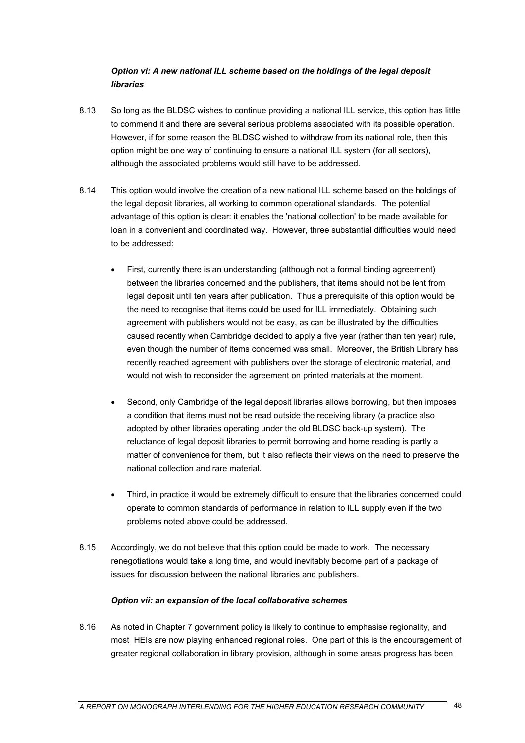***Option vi: A new national ILL scheme based on the holdings of the legal deposit libraries***

8.13 So long as the BLDSC wishes to continue providing a national ILL service, this option has little to commend it and there are several serious problems associated with its possible operation. However, if for some reason the BLDSC wished to withdraw from its national role, then this option might be one way of continuing to ensure a national ILL system (for all sectors), although the associated problems would still have to be addressed.

8.14 This option would involve the creation of a new national ILL scheme based on the holdings of the legal deposit libraries, all working to common operational standards. The potential advantage of this option is clear: it enables the 'national collection' to be made available for loan in a convenient and coordinated way. However, three substantial difficulties would need to be addressed:

- First, currently there is an understanding (although not a formal binding agreement) between the libraries concerned and the publishers, that items should not be lent from legal deposit until ten years after publication. Thus a prerequisite of this option would be the need to recognise that items could be used for ILL immediately. Obtaining such agreement with publishers would not be easy, as can be illustrated by the difficulties caused recently when Cambridge decided to apply a five year (rather than ten year) rule, even though the number of items concerned was small. Moreover, the British Library has recently reached agreement with publishers over the storage of electronic material, and would not wish to reconsider the agreement on printed materials at the moment.

- Second, only Cambridge of the legal deposit libraries allows borrowing, but then imposes a condition that items must not be read outside the receiving library (a practice also adopted by other libraries operating under the old BLDSC back-up system). The reluctance of legal deposit libraries to permit borrowing and home reading is partly a matter of convenience for them, but it also reflects their views on the need to preserve the national collection and rare material.

- Third, in practice it would be extremely difficult to ensure that the libraries concerned could operate to common standards of performance in relation to ILL supply even if the two problems noted above could be addressed.

8.15 Accordingly, we do not believe that this option could be made to work. The necessary renegotiations would take a long time, and would inevitably become part of a package of issues for discussion between the national libraries and publishers.

***Option vii: an expansion of the local collaborative schemes***

8.16 As noted in Chapter 7 government policy is likely to continue to emphasise regionality, and most HEIs are now playing enhanced regional roles. One part of this is the encouragement of greater regional collaboration in library provision, although in some areas progress has been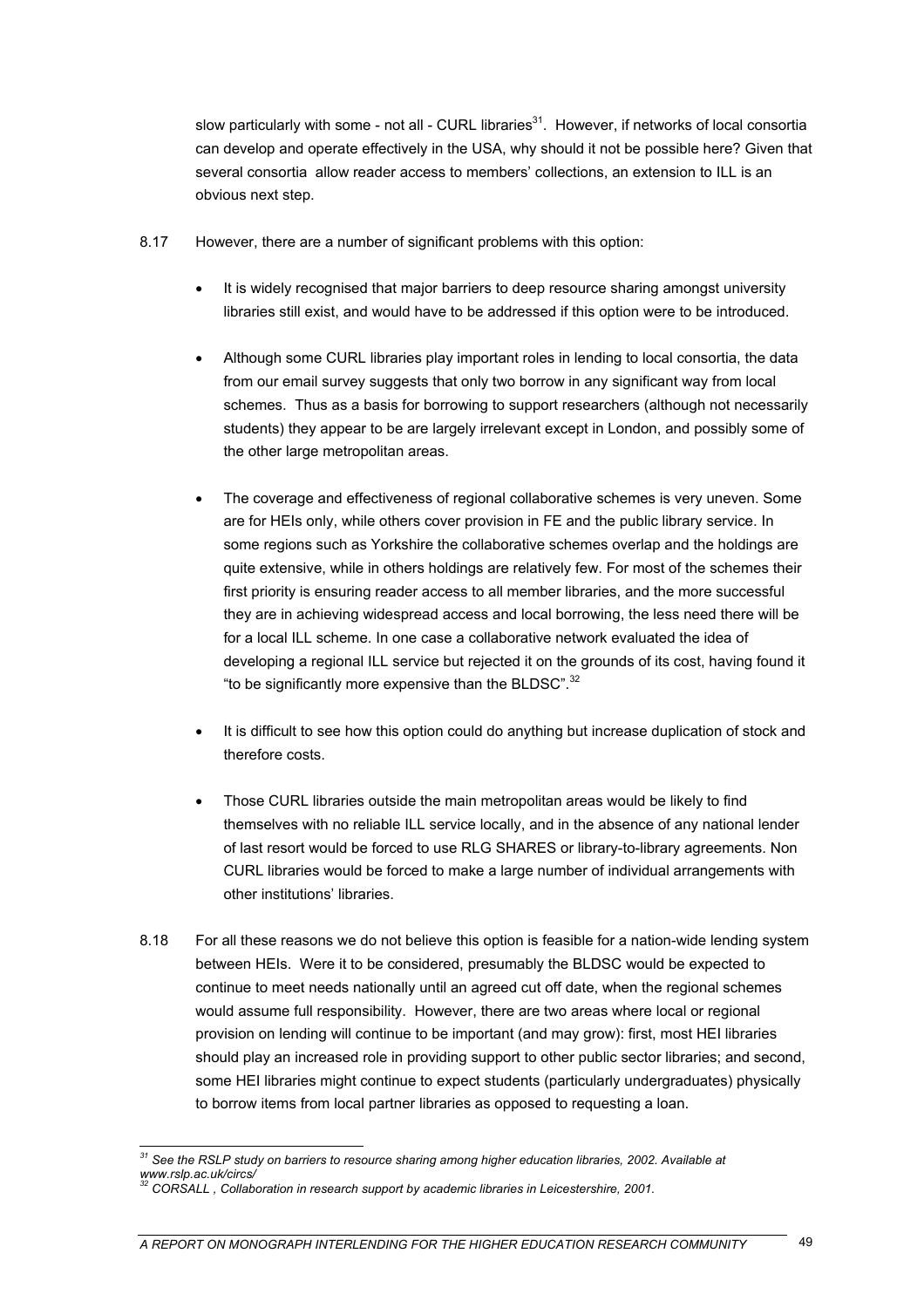slow particularly with some - not all - CURL libraries[31]. However, if networks of local consortia can develop and operate effectively in the USA, why should it not be possible here? Given that several consortia allow reader access to members' collections, an extension to ILL is an obvious next step.

8.17 However, there are a number of significant problems with this option:

- It is widely recognised that major barriers to deep resource sharing amongst university libraries still exist, and would have to be addressed if this option were to be introduced.

- Although some CURL libraries play important roles in lending to local consortia, the data from our email survey suggests that only two borrow in any significant way from local schemes. Thus as a basis for borrowing to support researchers (although not necessarily students) they appear to be are largely irrelevant except in London, and possibly some of the other large metropolitan areas.

- The coverage and effectiveness of regional collaborative schemes is very uneven. Some are for HEIs only, while others cover provision in FE and the public library service. In some regions such as Yorkshire the collaborative schemes overlap and the holdings are quite extensive, while in others holdings are relatively few. For most of the schemes their first priority is ensuring reader access to all member libraries, and the more successful they are in achieving widespread access and local borrowing, the less need there will be for a local ILL scheme. In one case a collaborative network evaluated the idea of developing a regional ILL service but rejected it on the grounds of its cost, having found it "to be significantly more expensive than the BLDSC".[32]

- It is difficult to see how this option could do anything but increase duplication of stock and therefore costs.

- Those CURL libraries outside the main metropolitan areas would be likely to find themselves with no reliable ILL service locally, and in the absence of any national lender of last resort would be forced to use RLG SHARES or library-to-library agreements. Non CURL libraries would be forced to make a large number of individual arrangements with other institutions' libraries.

8.18 For all these reasons we do not believe this option is feasible for a nation-wide lending system between HEIs. Were it to be considered, presumably the BLDSC would be expected to continue to meet needs nationally until an agreed cut off date, when the regional schemes would assume full responsibility. However, there are two areas where local or regional provision on lending will continue to be important (and may grow): first, most HEI libraries should play an increased role in providing support to other public sector libraries; and second, some HEI libraries might continue to expect students (particularly undergraduates) physically to borrow items from local partner libraries as opposed to requesting a loan.

---

[31] *See the RSLP study on barriers to resource sharing among higher education libraries, 2002. Available at www.rslp.ac.uk/circs/*

[32] *CORSALL , Collaboration in research support by academic libraries in Leicestershire, 2001.*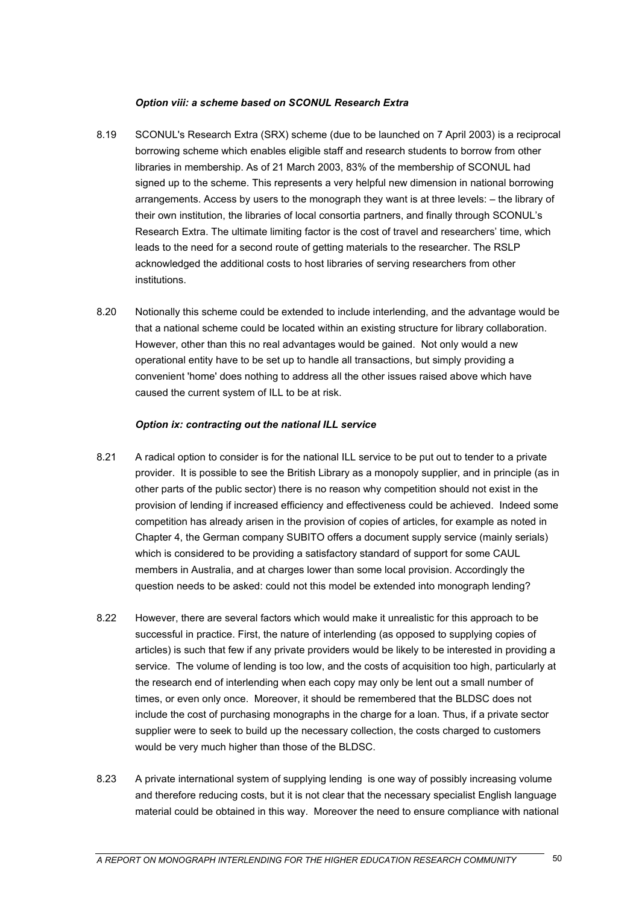*Option viii: a scheme based on SCONUL Research Extra*

8.19 SCONUL's Research Extra (SRX) scheme (due to be launched on 7 April 2003) is a reciprocal borrowing scheme which enables eligible staff and research students to borrow from other libraries in membership. As of 21 March 2003, 83% of the membership of SCONUL had signed up to the scheme. This represents a very helpful new dimension in national borrowing arrangements. Access by users to the monograph they want is at three levels: – the library of their own institution, the libraries of local consortia partners, and finally through SCONUL's Research Extra. The ultimate limiting factor is the cost of travel and researchers' time, which leads to the need for a second route of getting materials to the researcher. The RSLP acknowledged the additional costs to host libraries of serving researchers from other institutions.

8.20 Notionally this scheme could be extended to include interlending, and the advantage would be that a national scheme could be located within an existing structure for library collaboration. However, other than this no real advantages would be gained. Not only would a new operational entity have to be set up to handle all transactions, but simply providing a convenient 'home' does nothing to address all the other issues raised above which have caused the current system of ILL to be at risk.

*Option ix: contracting out the national ILL service*

8.21 A radical option to consider is for the national ILL service to be put out to tender to a private provider. It is possible to see the British Library as a monopoly supplier, and in principle (as in other parts of the public sector) there is no reason why competition should not exist in the provision of lending if increased efficiency and effectiveness could be achieved. Indeed some competition has already arisen in the provision of copies of articles, for example as noted in Chapter 4, the German company SUBITO offers a document supply service (mainly serials) which is considered to be providing a satisfactory standard of support for some CAUL members in Australia, and at charges lower than some local provision. Accordingly the question needs to be asked: could not this model be extended into monograph lending?

8.22 However, there are several factors which would make it unrealistic for this approach to be successful in practice. First, the nature of interlending (as opposed to supplying copies of articles) is such that few if any private providers would be likely to be interested in providing a service. The volume of lending is too low, and the costs of acquisition too high, particularly at the research end of interlending when each copy may only be lent out a small number of times, or even only once. Moreover, it should be remembered that the BLDSC does not include the cost of purchasing monographs in the charge for a loan. Thus, if a private sector supplier were to seek to build up the necessary collection, the costs charged to customers would be very much higher than those of the BLDSC.

8.23 A private international system of supplying lending is one way of possibly increasing volume and therefore reducing costs, but it is not clear that the necessary specialist English language material could be obtained in this way. Moreover the need to ensure compliance with national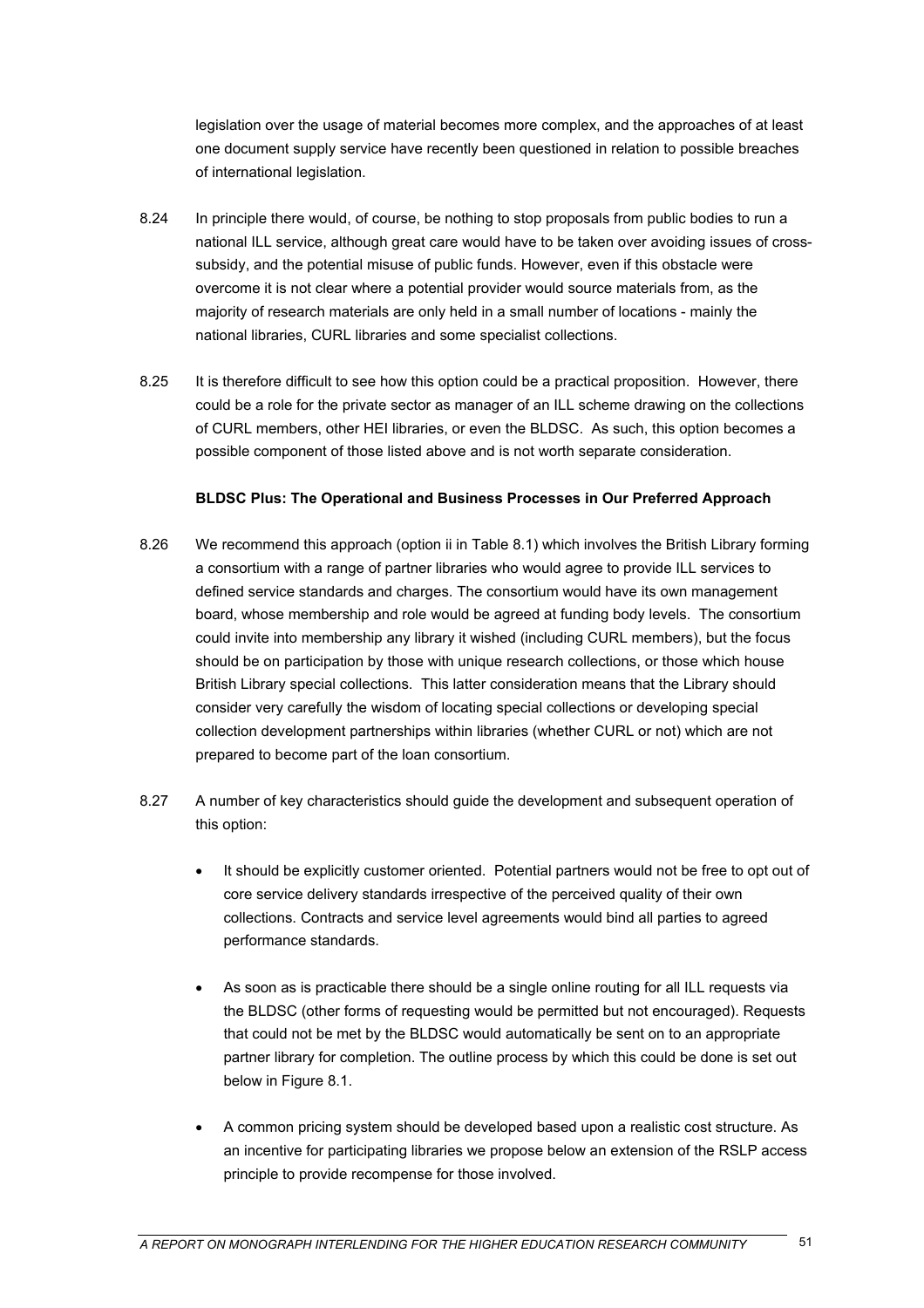legislation over the usage of material becomes more complex, and the approaches of at least one document supply service have recently been questioned in relation to possible breaches of international legislation.

8.24 In principle there would, of course, be nothing to stop proposals from public bodies to run a national ILL service, although great care would have to be taken over avoiding issues of cross-subsidy, and the potential misuse of public funds. However, even if this obstacle were overcome it is not clear where a potential provider would source materials from, as the majority of research materials are only held in a small number of locations - mainly the national libraries, CURL libraries and some specialist collections.

8.25 It is therefore difficult to see how this option could be a practical proposition. However, there could be a role for the private sector as manager of an ILL scheme drawing on the collections of CURL members, other HEI libraries, or even the BLDSC. As such, this option becomes a possible component of those listed above and is not worth separate consideration.

**BLDSC Plus: The Operational and Business Processes in Our Preferred Approach**

8.26 We recommend this approach (option ii in Table 8.1) which involves the British Library forming a consortium with a range of partner libraries who would agree to provide ILL services to defined service standards and charges. The consortium would have its own management board, whose membership and role would be agreed at funding body levels. The consortium could invite into membership any library it wished (including CURL members), but the focus should be on participation by those with unique research collections, or those which house British Library special collections. This latter consideration means that the Library should consider very carefully the wisdom of locating special collections or developing special collection development partnerships within libraries (whether CURL or not) which are not prepared to become part of the loan consortium.

8.27 A number of key characteristics should guide the development and subsequent operation of this option:

- It should be explicitly customer oriented. Potential partners would not be free to opt out of core service delivery standards irrespective of the perceived quality of their own collections. Contracts and service level agreements would bind all parties to agreed performance standards.

- As soon as is practicable there should be a single online routing for all ILL requests via the BLDSC (other forms of requesting would be permitted but not encouraged). Requests that could not be met by the BLDSC would automatically be sent on to an appropriate partner library for completion. The outline process by which this could be done is set out below in Figure 8.1.

- A common pricing system should be developed based upon a realistic cost structure. As an incentive for participating libraries we propose below an extension of the RSLP access principle to provide recompense for those involved.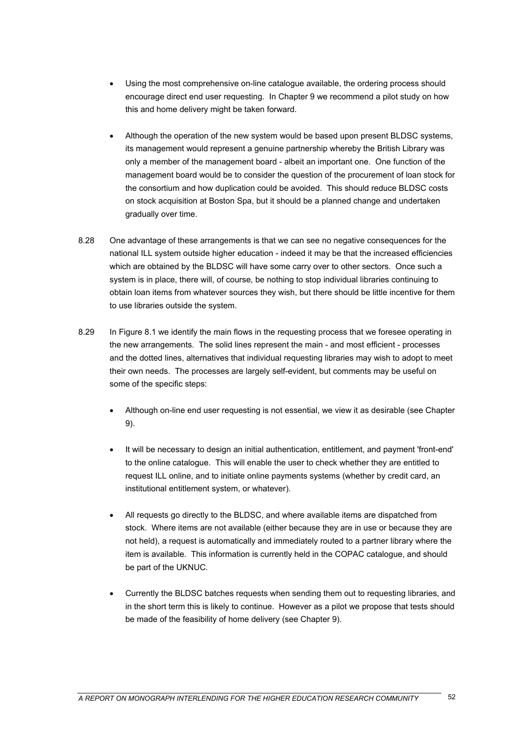- Using the most comprehensive on-line catalogue available, the ordering process should encourage direct end user requesting. In Chapter 9 we recommend a pilot study on how this and home delivery might be taken forward.

- Although the operation of the new system would be based upon present BLDSC systems, its management would represent a genuine partnership whereby the British Library was only a member of the management board - albeit an important one. One function of the management board would be to consider the question of the procurement of loan stock for the consortium and how duplication could be avoided. This should reduce BLDSC costs on stock acquisition at Boston Spa, but it should be a planned change and undertaken gradually over time.

8.28 One advantage of these arrangements is that we can see no negative consequences for the national ILL system outside higher education - indeed it may be that the increased efficiencies which are obtained by the BLDSC will have some carry over to other sectors. Once such a system is in place, there will, of course, be nothing to stop individual libraries continuing to obtain loan items from whatever sources they wish, but there should be little incentive for them to use libraries outside the system.

8.29 In Figure 8.1 we identify the main flows in the requesting process that we foresee operating in the new arrangements. The solid lines represent the main - and most efficient - processes and the dotted lines, alternatives that individual requesting libraries may wish to adopt to meet their own needs. The processes are largely self-evident, but comments may be useful on some of the specific steps:

- Although on-line end user requesting is not essential, we view it as desirable (see Chapter 9).

- It will be necessary to design an initial authentication, entitlement, and payment 'front-end' to the online catalogue. This will enable the user to check whether they are entitled to request ILL online, and to initiate online payments systems (whether by credit card, an institutional entitlement system, or whatever).

- All requests go directly to the BLDSC, and where available items are dispatched from stock. Where items are not available (either because they are in use or because they are not held), a request is automatically and immediately routed to a partner library where the item is available. This information is currently held in the COPAC catalogue, and should be part of the UKNUC.

- Currently the BLDSC batches requests when sending them out to requesting libraries, and in the short term this is likely to continue. However as a pilot we propose that tests should be made of the feasibility of home delivery (see Chapter 9).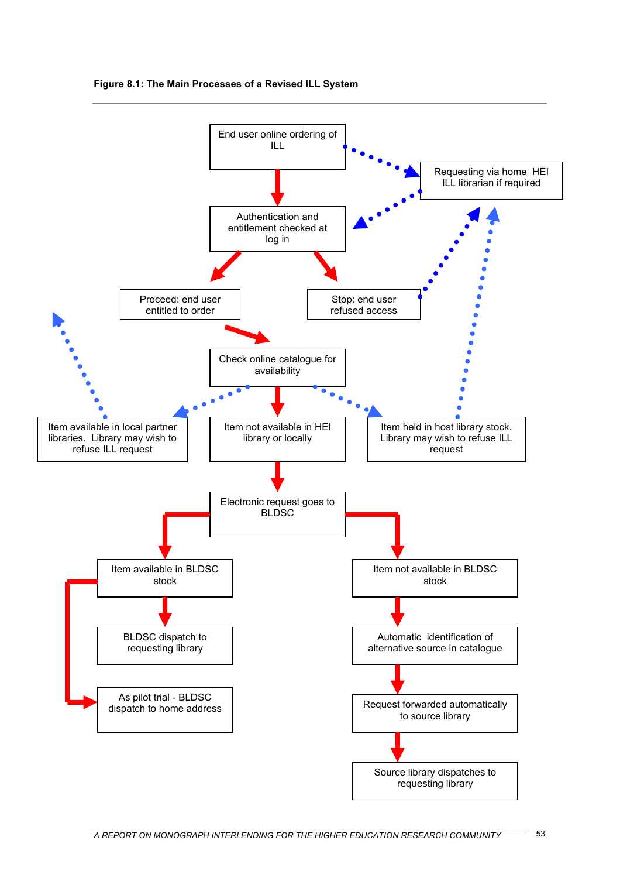**Figure 8.1: The Main Processes of a Revised ILL System**

End user online ordering of ILL

Requesting via home HEI ILL librarian if required

Authentication and entitlement checked at log in

Proceed: end user entitled to order

Stop: end user refused access

Check online catalogue for availability

Item available in local partner libraries. Library may wish to refuse ILL request

Item not available in HEI library or locally

Item held in host library stock. Library may wish to refuse ILL request

Electronic request goes to BLDSC

Item available in BLDSC stock

Item not available in BLDSC stock

BLDSC dispatch to requesting library

Automatic identification of alternative source in catalogue

As pilot trial - BLDSC dispatch to home address

Request forwarded automatically to source library

Source library dispatches to requesting library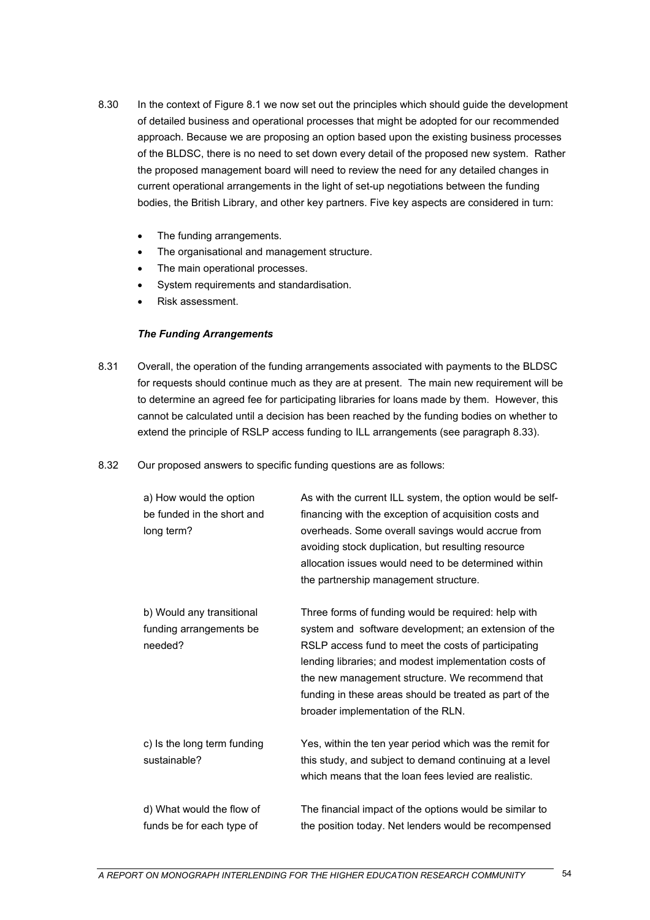8.30 In the context of Figure 8.1 we now set out the principles which should guide the development of detailed business and operational processes that might be adopted for our recommended approach. Because we are proposing an option based upon the existing business processes of the BLDSC, there is no need to set down every detail of the proposed new system. Rather the proposed management board will need to review the need for any detailed changes in current operational arrangements in the light of set-up negotiations between the funding bodies, the British Library, and other key partners. Five key aspects are considered in turn:

- The funding arrangements.
- The organisational and management structure.
- The main operational processes.
- System requirements and standardisation.
- Risk assessment.

***The Funding Arrangements***

8.31 Overall, the operation of the funding arrangements associated with payments to the BLDSC for requests should continue much as they are at present. The main new requirement will be to determine an agreed fee for participating libraries for loans made by them. However, this cannot be calculated until a decision has been reached by the funding bodies on whether to extend the principle of RSLP access funding to ILL arrangements (see paragraph 8.33).

8.32 Our proposed answers to specific funding questions are as follows:

| | |
|---|---|
| a) How would the option be funded in the short and long term? | As with the current ILL system, the option would be self-financing with the exception of acquisition costs and overheads. Some overall savings would accrue from avoiding stock duplication, but resulting resource allocation issues would need to be determined within the partnership management structure. |
| b) Would any transitional funding arrangements be needed? | Three forms of funding would be required: help with system and software development; an extension of the RSLP access fund to meet the costs of participating lending libraries; and modest implementation costs of the new management structure. We recommend that funding in these areas should be treated as part of the broader implementation of the RLN. |
| c) Is the long term funding sustainable? | Yes, within the ten year period which was the remit for this study, and subject to demand continuing at a level which means that the loan fees levied are realistic. |
| d) What would the flow of funds be for each type of | The financial impact of the options would be similar to the position today. Net lenders would be recompensed |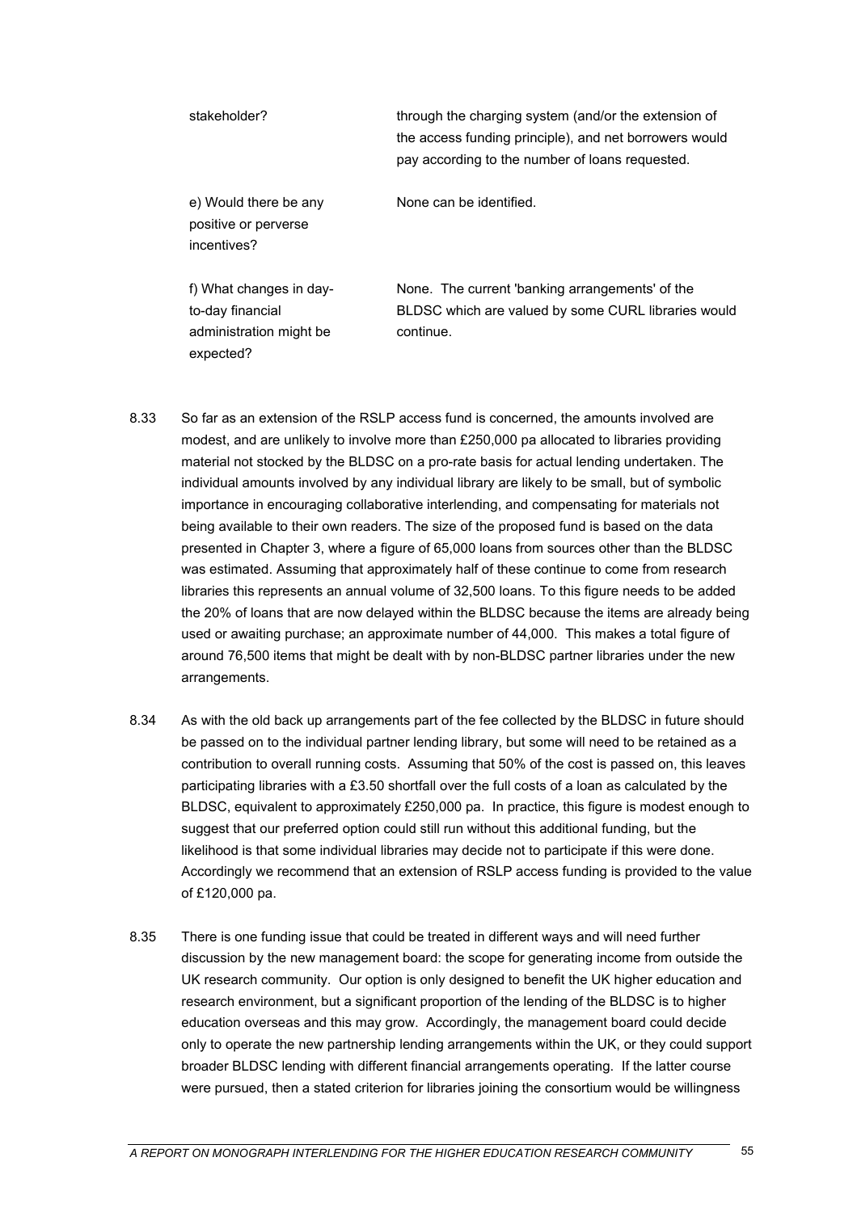| | |
|---|---|
| stakeholder? | through the charging system (and/or the extension of the access funding principle), and net borrowers would pay according to the number of loans requested. |
| e) Would there be any positive or perverse incentives? | None can be identified. |
| f) What changes in day-to-day financial administration might be expected? | None. The current 'banking arrangements' of the BLDSC which are valued by some CURL libraries would continue. |

8.33 So far as an extension of the RSLP access fund is concerned, the amounts involved are modest, and are unlikely to involve more than £250,000 pa allocated to libraries providing material not stocked by the BLDSC on a pro-rate basis for actual lending undertaken. The individual amounts involved by any individual library are likely to be small, but of symbolic importance in encouraging collaborative interlending, and compensating for materials not being available to their own readers. The size of the proposed fund is based on the data presented in Chapter 3, where a figure of 65,000 loans from sources other than the BLDSC was estimated. Assuming that approximately half of these continue to come from research libraries this represents an annual volume of 32,500 loans. To this figure needs to be added the 20% of loans that are now delayed within the BLDSC because the items are already being used or awaiting purchase; an approximate number of 44,000. This makes a total figure of around 76,500 items that might be dealt with by non-BLDSC partner libraries under the new arrangements.

8.34 As with the old back up arrangements part of the fee collected by the BLDSC in future should be passed on to the individual partner lending library, but some will need to be retained as a contribution to overall running costs. Assuming that 50% of the cost is passed on, this leaves participating libraries with a £3.50 shortfall over the full costs of a loan as calculated by the BLDSC, equivalent to approximately £250,000 pa. In practice, this figure is modest enough to suggest that our preferred option could still run without this additional funding, but the likelihood is that some individual libraries may decide not to participate if this were done. Accordingly we recommend that an extension of RSLP access funding is provided to the value of £120,000 pa.

8.35 There is one funding issue that could be treated in different ways and will need further discussion by the new management board: the scope for generating income from outside the UK research community. Our option is only designed to benefit the UK higher education and research environment, but a significant proportion of the lending of the BLDSC is to higher education overseas and this may grow. Accordingly, the management board could decide only to operate the new partnership lending arrangements within the UK, or they could support broader BLDSC lending with different financial arrangements operating. If the latter course were pursued, then a stated criterion for libraries joining the consortium would be willingness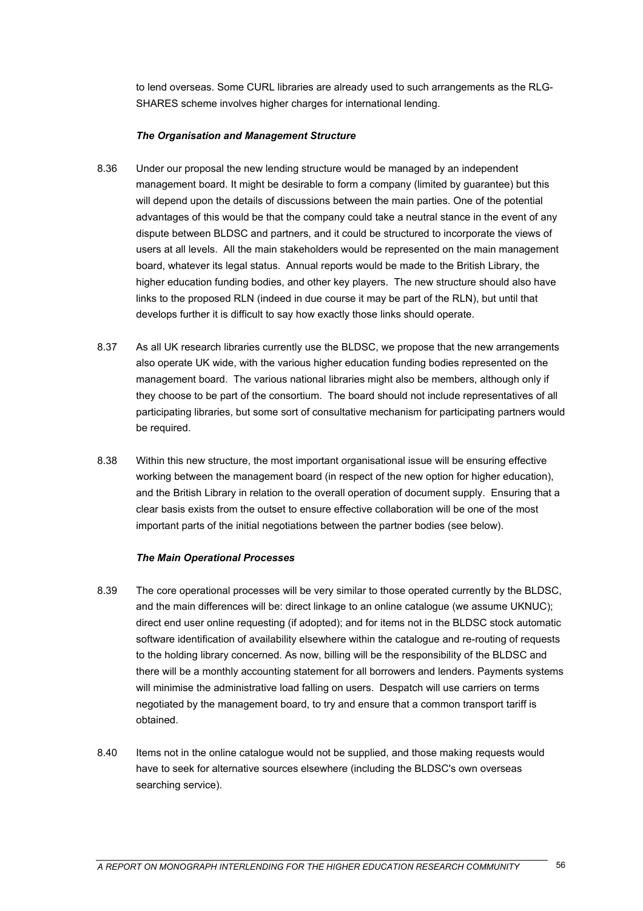to lend overseas. Some CURL libraries are already used to such arrangements as the RLG-SHARES scheme involves higher charges for international lending.

### *The Organisation and Management Structure*

8.36 Under our proposal the new lending structure would be managed by an independent management board. It might be desirable to form a company (limited by guarantee) but this will depend upon the details of discussions between the main parties. One of the potential advantages of this would be that the company could take a neutral stance in the event of any dispute between BLDSC and partners, and it could be structured to incorporate the views of users at all levels. All the main stakeholders would be represented on the main management board, whatever its legal status. Annual reports would be made to the British Library, the higher education funding bodies, and other key players. The new structure should also have links to the proposed RLN (indeed in due course it may be part of the RLN), but until that develops further it is difficult to say how exactly those links should operate.

8.37 As all UK research libraries currently use the BLDSC, we propose that the new arrangements also operate UK wide, with the various higher education funding bodies represented on the management board. The various national libraries might also be members, although only if they choose to be part of the consortium. The board should not include representatives of all participating libraries, but some sort of consultative mechanism for participating partners would be required.

8.38 Within this new structure, the most important organisational issue will be ensuring effective working between the management board (in respect of the new option for higher education), and the British Library in relation to the overall operation of document supply. Ensuring that a clear basis exists from the outset to ensure effective collaboration will be one of the most important parts of the initial negotiations between the partner bodies (see below).

### *The Main Operational Processes*

8.39 The core operational processes will be very similar to those operated currently by the BLDSC, and the main differences will be: direct linkage to an online catalogue (we assume UKNUC); direct end user online requesting (if adopted); and for items not in the BLDSC stock automatic software identification of availability elsewhere within the catalogue and re-routing of requests to the holding library concerned. As now, billing will be the responsibility of the BLDSC and there will be a monthly accounting statement for all borrowers and lenders. Payments systems will minimise the administrative load falling on users. Despatch will use carriers on terms negotiated by the management board, to try and ensure that a common transport tariff is obtained.

8.40 Items not in the online catalogue would not be supplied, and those making requests would have to seek for alternative sources elsewhere (including the BLDSC's own overseas searching service).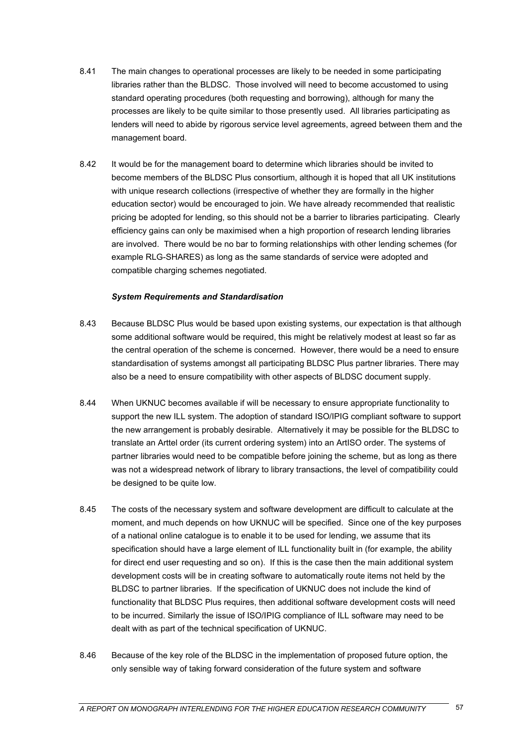8.41 The main changes to operational processes are likely to be needed in some participating libraries rather than the BLDSC. Those involved will need to become accustomed to using standard operating procedures (both requesting and borrowing), although for many the processes are likely to be quite similar to those presently used. All libraries participating as lenders will need to abide by rigorous service level agreements, agreed between them and the management board.

8.42 It would be for the management board to determine which libraries should be invited to become members of the BLDSC Plus consortium, although it is hoped that all UK institutions with unique research collections (irrespective of whether they are formally in the higher education sector) would be encouraged to join. We have already recommended that realistic pricing be adopted for lending, so this should not be a barrier to libraries participating. Clearly efficiency gains can only be maximised when a high proportion of research lending libraries are involved. There would be no bar to forming relationships with other lending schemes (for example RLG-SHARES) as long as the same standards of service were adopted and compatible charging schemes negotiated.

***System Requirements and Standardisation***

8.43 Because BLDSC Plus would be based upon existing systems, our expectation is that although some additional software would be required, this might be relatively modest at least so far as the central operation of the scheme is concerned. However, there would be a need to ensure standardisation of systems amongst all participating BLDSC Plus partner libraries. There may also be a need to ensure compatibility with other aspects of BLDSC document supply.

8.44 When UKNUC becomes available if will be necessary to ensure appropriate functionality to support the new ILL system. The adoption of standard ISO/IPIG compliant software to support the new arrangement is probably desirable. Alternatively it may be possible for the BLDSC to translate an Arttel order (its current ordering system) into an ArtISO order. The systems of partner libraries would need to be compatible before joining the scheme, but as long as there was not a widespread network of library to library transactions, the level of compatibility could be designed to be quite low.

8.45 The costs of the necessary system and software development are difficult to calculate at the moment, and much depends on how UKNUC will be specified. Since one of the key purposes of a national online catalogue is to enable it to be used for lending, we assume that its specification should have a large element of ILL functionality built in (for example, the ability for direct end user requesting and so on). If this is the case then the main additional system development costs will be in creating software to automatically route items not held by the BLDSC to partner libraries. If the specification of UKNUC does not include the kind of functionality that BLDSC Plus requires, then additional software development costs will need to be incurred. Similarly the issue of ISO/IPIG compliance of ILL software may need to be dealt with as part of the technical specification of UKNUC.

8.46 Because of the key role of the BLDSC in the implementation of proposed future option, the only sensible way of taking forward consideration of the future system and software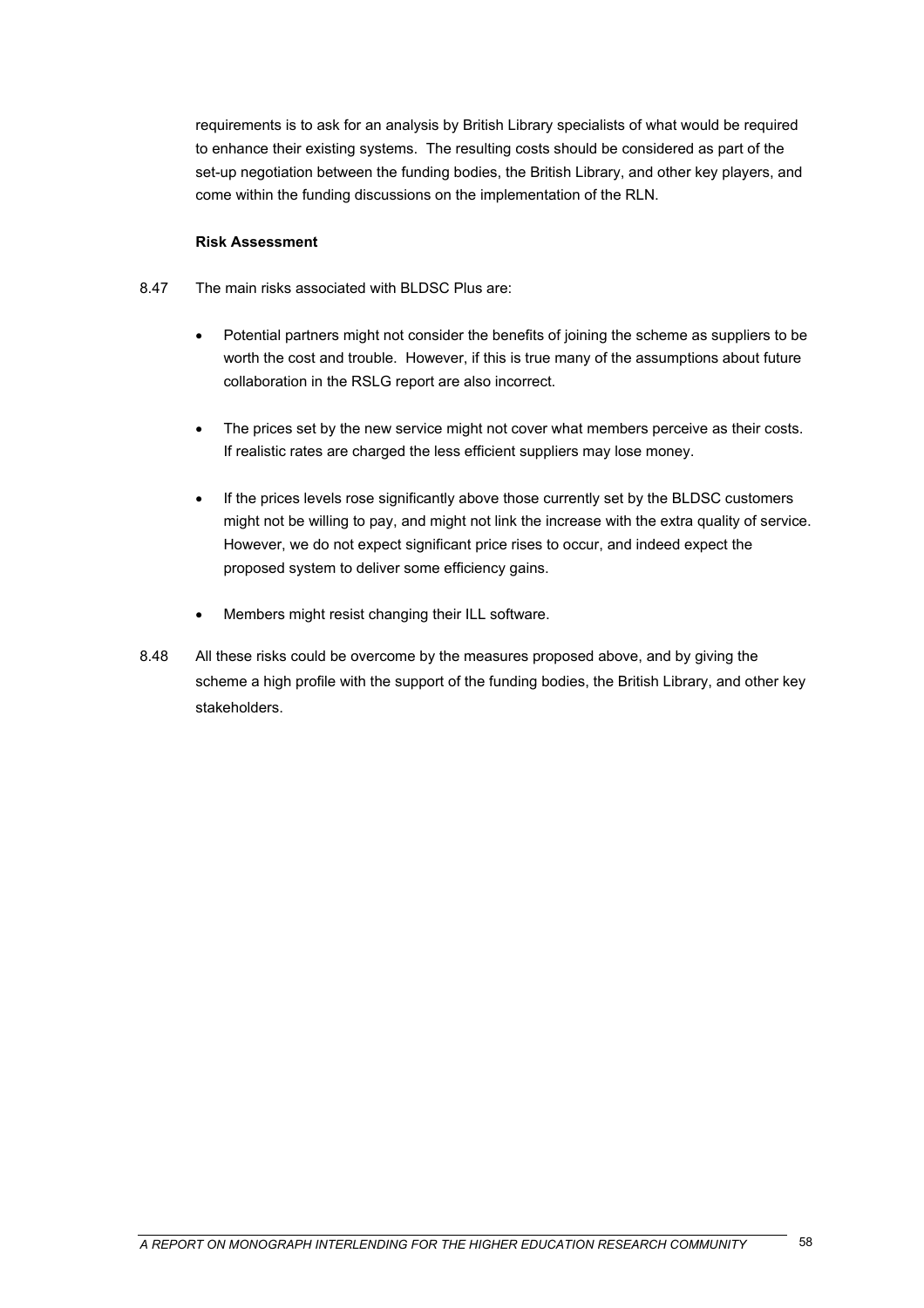requirements is to ask for an analysis by British Library specialists of what would be required to enhance their existing systems. The resulting costs should be considered as part of the set-up negotiation between the funding bodies, the British Library, and other key players, and come within the funding discussions on the implementation of the RLN.

**Risk Assessment**

8.47 The main risks associated with BLDSC Plus are:

- Potential partners might not consider the benefits of joining the scheme as suppliers to be worth the cost and trouble. However, if this is true many of the assumptions about future collaboration in the RSLG report are also incorrect.

- The prices set by the new service might not cover what members perceive as their costs. If realistic rates are charged the less efficient suppliers may lose money.

- If the prices levels rose significantly above those currently set by the BLDSC customers might not be willing to pay, and might not link the increase with the extra quality of service. However, we do not expect significant price rises to occur, and indeed expect the proposed system to deliver some efficiency gains.

- Members might resist changing their ILL software.

8.48 All these risks could be overcome by the measures proposed above, and by giving the scheme a high profile with the support of the funding bodies, the British Library, and other key stakeholders.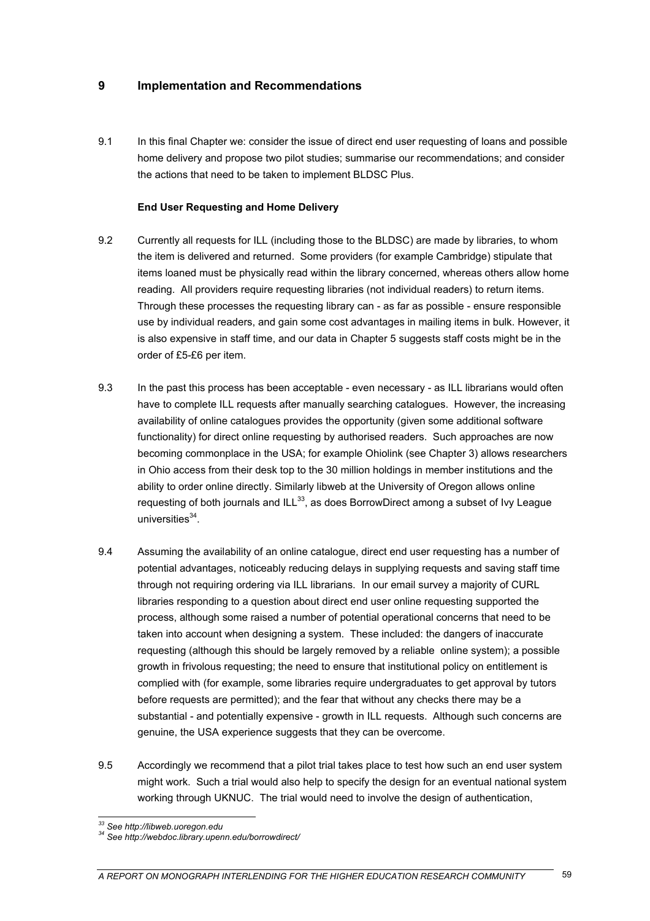## 9 Implementation and Recommendations

9.1 In this final Chapter we: consider the issue of direct end user requesting of loans and possible home delivery and propose two pilot studies; summarise our recommendations; and consider the actions that need to be taken to implement BLDSC Plus.

### End User Requesting and Home Delivery

9.2 Currently all requests for ILL (including those to the BLDSC) are made by libraries, to whom the item is delivered and returned. Some providers (for example Cambridge) stipulate that items loaned must be physically read within the library concerned, whereas others allow home reading. All providers require requesting libraries (not individual readers) to return items. Through these processes the requesting library can - as far as possible - ensure responsible use by individual readers, and gain some cost advantages in mailing items in bulk. However, it is also expensive in staff time, and our data in Chapter 5 suggests staff costs might be in the order of £5-£6 per item.

9.3 In the past this process has been acceptable - even necessary - as ILL librarians would often have to complete ILL requests after manually searching catalogues. However, the increasing availability of online catalogues provides the opportunity (given some additional software functionality) for direct online requesting by authorised readers. Such approaches are now becoming commonplace in the USA; for example Ohiolink (see Chapter 3) allows researchers in Ohio access from their desk top to the 30 million holdings in member institutions and the ability to order online directly. Similarly libweb at the University of Oregon allows online requesting of both journals and ILL[33], as does BorrowDirect among a subset of Ivy League universities[34].

9.4 Assuming the availability of an online catalogue, direct end user requesting has a number of potential advantages, noticeably reducing delays in supplying requests and saving staff time through not requiring ordering via ILL librarians. In our email survey a majority of CURL libraries responding to a question about direct end user online requesting supported the process, although some raised a number of potential operational concerns that need to be taken into account when designing a system. These included: the dangers of inaccurate requesting (although this should be largely removed by a reliable online system); a possible growth in frivolous requesting; the need to ensure that institutional policy on entitlement is complied with (for example, some libraries require undergraduates to get approval by tutors before requests are permitted); and the fear that without any checks there may be a substantial - and potentially expensive - growth in ILL requests. Although such concerns are genuine, the USA experience suggests that they can be overcome.

9.5 Accordingly we recommend that a pilot trial takes place to test how such an end user system might work. Such a trial would also help to specify the design for an eventual national system working through UKNUC. The trial would need to involve the design of authentication,

---

*[33] See http://libweb.uoregon.edu*
*[34] See http://webdoc.library.upenn.edu/borrowdirect/*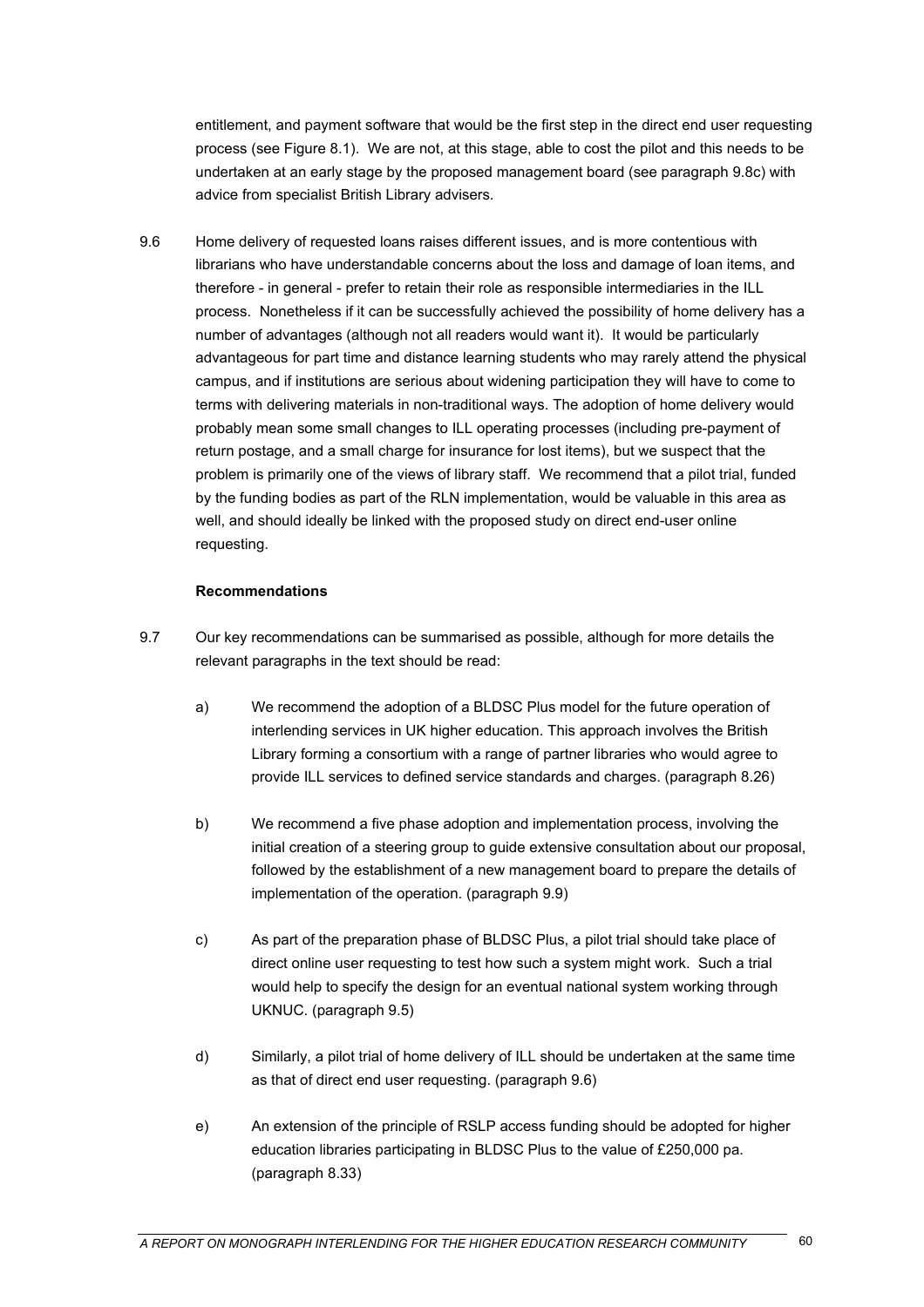entitlement, and payment software that would be the first step in the direct end user requesting process (see Figure 8.1). We are not, at this stage, able to cost the pilot and this needs to be undertaken at an early stage by the proposed management board (see paragraph 9.8c) with advice from specialist British Library advisers.

9.6 Home delivery of requested loans raises different issues, and is more contentious with librarians who have understandable concerns about the loss and damage of loan items, and therefore - in general - prefer to retain their role as responsible intermediaries in the ILL process. Nonetheless if it can be successfully achieved the possibility of home delivery has a number of advantages (although not all readers would want it). It would be particularly advantageous for part time and distance learning students who may rarely attend the physical campus, and if institutions are serious about widening participation they will have to come to terms with delivering materials in non-traditional ways. The adoption of home delivery would probably mean some small changes to ILL operating processes (including pre-payment of return postage, and a small charge for insurance for lost items), but we suspect that the problem is primarily one of the views of library staff. We recommend that a pilot trial, funded by the funding bodies as part of the RLN implementation, would be valuable in this area as well, and should ideally be linked with the proposed study on direct end-user online requesting.

**Recommendations**

9.7 Our key recommendations can be summarised as possible, although for more details the relevant paragraphs in the text should be read:

a) We recommend the adoption of a BLDSC Plus model for the future operation of interlending services in UK higher education. This approach involves the British Library forming a consortium with a range of partner libraries who would agree to provide ILL services to defined service standards and charges. (paragraph 8.26)

b) We recommend a five phase adoption and implementation process, involving the initial creation of a steering group to guide extensive consultation about our proposal, followed by the establishment of a new management board to prepare the details of implementation of the operation. (paragraph 9.9)

c) As part of the preparation phase of BLDSC Plus, a pilot trial should take place of direct online user requesting to test how such a system might work. Such a trial would help to specify the design for an eventual national system working through UKNUC. (paragraph 9.5)

d) Similarly, a pilot trial of home delivery of ILL should be undertaken at the same time as that of direct end user requesting. (paragraph 9.6)

e) An extension of the principle of RSLP access funding should be adopted for higher education libraries participating in BLDSC Plus to the value of £250,000 pa. (paragraph 8.33)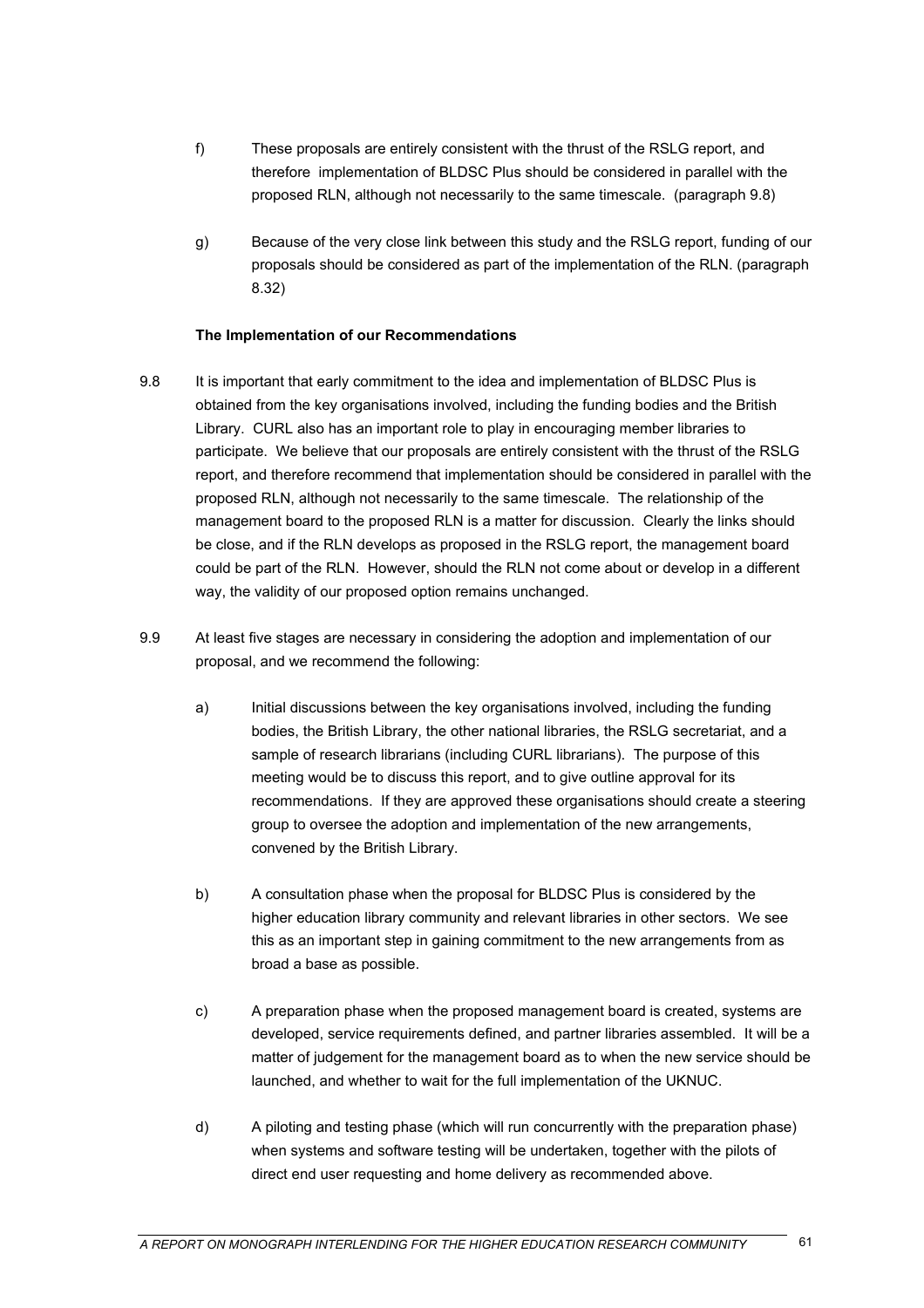f) These proposals are entirely consistent with the thrust of the RSLG report, and therefore implementation of BLDSC Plus should be considered in parallel with the proposed RLN, although not necessarily to the same timescale. (paragraph 9.8)

g) Because of the very close link between this study and the RSLG report, funding of our proposals should be considered as part of the implementation of the RLN. (paragraph 8.32)

**The Implementation of our Recommendations**

9.8 It is important that early commitment to the idea and implementation of BLDSC Plus is obtained from the key organisations involved, including the funding bodies and the British Library. CURL also has an important role to play in encouraging member libraries to participate. We believe that our proposals are entirely consistent with the thrust of the RSLG report, and therefore recommend that implementation should be considered in parallel with the proposed RLN, although not necessarily to the same timescale. The relationship of the management board to the proposed RLN is a matter for discussion. Clearly the links should be close, and if the RLN develops as proposed in the RSLG report, the management board could be part of the RLN. However, should the RLN not come about or develop in a different way, the validity of our proposed option remains unchanged.

9.9 At least five stages are necessary in considering the adoption and implementation of our proposal, and we recommend the following:

a) Initial discussions between the key organisations involved, including the funding bodies, the British Library, the other national libraries, the RSLG secretariat, and a sample of research librarians (including CURL librarians). The purpose of this meeting would be to discuss this report, and to give outline approval for its recommendations. If they are approved these organisations should create a steering group to oversee the adoption and implementation of the new arrangements, convened by the British Library.

b) A consultation phase when the proposal for BLDSC Plus is considered by the higher education library community and relevant libraries in other sectors. We see this as an important step in gaining commitment to the new arrangements from as broad a base as possible.

c) A preparation phase when the proposed management board is created, systems are developed, service requirements defined, and partner libraries assembled. It will be a matter of judgement for the management board as to when the new service should be launched, and whether to wait for the full implementation of the UKNUC.

d) A piloting and testing phase (which will run concurrently with the preparation phase) when systems and software testing will be undertaken, together with the pilots of direct end user requesting and home delivery as recommended above.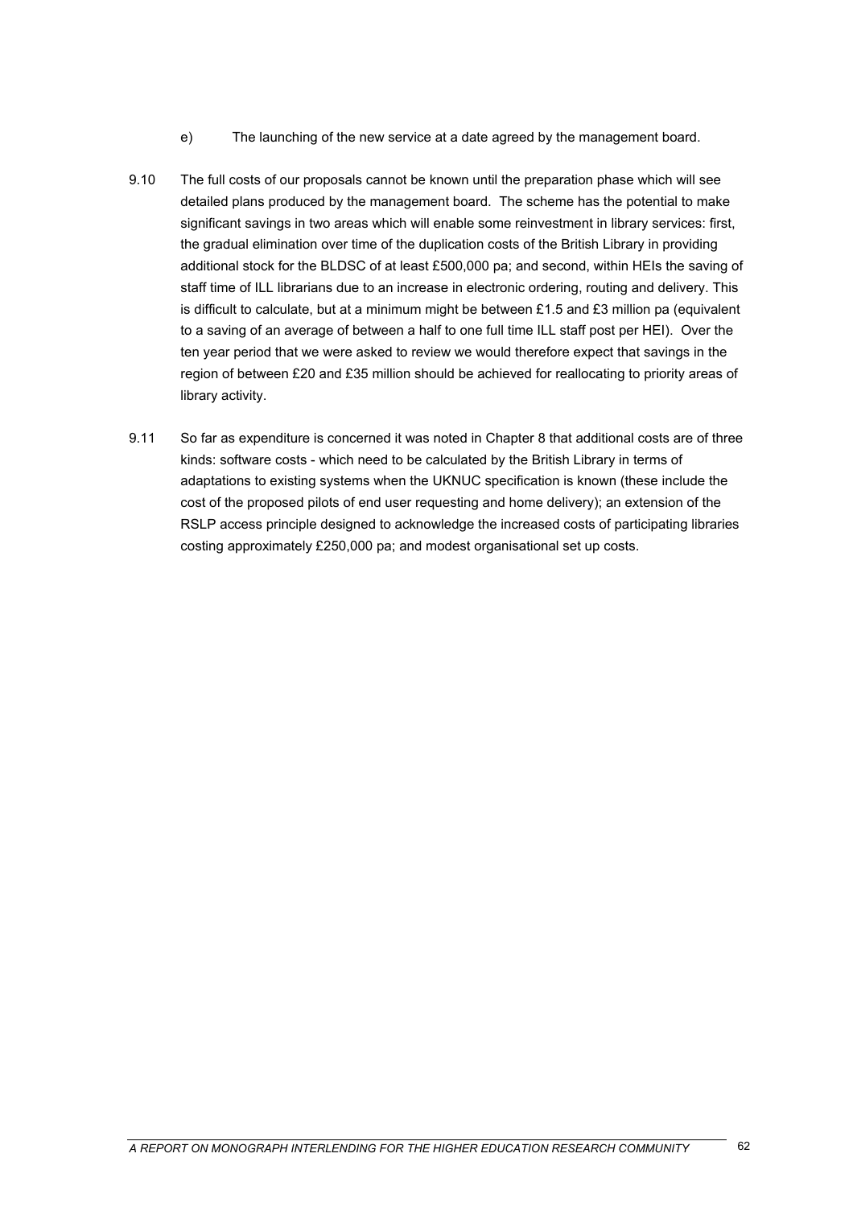e) The launching of the new service at a date agreed by the management board.

9.10 The full costs of our proposals cannot be known until the preparation phase which will see detailed plans produced by the management board. The scheme has the potential to make significant savings in two areas which will enable some reinvestment in library services: first, the gradual elimination over time of the duplication costs of the British Library in providing additional stock for the BLDSC of at least £500,000 pa; and second, within HEIs the saving of staff time of ILL librarians due to an increase in electronic ordering, routing and delivery. This is difficult to calculate, but at a minimum might be between £1.5 and £3 million pa (equivalent to a saving of an average of between a half to one full time ILL staff post per HEI). Over the ten year period that we were asked to review we would therefore expect that savings in the region of between £20 and £35 million should be achieved for reallocating to priority areas of library activity.

9.11 So far as expenditure is concerned it was noted in Chapter 8 that additional costs are of three kinds: software costs - which need to be calculated by the British Library in terms of adaptations to existing systems when the UKNUC specification is known (these include the cost of the proposed pilots of end user requesting and home delivery); an extension of the RSLP access principle designed to acknowledge the increased costs of participating libraries costing approximately £250,000 pa; and modest organisational set up costs.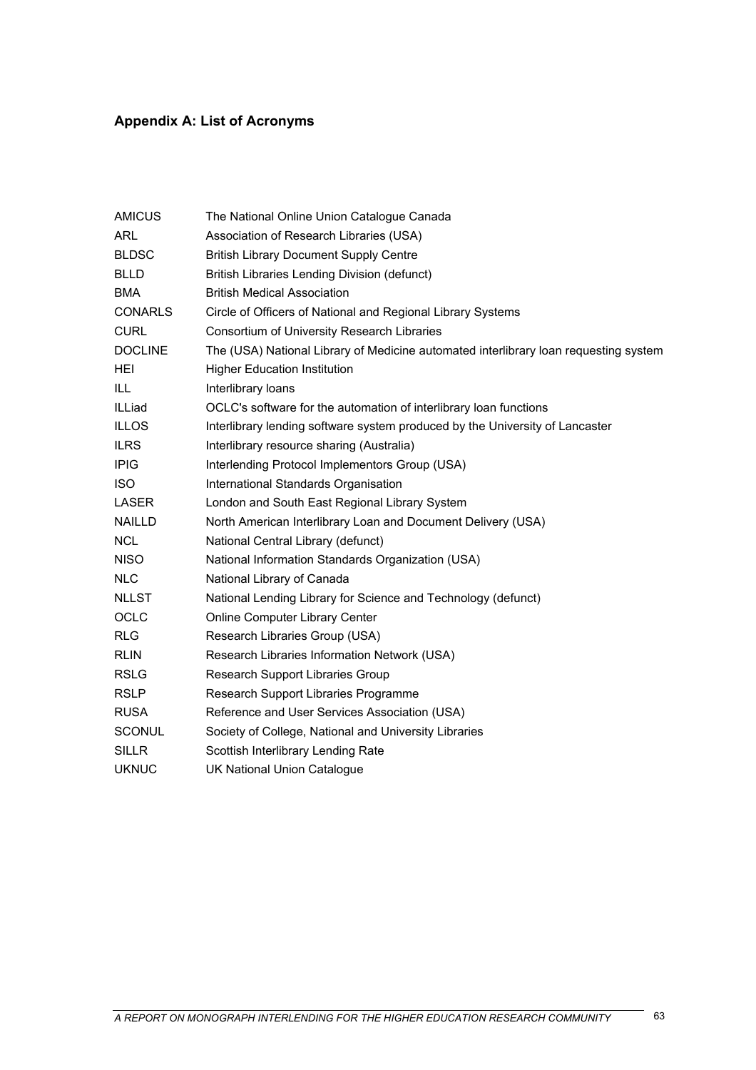## Appendix A: List of Acronyms

| | |
|---|---|
| AMICUS | The National Online Union Catalogue Canada |
| ARL | Association of Research Libraries (USA) |
| BLDSC | British Library Document Supply Centre |
| BLLD | British Libraries Lending Division (defunct) |
| BMA | British Medical Association |
| CONARLS | Circle of Officers of National and Regional Library Systems |
| CURL | Consortium of University Research Libraries |
| DOCLINE | The (USA) National Library of Medicine automated interlibrary loan requesting system |
| HEI | Higher Education Institution |
| ILL | Interlibrary loans |
| ILLiad | OCLC's software for the automation of interlibrary loan functions |
| ILLOS | Interlibrary lending software system produced by the University of Lancaster |
| ILRS | Interlibrary resource sharing (Australia) |
| IPIG | Interlending Protocol Implementors Group (USA) |
| ISO | International Standards Organisation |
| LASER | London and South East Regional Library System |
| NAILLD | North American Interlibrary Loan and Document Delivery (USA) |
| NCL | National Central Library (defunct) |
| NISO | National Information Standards Organization (USA) |
| NLC | National Library of Canada |
| NLLST | National Lending Library for Science and Technology (defunct) |
| OCLC | Online Computer Library Center |
| RLG | Research Libraries Group (USA) |
| RLIN | Research Libraries Information Network (USA) |
| RSLG | Research Support Libraries Group |
| RSLP | Research Support Libraries Programme |
| RUSA | Reference and User Services Association (USA) |
| SCONUL | Society of College, National and University Libraries |
| SILLR | Scottish Interlibrary Lending Rate |
| UKNUC | UK National Union Catalogue |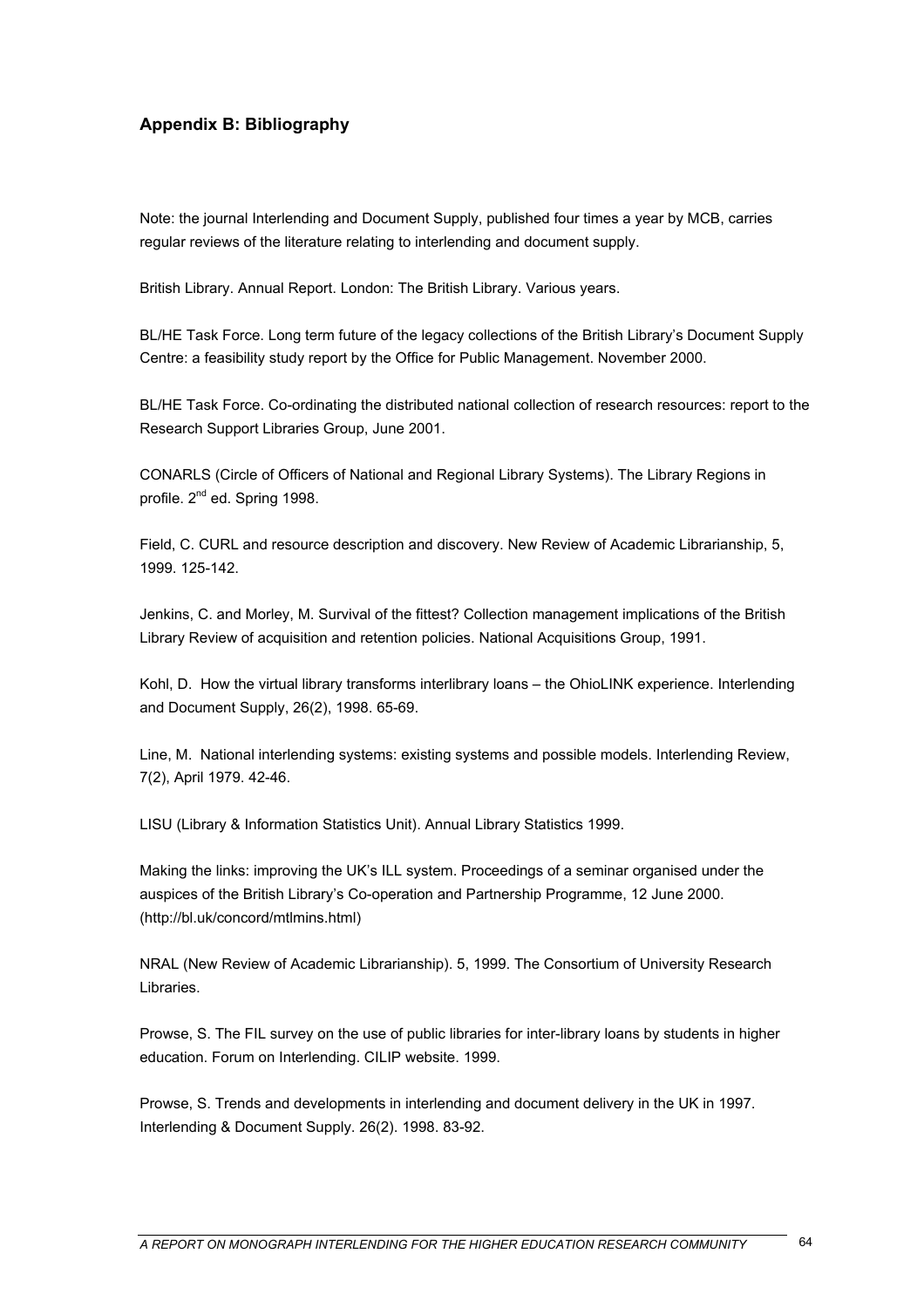## Appendix B: Bibliography

Note: the journal Interlending and Document Supply, published four times a year by MCB, carries regular reviews of the literature relating to interlending and document supply.

British Library. Annual Report. London: The British Library. Various years.

BL/HE Task Force. Long term future of the legacy collections of the British Library's Document Supply Centre: a feasibility study report by the Office for Public Management. November 2000.

BL/HE Task Force. Co-ordinating the distributed national collection of research resources: report to the Research Support Libraries Group, June 2001.

CONARLS (Circle of Officers of National and Regional Library Systems). The Library Regions in profile. 2nd ed. Spring 1998.

Field, C. CURL and resource description and discovery. New Review of Academic Librarianship, 5, 1999. 125-142.

Jenkins, C. and Morley, M. Survival of the fittest? Collection management implications of the British Library Review of acquisition and retention policies. National Acquisitions Group, 1991.

Kohl, D. How the virtual library transforms interlibrary loans – the OhioLINK experience. Interlending and Document Supply, 26(2), 1998. 65-69.

Line, M. National interlending systems: existing systems and possible models. Interlending Review, 7(2), April 1979. 42-46.

LISU (Library & Information Statistics Unit). Annual Library Statistics 1999.

Making the links: improving the UK's ILL system. Proceedings of a seminar organised under the auspices of the British Library's Co-operation and Partnership Programme, 12 June 2000. (http://bl.uk/concord/mtlmins.html)

NRAL (New Review of Academic Librarianship). 5, 1999. The Consortium of University Research Libraries.

Prowse, S. The FIL survey on the use of public libraries for inter-library loans by students in higher education. Forum on Interlending. CILIP website. 1999.

Prowse, S. Trends and developments in interlending and document delivery in the UK in 1997. Interlending & Document Supply. 26(2). 1998. 83-92.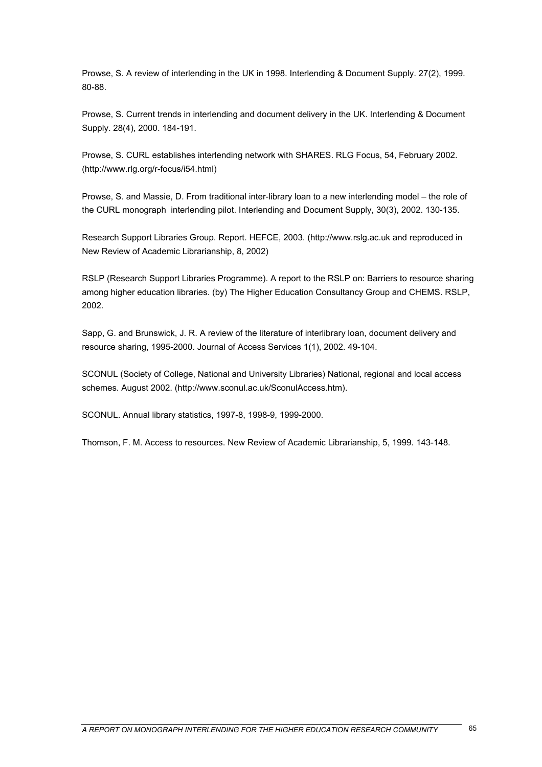Prowse, S. A review of interlending in the UK in 1998. Interlending & Document Supply. 27(2), 1999. 80-88.

Prowse, S. Current trends in interlending and document delivery in the UK. Interlending & Document Supply. 28(4), 2000. 184-191.

Prowse, S. CURL establishes interlending network with SHARES. RLG Focus, 54, February 2002. (http://www.rlg.org/r-focus/i54.html)

Prowse, S. and Massie, D. From traditional inter-library loan to a new interlending model – the role of the CURL monograph interlending pilot. Interlending and Document Supply, 30(3), 2002. 130-135.

Research Support Libraries Group. Report. HEFCE, 2003. (http://www.rslg.ac.uk and reproduced in New Review of Academic Librarianship, 8, 2002)

RSLP (Research Support Libraries Programme). A report to the RSLP on: Barriers to resource sharing among higher education libraries. (by) The Higher Education Consultancy Group and CHEMS. RSLP, 2002.

Sapp, G. and Brunswick, J. R. A review of the literature of interlibrary loan, document delivery and resource sharing, 1995-2000. Journal of Access Services 1(1), 2002. 49-104.

SCONUL (Society of College, National and University Libraries) National, regional and local access schemes. August 2002. (http://www.sconul.ac.uk/SconulAccess.htm).

SCONUL. Annual library statistics, 1997-8, 1998-9, 1999-2000.

Thomson, F. M. Access to resources. New Review of Academic Librarianship, 5, 1999. 143-148.